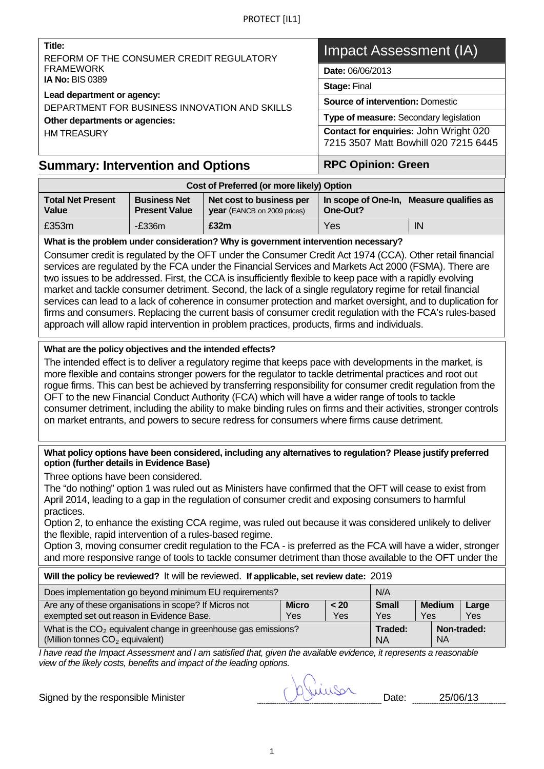PROTECT [IL1]

| Title: | Impact Assessment (IA) |
|---|---|
| REFORM OF THE CONSUMER CREDIT REGULATORY FRAMEWORK | **Date:** 06/06/2013 |
| **IA No:** BIS 0389 | **Stage:** Final |
| **Lead department or agency:** DEPARTMENT FOR BUSINESS INNOVATION AND SKILLS | **Source of intervention:** Domestic |
| **Other departments or agencies:** HM TREASURY | **Type of measure:** Secondary legislation |
| | **Contact for enquiries:** John Wright 020 7215 3507 Matt Bowhill 020 7215 6445 |

## Summary: Intervention and Options

**RPC Opinion: Green**

| Cost of Preferred (or more likely) Option | | | | |
|---|---|---|---|---|
| **Total Net Present Value** | **Business Net Present Value** | **Net cost to business per year** (EANCB on 2009 prices) | **In scope of One-In, One-Out?** | **Measure qualifies as** |
| £353m | -£336m | **£32m** | Yes | IN |

**What is the problem under consideration? Why is government intervention necessary?**

Consumer credit is regulated by the OFT under the Consumer Credit Act 1974 (CCA). Other retail financial services are regulated by the FCA under the Financial Services and Markets Act 2000 (FSMA). There are two issues to be addressed. First, the CCA is insufficiently flexible to keep pace with a rapidly evolving market and tackle consumer detriment. Second, the lack of a single regulatory regime for retail financial services can lead to a lack of coherence in consumer protection and market oversight, and to duplication for firms and consumers. Replacing the current basis of consumer credit regulation with the FCA's rules-based approach will allow rapid intervention in problem practices, products, firms and individuals.

**What are the policy objectives and the intended effects?**

The intended effect is to deliver a regulatory regime that keeps pace with developments in the market, is more flexible and contains stronger powers for the regulator to tackle detrimental practices and root out rogue firms. This can best be achieved by transferring responsibility for consumer credit regulation from the OFT to the new Financial Conduct Authority (FCA) which will have a wider range of tools to tackle consumer detriment, including the ability to make binding rules on firms and their activities, stronger controls on market entrants, and powers to secure redress for consumers where firms cause detriment.

**What policy options have been considered, including any alternatives to regulation? Please justify preferred option (further details in Evidence Base)**

Three options have been considered.

The "do nothing" option 1 was ruled out as Ministers have confirmed that the OFT will cease to exist from April 2014, leading to a gap in the regulation of consumer credit and exposing consumers to harmful practices.

Option 2, to enhance the existing CCA regime, was ruled out because it was considered unlikely to deliver the flexible, rapid intervention of a rules-based regime.

Option 3, moving consumer credit regulation to the FCA - is preferred as the FCA will have a wider, stronger and more responsive range of tools to tackle consumer detriment than those available to the OFT under the

**Will the policy be reviewed?** It will be reviewed. **If applicable, set review date:** 2019

| Does implementation go beyond minimum EU requirements? | | | N/A | | |
|---|---|---|---|---|---|
| Are any of these organisations in scope? If Micros not exempted set out reason in Evidence Base. | **Micro** Yes | **< 20** Yes | **Small** Yes | **Medium** Yes | **Large** Yes |
| What is the $CO_2$ equivalent change in greenhouse gas emissions? (Million tonnes $CO_2$ equivalent) | | | **Traded:** NA | **Non-traded:** NA | |

*I have read the Impact Assessment and I am satisfied that, given the available evidence, it represents a reasonable view of the likely costs, benefits and impact of the leading options.*

Signed by the responsible Minister: Jo Swinson Date: 25/06/13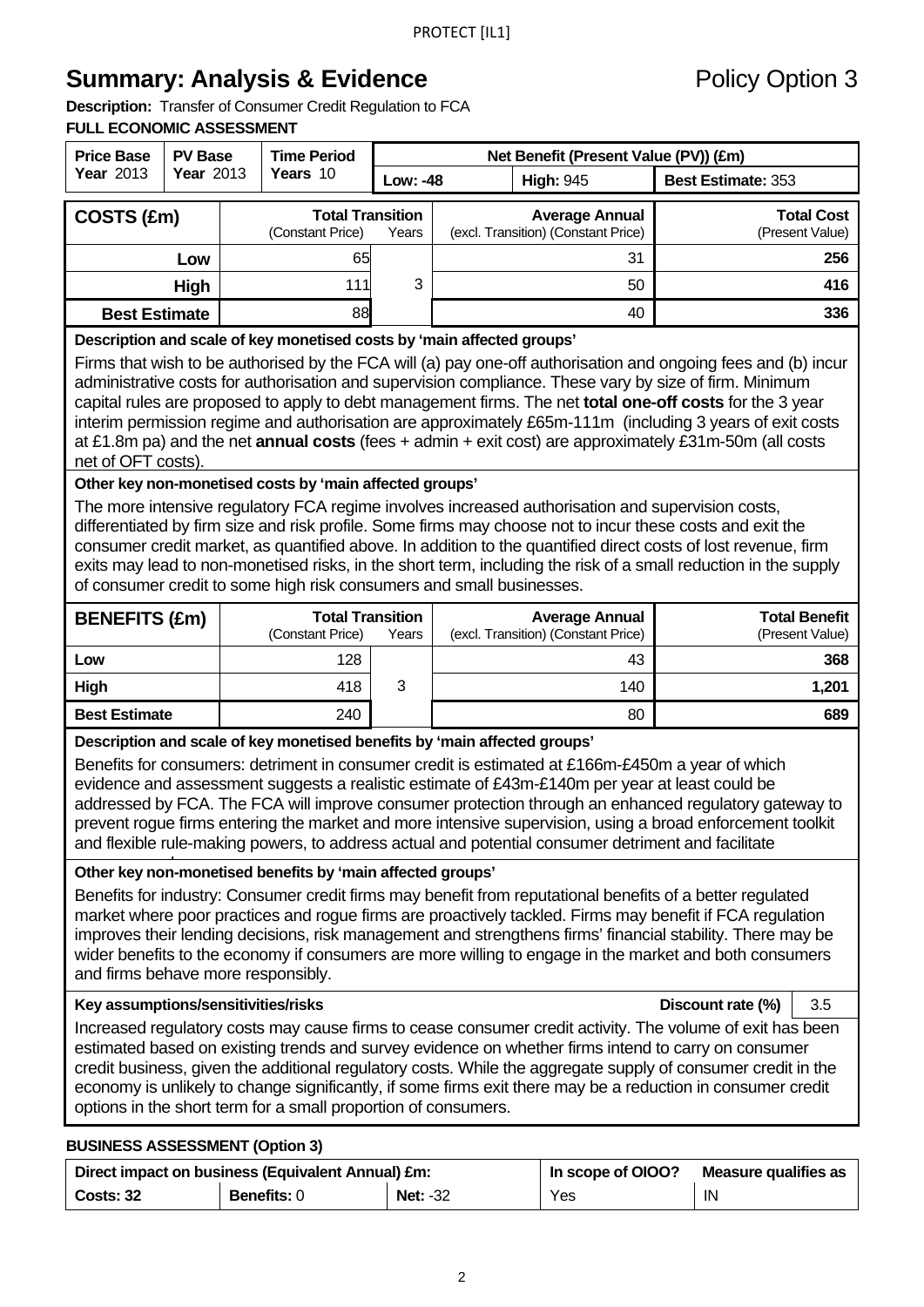PROTECT [IL1]

# Summary: Analysis & Evidence

Policy Option 3

**Description:** Transfer of Consumer Credit Regulation to FCA

**FULL ECONOMIC ASSESSMENT**

| Price Base Year 2013 | PV Base Year 2013 | Time Period Years 10 | Net Benefit (Present Value (PV)) (£m) | | |
|---|---|---|---|---|---|
| | | | **Low: -48** | **High:** 945 | **Best Estimate:** 353 |

| COSTS (£m) | Total Transition (Constant Price) | Years | Average Annual (excl. Transition) (Constant Price) | Total Cost (Present Value) |
|---|---|---|---|---|
| Low | 65 | 3 | 31 | **256** |
| High | 111 | | 50 | **416** |
| Best Estimate | 88 | | 40 | **336** |

**Description and scale of key monetised costs by 'main affected groups'**

Firms that wish to be authorised by the FCA will (a) pay one-off authorisation and ongoing fees and (b) incur administrative costs for authorisation and supervision compliance. These vary by size of firm. Minimum capital rules are proposed to apply to debt management firms. The net **total one-off costs** for the 3 year interim permission regime and authorisation are approximately £65m-111m (including 3 years of exit costs at £1.8m pa) and the net **annual costs** (fees + admin + exit cost) are approximately £31m-50m (all costs net of OFT costs).

**Other key non-monetised costs by 'main affected groups'**

The more intensive regulatory FCA regime involves increased authorisation and supervision costs, differentiated by firm size and risk profile. Some firms may choose not to incur these costs and exit the consumer credit market, as quantified above. In addition to the quantified direct costs of lost revenue, firm exits may lead to non-monetised risks, in the short term, including the risk of a small reduction in the supply of consumer credit to some high risk consumers and small businesses.

| BENEFITS (£m) | Total Transition (Constant Price) | Years | Average Annual (excl. Transition) (Constant Price) | Total Benefit (Present Value) |
|---|---|---|---|---|
| Low | 128 | 3 | 43 | **368** |
| High | 418 | | 140 | **1,201** |
| Best Estimate | 240 | | 80 | **689** |

**Description and scale of key monetised benefits by 'main affected groups'**

Benefits for consumers: detriment in consumer credit is estimated at £166m-£450m a year of which evidence and assessment suggests a realistic estimate of £43m-£140m per year at least could be addressed by FCA. The FCA will improve consumer protection through an enhanced regulatory gateway to prevent rogue firms entering the market and more intensive supervision, using a broad enforcement toolkit and flexible rule-making powers, to address actual and potential consumer detriment and facilitate

**Other key non-monetised benefits by 'main affected groups'**

Benefits for industry: Consumer credit firms may benefit from reputational benefits of a better regulated market where poor practices and rogue firms are proactively tackled. Firms may benefit if FCA regulation improves their lending decisions, risk management and strengthens firms' financial stability. There may be wider benefits to the economy if consumers are more willing to engage in the market and both consumers and firms behave more responsibly.

**Key assumptions/sensitivities/risks** — **Discount rate (%)** 3.5

Increased regulatory costs may cause firms to cease consumer credit activity. The volume of exit has been estimated based on existing trends and survey evidence on whether firms intend to carry on consumer credit business, given the additional regulatory costs. While the aggregate supply of consumer credit in the economy is unlikely to change significantly, if some firms exit there may be a reduction in consumer credit options in the short term for a small proportion of consumers.

**BUSINESS ASSESSMENT (Option 3)**

| Direct impact on business (Equivalent Annual) £m: | | | In scope of OIOO? | Measure qualifies as |
|---|---|---|---|---|
| **Costs:** 32 | **Benefits:** 0 | **Net:** -32 | Yes | IN |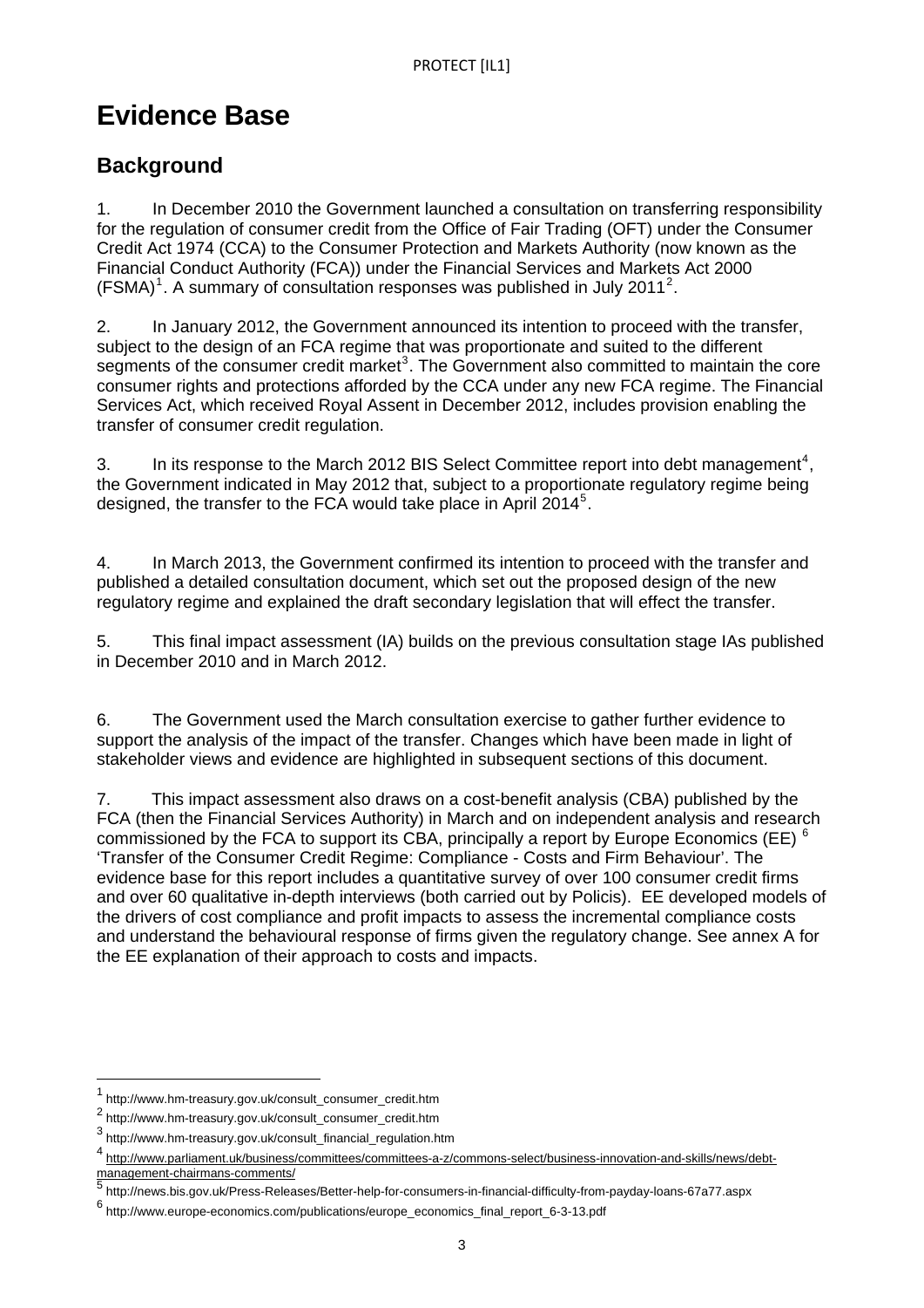# Evidence Base

## Background

1. In December 2010 the Government launched a consultation on transferring responsibility for the regulation of consumer credit from the Office of Fair Trading (OFT) under the Consumer Credit Act 1974 (CCA) to the Consumer Protection and Markets Authority (now known as the Financial Conduct Authority (FCA)) under the Financial Services and Markets Act 2000 (FSMA)[1]. A summary of consultation responses was published in July 2011[2].

2. In January 2012, the Government announced its intention to proceed with the transfer, subject to the design of an FCA regime that was proportionate and suited to the different segments of the consumer credit market[3]. The Government also committed to maintain the core consumer rights and protections afforded by the CCA under any new FCA regime. The Financial Services Act, which received Royal Assent in December 2012, includes provision enabling the transfer of consumer credit regulation.

3. In its response to the March 2012 BIS Select Committee report into debt management[4], the Government indicated in May 2012 that, subject to a proportionate regulatory regime being designed, the transfer to the FCA would take place in April 2014[5].

4. In March 2013, the Government confirmed its intention to proceed with the transfer and published a detailed consultation document, which set out the proposed design of the new regulatory regime and explained the draft secondary legislation that will effect the transfer.

5. This final impact assessment (IA) builds on the previous consultation stage IAs published in December 2010 and in March 2012.

6. The Government used the March consultation exercise to gather further evidence to support the analysis of the impact of the transfer. Changes which have been made in light of stakeholder views and evidence are highlighted in subsequent sections of this document.

7. This impact assessment also draws on a cost-benefit analysis (CBA) published by the FCA (then the Financial Services Authority) in March and on independent analysis and research commissioned by the FCA to support its CBA, principally a report by Europe Economics (EE) [6] 'Transfer of the Consumer Credit Regime: Compliance - Costs and Firm Behaviour'. The evidence base for this report includes a quantitative survey of over 100 consumer credit firms and over 60 qualitative in-depth interviews (both carried out by Policis). EE developed models of the drivers of cost compliance and profit impacts to assess the incremental compliance costs and understand the behavioural response of firms given the regulatory change. See annex A for the EE explanation of their approach to costs and impacts.

---

[1] http://www.hm-treasury.gov.uk/consult_consumer_credit.htm

[2] http://www.hm-treasury.gov.uk/consult_consumer_credit.htm

[3] http://www.hm-treasury.gov.uk/consult_financial_regulation.htm

[4] http://www.parliament.uk/business/committees/committees-a-z/commons-select/business-innovation-and-skills/news/debt-management-chairmans-comments/

[5] http://news.bis.gov.uk/Press-Releases/Better-help-for-consumers-in-financial-difficulty-from-payday-loans-67a77.aspx

[6] http://www.europe-economics.com/publications/europe_economics_final_report_6-3-13.pdf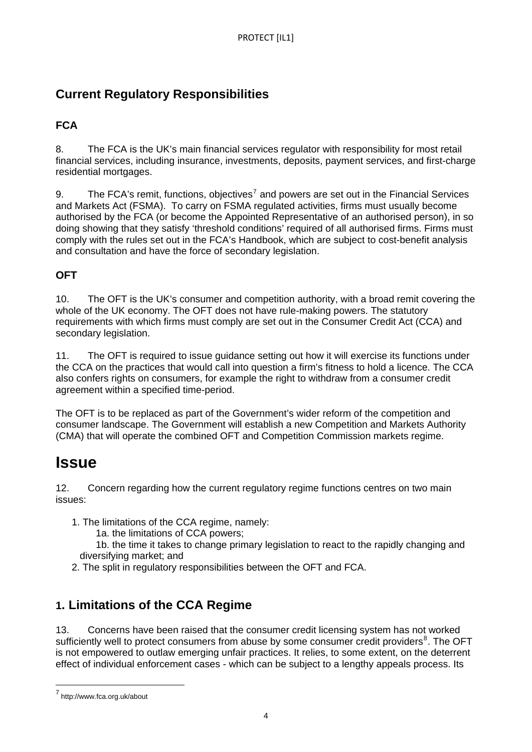## Current Regulatory Responsibilities

### FCA

8. The FCA is the UK's main financial services regulator with responsibility for most retail financial services, including insurance, investments, deposits, payment services, and first-charge residential mortgages.

9. The FCA's remit, functions, objectives[7] and powers are set out in the Financial Services and Markets Act (FSMA). To carry on FSMA regulated activities, firms must usually become authorised by the FCA (or become the Appointed Representative of an authorised person), in so doing showing that they satisfy 'threshold conditions' required of all authorised firms. Firms must comply with the rules set out in the FCA's Handbook, which are subject to cost-benefit analysis and consultation and have the force of secondary legislation.

### OFT

10. The OFT is the UK's consumer and competition authority, with a broad remit covering the whole of the UK economy. The OFT does not have rule-making powers. The statutory requirements with which firms must comply are set out in the Consumer Credit Act (CCA) and secondary legislation.

11. The OFT is required to issue guidance setting out how it will exercise its functions under the CCA on the practices that would call into question a firm's fitness to hold a licence. The CCA also confers rights on consumers, for example the right to withdraw from a consumer credit agreement within a specified time-period.

The OFT is to be replaced as part of the Government's wider reform of the competition and consumer landscape. The Government will establish a new Competition and Markets Authority (CMA) that will operate the combined OFT and Competition Commission markets regime.

# Issue

12. Concern regarding how the current regulatory regime functions centres on two main issues:

1. The limitations of the CCA regime, namely:
   - 1a. the limitations of CCA powers;
   - 1b. the time it takes to change primary legislation to react to the rapidly changing and diversifying market; and
2. The split in regulatory responsibilities between the OFT and FCA.

## 1. Limitations of the CCA Regime

13. Concerns have been raised that the consumer credit licensing system has not worked sufficiently well to protect consumers from abuse by some consumer credit providers[8]. The OFT is not empowered to outlaw emerging unfair practices. It relies, to some extent, on the deterrent effect of individual enforcement cases - which can be subject to a lengthy appeals process. Its

[7] http://www.fca.org.uk/about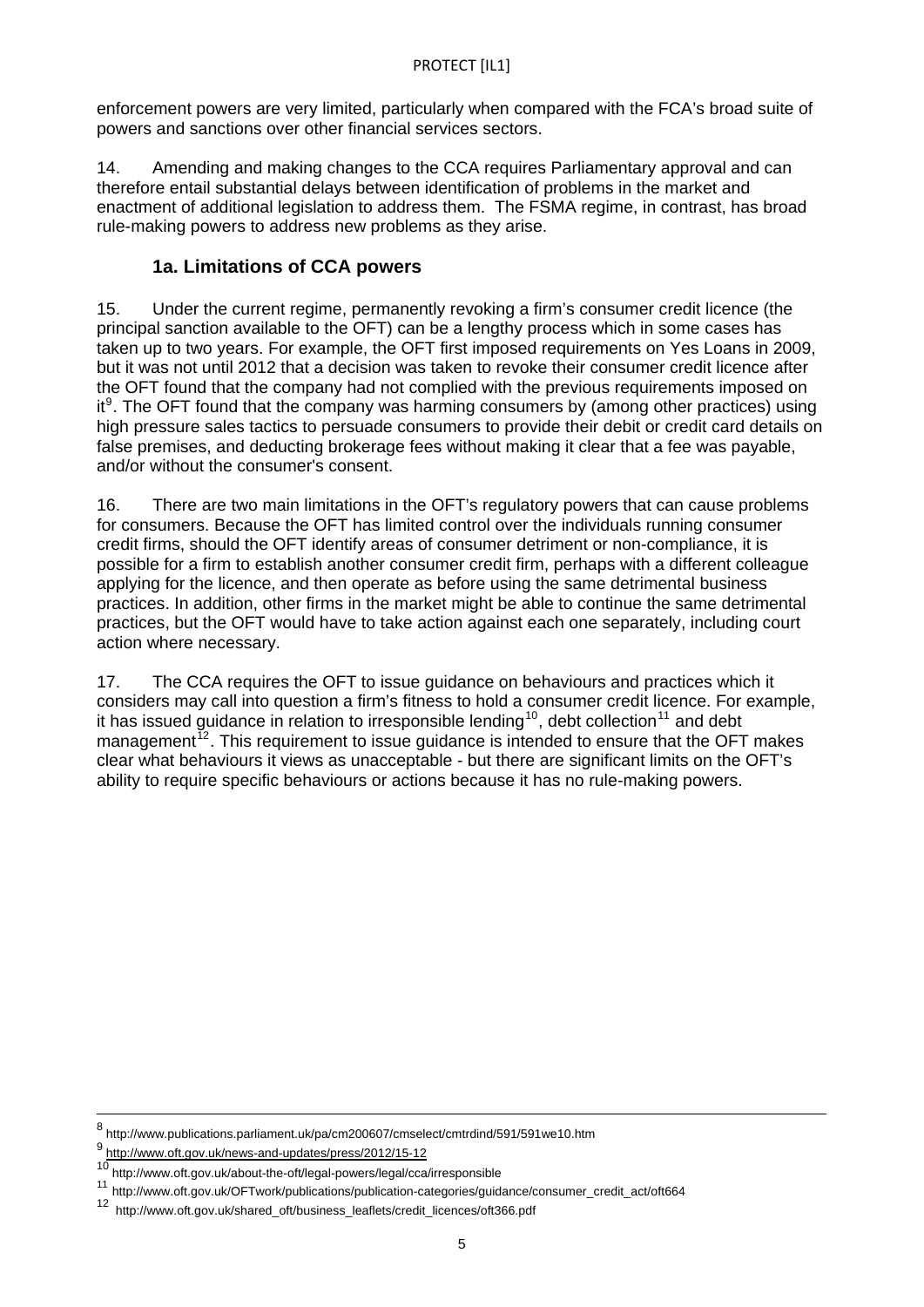enforcement powers are very limited, particularly when compared with the FCA's broad suite of powers and sanctions over other financial services sectors.

14. Amending and making changes to the CCA requires Parliamentary approval and can therefore entail substantial delays between identification of problems in the market and enactment of additional legislation to address them. The FSMA regime, in contrast, has broad rule-making powers to address new problems as they arise.

### 1a. Limitations of CCA powers

15. Under the current regime, permanently revoking a firm's consumer credit licence (the principal sanction available to the OFT) can be a lengthy process which in some cases has taken up to two years. For example, the OFT first imposed requirements on Yes Loans in 2009, but it was not until 2012 that a decision was taken to revoke their consumer credit licence after the OFT found that the company had not complied with the previous requirements imposed on it[9]. The OFT found that the company was harming consumers by (among other practices) using high pressure sales tactics to persuade consumers to provide their debit or credit card details on false premises, and deducting brokerage fees without making it clear that a fee was payable, and/or without the consumer's consent.

16. There are two main limitations in the OFT's regulatory powers that can cause problems for consumers. Because the OFT has limited control over the individuals running consumer credit firms, should the OFT identify areas of consumer detriment or non-compliance, it is possible for a firm to establish another consumer credit firm, perhaps with a different colleague applying for the licence, and then operate as before using the same detrimental business practices. In addition, other firms in the market might be able to continue the same detrimental practices, but the OFT would have to take action against each one separately, including court action where necessary.

17. The CCA requires the OFT to issue guidance on behaviours and practices which it considers may call into question a firm's fitness to hold a consumer credit licence. For example, it has issued guidance in relation to irresponsible lending[10], debt collection[11] and debt management[12]. This requirement to issue guidance is intended to ensure that the OFT makes clear what behaviours it views as unacceptable - but there are significant limits on the OFT's ability to require specific behaviours or actions because it has no rule-making powers.

---

[8] http://www.publications.parliament.uk/pa/cm200607/cmselect/cmtrdind/591/591we10.htm

[9] http://www.oft.gov.uk/news-and-updates/press/2012/15-12

[10] http://www.oft.gov.uk/about-the-oft/legal-powers/legal/cca/irresponsible

[11] http://www.oft.gov.uk/OFTwork/publications/publication-categories/guidance/consumer_credit_act/oft664

[12] http://www.oft.gov.uk/shared_oft/business_leaflets/credit_licences/oft366.pdf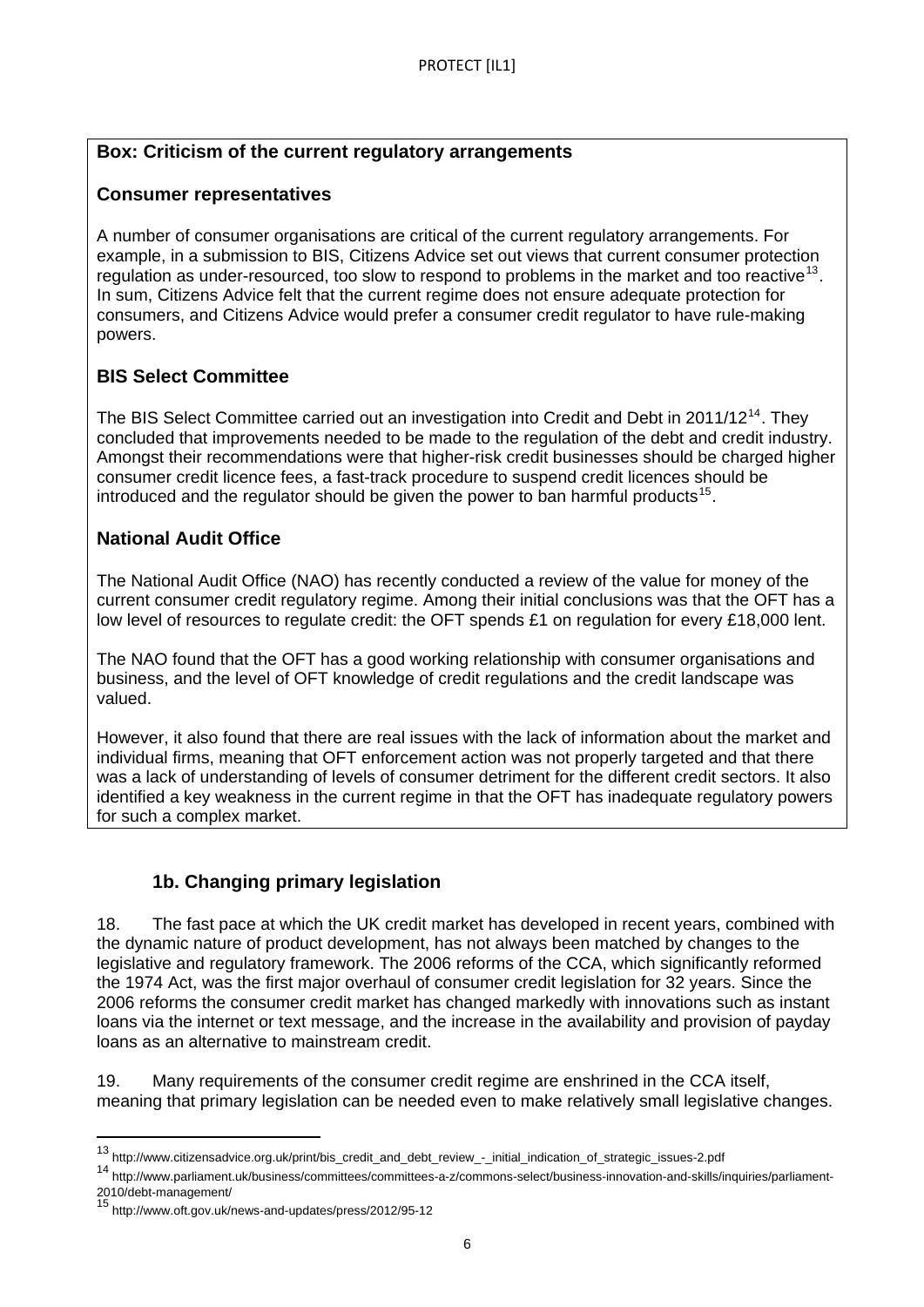**Box: Criticism of the current regulatory arrangements**

**Consumer representatives**

A number of consumer organisations are critical of the current regulatory arrangements. For example, in a submission to BIS, Citizens Advice set out views that current consumer protection regulation as under-resourced, too slow to respond to problems in the market and too reactive[13]. In sum, Citizens Advice felt that the current regime does not ensure adequate protection for consumers, and Citizens Advice would prefer a consumer credit regulator to have rule-making powers.

**BIS Select Committee**

The BIS Select Committee carried out an investigation into Credit and Debt in 2011/12[14]. They concluded that improvements needed to be made to the regulation of the debt and credit industry. Amongst their recommendations were that higher-risk credit businesses should be charged higher consumer credit licence fees, a fast-track procedure to suspend credit licences should be introduced and the regulator should be given the power to ban harmful products[15].

**National Audit Office**

The National Audit Office (NAO) has recently conducted a review of the value for money of the current consumer credit regulatory regime. Among their initial conclusions was that the OFT has a low level of resources to regulate credit: the OFT spends £1 on regulation for every £18,000 lent.

The NAO found that the OFT has a good working relationship with consumer organisations and business, and the level of OFT knowledge of credit regulations and the credit landscape was valued.

However, it also found that there are real issues with the lack of information about the market and individual firms, meaning that OFT enforcement action was not properly targeted and that there was a lack of understanding of levels of consumer detriment for the different credit sectors. It also identified a key weakness in the current regime in that the OFT has inadequate regulatory powers for such a complex market.

### 1b. Changing primary legislation

18. The fast pace at which the UK credit market has developed in recent years, combined with the dynamic nature of product development, has not always been matched by changes to the legislative and regulatory framework. The 2006 reforms of the CCA, which significantly reformed the 1974 Act, was the first major overhaul of consumer credit legislation for 32 years. Since the 2006 reforms the consumer credit market has changed markedly with innovations such as instant loans via the internet or text message, and the increase in the availability and provision of payday loans as an alternative to mainstream credit.

19. Many requirements of the consumer credit regime are enshrined in the CCA itself, meaning that primary legislation can be needed even to make relatively small legislative changes.

---

[13] http://www.citizensadvice.org.uk/print/bis_credit_and_debt_review_-_initial_indication_of_strategic_issues-2.pdf

[14] http://www.parliament.uk/business/committees/committees-a-z/commons-select/business-innovation-and-skills/inquiries/parliament-2010/debt-management/

[15] http://www.oft.gov.uk/news-and-updates/press/2012/95-12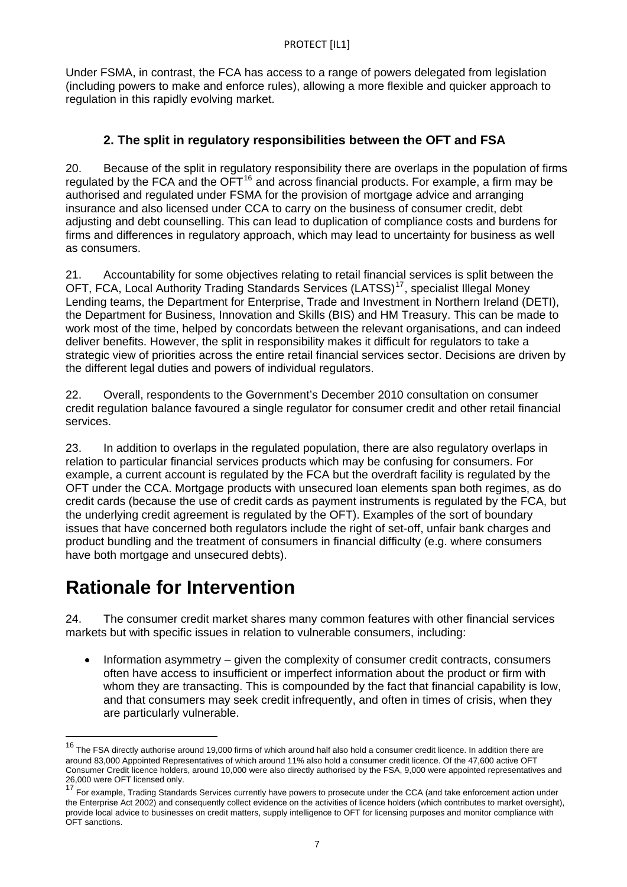Under FSMA, in contrast, the FCA has access to a range of powers delegated from legislation (including powers to make and enforce rules), allowing a more flexible and quicker approach to regulation in this rapidly evolving market.

### 2. The split in regulatory responsibilities between the OFT and FSA

20. Because of the split in regulatory responsibility there are overlaps in the population of firms regulated by the FCA and the OFT[16] and across financial products. For example, a firm may be authorised and regulated under FSMA for the provision of mortgage advice and arranging insurance and also licensed under CCA to carry on the business of consumer credit, debt adjusting and debt counselling. This can lead to duplication of compliance costs and burdens for firms and differences in regulatory approach, which may lead to uncertainty for business as well as consumers.

21. Accountability for some objectives relating to retail financial services is split between the OFT, FCA, Local Authority Trading Standards Services (LATSS)[17], specialist Illegal Money Lending teams, the Department for Enterprise, Trade and Investment in Northern Ireland (DETI), the Department for Business, Innovation and Skills (BIS) and HM Treasury. This can be made to work most of the time, helped by concordats between the relevant organisations, and can indeed deliver benefits. However, the split in responsibility makes it difficult for regulators to take a strategic view of priorities across the entire retail financial services sector. Decisions are driven by the different legal duties and powers of individual regulators.

22. Overall, respondents to the Government's December 2010 consultation on consumer credit regulation balance favoured a single regulator for consumer credit and other retail financial services.

23. In addition to overlaps in the regulated population, there are also regulatory overlaps in relation to particular financial services products which may be confusing for consumers. For example, a current account is regulated by the FCA but the overdraft facility is regulated by the OFT under the CCA. Mortgage products with unsecured loan elements span both regimes, as do credit cards (because the use of credit cards as payment instruments is regulated by the FCA, but the underlying credit agreement is regulated by the OFT). Examples of the sort of boundary issues that have concerned both regulators include the right of set-off, unfair bank charges and product bundling and the treatment of consumers in financial difficulty (e.g. where consumers have both mortgage and unsecured debts).

# Rationale for Intervention

24. The consumer credit market shares many common features with other financial services markets but with specific issues in relation to vulnerable consumers, including:

- Information asymmetry – given the complexity of consumer credit contracts, consumers often have access to insufficient or imperfect information about the product or firm with whom they are transacting. This is compounded by the fact that financial capability is low, and that consumers may seek credit infrequently, and often in times of crisis, when they are particularly vulnerable.

---

[16] The FSA directly authorise around 19,000 firms of which around half also hold a consumer credit licence. In addition there are around 83,000 Appointed Representatives of which around 11% also hold a consumer credit licence. Of the 47,600 active OFT Consumer Credit licence holders, around 10,000 were also directly authorised by the FSA, 9,000 were appointed representatives and 26,000 were OFT licensed only.

[17] For example, Trading Standards Services currently have powers to prosecute under the CCA (and take enforcement action under the Enterprise Act 2002) and consequently collect evidence on the activities of licence holders (which contributes to market oversight), provide local advice to businesses on credit matters, supply intelligence to OFT for licensing purposes and monitor compliance with OFT sanctions.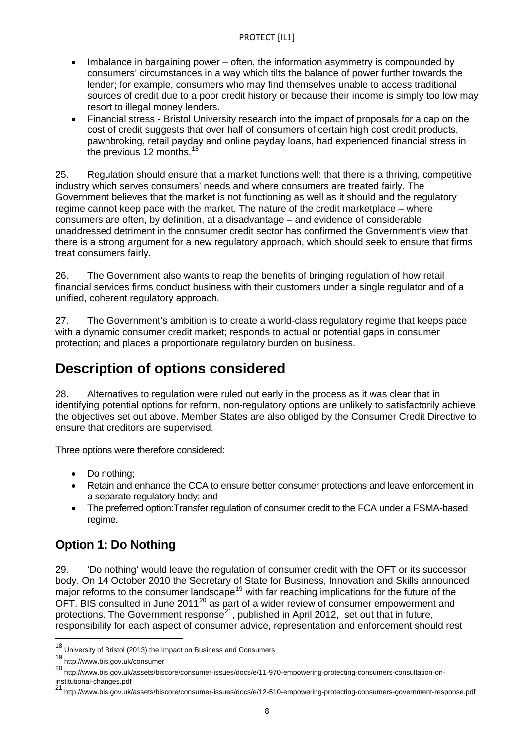- Imbalance in bargaining power – often, the information asymmetry is compounded by consumers' circumstances in a way which tilts the balance of power further towards the lender; for example, consumers who may find themselves unable to access traditional sources of credit due to a poor credit history or because their income is simply too low may resort to illegal money lenders.
- Financial stress - Bristol University research into the impact of proposals for a cap on the cost of credit suggests that over half of consumers of certain high cost credit products, pawnbroking, retail payday and online payday loans, had experienced financial stress in the previous 12 months.[18]

25. Regulation should ensure that a market functions well: that there is a thriving, competitive industry which serves consumers' needs and where consumers are treated fairly. The Government believes that the market is not functioning as well as it should and the regulatory regime cannot keep pace with the market. The nature of the credit marketplace – where consumers are often, by definition, at a disadvantage – and evidence of considerable unaddressed detriment in the consumer credit sector has confirmed the Government's view that there is a strong argument for a new regulatory approach, which should seek to ensure that firms treat consumers fairly.

26. The Government also wants to reap the benefits of bringing regulation of how retail financial services firms conduct business with their customers under a single regulator and of a unified, coherent regulatory approach.

27. The Government's ambition is to create a world-class regulatory regime that keeps pace with a dynamic consumer credit market; responds to actual or potential gaps in consumer protection; and places a proportionate regulatory burden on business.

# Description of options considered

28. Alternatives to regulation were ruled out early in the process as it was clear that in identifying potential options for reform, non-regulatory options are unlikely to satisfactorily achieve the objectives set out above. Member States are also obliged by the Consumer Credit Directive to ensure that creditors are supervised.

Three options were therefore considered:

- Do nothing;
- Retain and enhance the CCA to ensure better consumer protections and leave enforcement in a separate regulatory body; and
- The preferred option:Transfer regulation of consumer credit to the FCA under a FSMA-based regime.

## Option 1: Do Nothing

29. 'Do nothing' would leave the regulation of consumer credit with the OFT or its successor body. On 14 October 2010 the Secretary of State for Business, Innovation and Skills announced major reforms to the consumer landscape[19] with far reaching implications for the future of the OFT. BIS consulted in June 2011[20] as part of a wider review of consumer empowerment and protections. The Government response[21], published in April 2012, set out that in future, responsibility for each aspect of consumer advice, representation and enforcement should rest

---

[18] University of Bristol (2013) the Impact on Business and Consumers

[19] http://www.bis.gov.uk/consumer

[20] http://www.bis.gov.uk/assets/biscore/consumer-issues/docs/e/11-970-empowering-protecting-consumers-consultation-on-institutional-changes.pdf

[21] http://www.bis.gov.uk/assets/biscore/consumer-issues/docs/e/12-510-empowering-protecting-consumers-government-response.pdf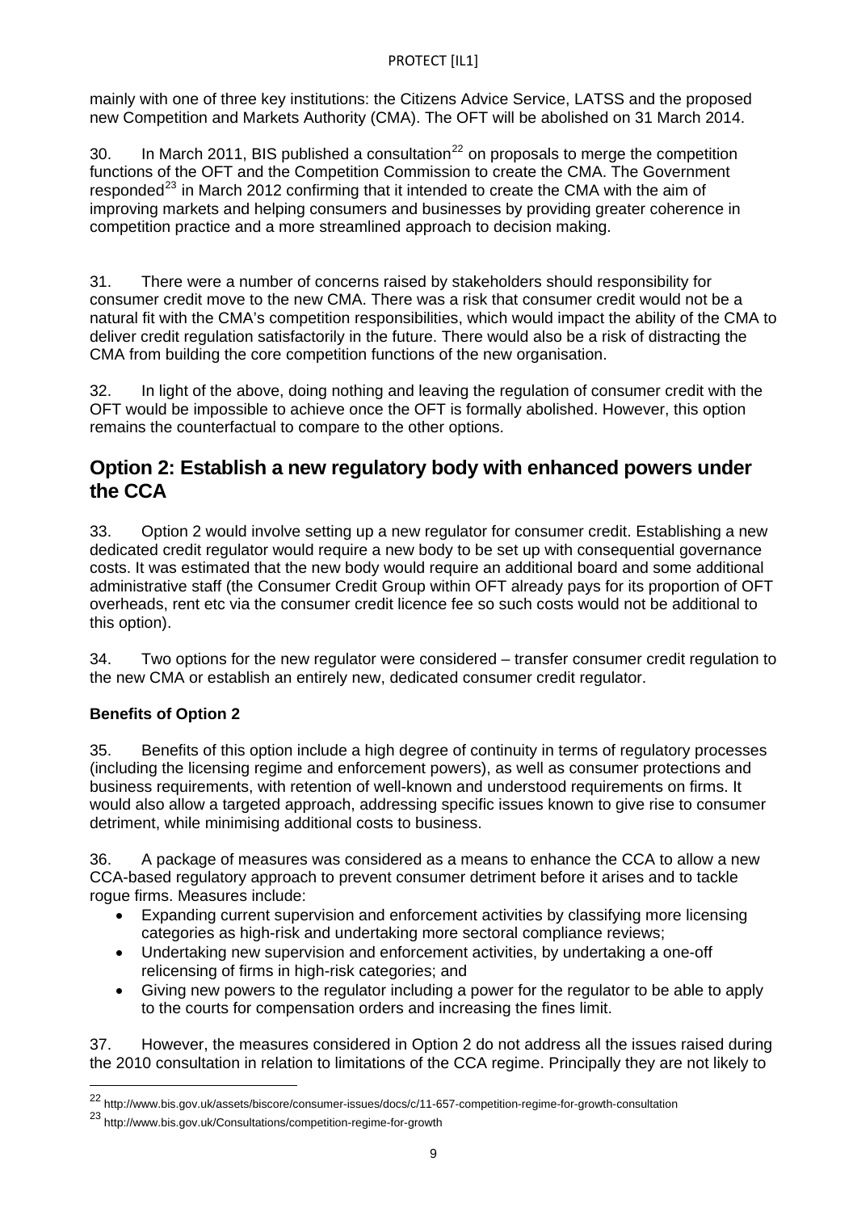mainly with one of three key institutions: the Citizens Advice Service, LATSS and the proposed new Competition and Markets Authority (CMA). The OFT will be abolished on 31 March 2014.

30. In March 2011, BIS published a consultation[22] on proposals to merge the competition functions of the OFT and the Competition Commission to create the CMA. The Government responded[23] in March 2012 confirming that it intended to create the CMA with the aim of improving markets and helping consumers and businesses by providing greater coherence in competition practice and a more streamlined approach to decision making.

31. There were a number of concerns raised by stakeholders should responsibility for consumer credit move to the new CMA. There was a risk that consumer credit would not be a natural fit with the CMA's competition responsibilities, which would impact the ability of the CMA to deliver credit regulation satisfactorily in the future. There would also be a risk of distracting the CMA from building the core competition functions of the new organisation.

32. In light of the above, doing nothing and leaving the regulation of consumer credit with the OFT would be impossible to achieve once the OFT is formally abolished. However, this option remains the counterfactual to compare to the other options.

## Option 2: Establish a new regulatory body with enhanced powers under the CCA

33. Option 2 would involve setting up a new regulator for consumer credit. Establishing a new dedicated credit regulator would require a new body to be set up with consequential governance costs. It was estimated that the new body would require an additional board and some additional administrative staff (the Consumer Credit Group within OFT already pays for its proportion of OFT overheads, rent etc via the consumer credit licence fee so such costs would not be additional to this option).

34. Two options for the new regulator were considered – transfer consumer credit regulation to the new CMA or establish an entirely new, dedicated consumer credit regulator.

**Benefits of Option 2**

35. Benefits of this option include a high degree of continuity in terms of regulatory processes (including the licensing regime and enforcement powers), as well as consumer protections and business requirements, with retention of well-known and understood requirements on firms. It would also allow a targeted approach, addressing specific issues known to give rise to consumer detriment, while minimising additional costs to business.

36. A package of measures was considered as a means to enhance the CCA to allow a new CCA-based regulatory approach to prevent consumer detriment before it arises and to tackle rogue firms. Measures include:

- Expanding current supervision and enforcement activities by classifying more licensing categories as high-risk and undertaking more sectoral compliance reviews;
- Undertaking new supervision and enforcement activities, by undertaking a one-off relicensing of firms in high-risk categories; and
- Giving new powers to the regulator including a power for the regulator to be able to apply to the courts for compensation orders and increasing the fines limit.

37. However, the measures considered in Option 2 do not address all the issues raised during the 2010 consultation in relation to limitations of the CCA regime. Principally they are not likely to

---

[22] http://www.bis.gov.uk/assets/biscore/consumer-issues/docs/c/11-657-competition-regime-for-growth-consultation

[23] http://www.bis.gov.uk/Consultations/competition-regime-for-growth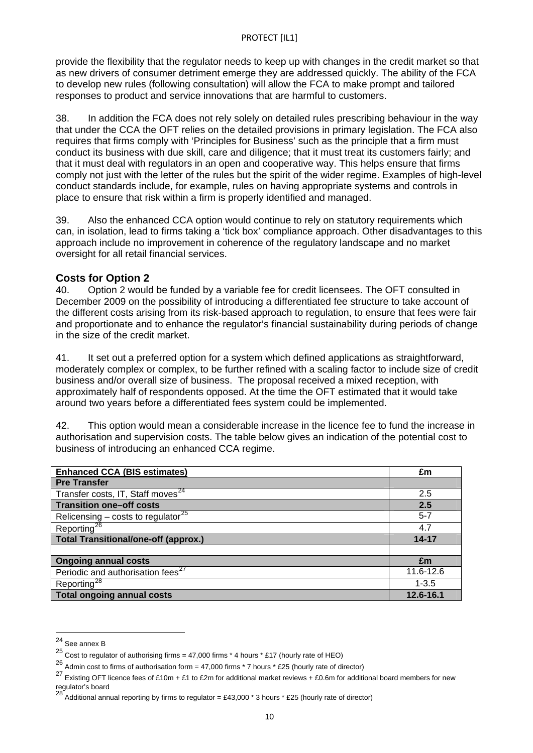provide the flexibility that the regulator needs to keep up with changes in the credit market so that as new drivers of consumer detriment emerge they are addressed quickly. The ability of the FCA to develop new rules (following consultation) will allow the FCA to make prompt and tailored responses to product and service innovations that are harmful to customers.

38. In addition the FCA does not rely solely on detailed rules prescribing behaviour in the way that under the CCA the OFT relies on the detailed provisions in primary legislation. The FCA also requires that firms comply with 'Principles for Business' such as the principle that a firm must conduct its business with due skill, care and diligence; that it must treat its customers fairly; and that it must deal with regulators in an open and cooperative way. This helps ensure that firms comply not just with the letter of the rules but the spirit of the wider regime. Examples of high-level conduct standards include, for example, rules on having appropriate systems and controls in place to ensure that risk within a firm is properly identified and managed.

39. Also the enhanced CCA option would continue to rely on statutory requirements which can, in isolation, lead to firms taking a 'tick box' compliance approach. Other disadvantages to this approach include no improvement in coherence of the regulatory landscape and no market oversight for all retail financial services.

## Costs for Option 2

40. Option 2 would be funded by a variable fee for credit licensees. The OFT consulted in December 2009 on the possibility of introducing a differentiated fee structure to take account of the different costs arising from its risk-based approach to regulation, to ensure that fees were fair and proportionate and to enhance the regulator's financial sustainability during periods of change in the size of the credit market.

41. It set out a preferred option for a system which defined applications as straightforward, moderately complex or complex, to be further refined with a scaling factor to include size of credit business and/or overall size of business. The proposal received a mixed reception, with approximately half of respondents opposed. At the time the OFT estimated that it would take around two years before a differentiated fees system could be implemented.

42. This option would mean a considerable increase in the licence fee to fund the increase in authorisation and supervision costs. The table below gives an indication of the potential cost to business of introducing an enhanced CCA regime.

| **Enhanced CCA (BIS estimates)** | **£m** |
|---|---|
| **Pre Transfer** | |
| Transfer costs, IT, Staff moves[24] | 2.5 |
| **Transition one–off costs** | **2.5** |
| Relicensing – costs to regulator[25] | 5-7 |
| Reporting[26] | 4.7 |
| **Total Transitional/one-off (approx.)** | **14-17** |
| | |
| **Ongoing annual costs** | **£m** |
| Periodic and authorisation fees[27] | 11.6-12.6 |
| Reporting[28] | 1-3.5 |
| **Total ongoing annual costs** | **12.6-16.1** |

---

[24] See annex B

[25] Cost to regulator of authorising firms = 47,000 firms * 4 hours * £17 (hourly rate of HEO)

[26] Admin cost to firms of authorisation form = 47,000 firms * 7 hours * £25 (hourly rate of director)

[27] Existing OFT licence fees of £10m + £1 to £2m for additional market reviews + £0.6m for additional board members for new regulator's board

[28] Additional annual reporting by firms to regulator = £43,000 * 3 hours * £25 (hourly rate of director)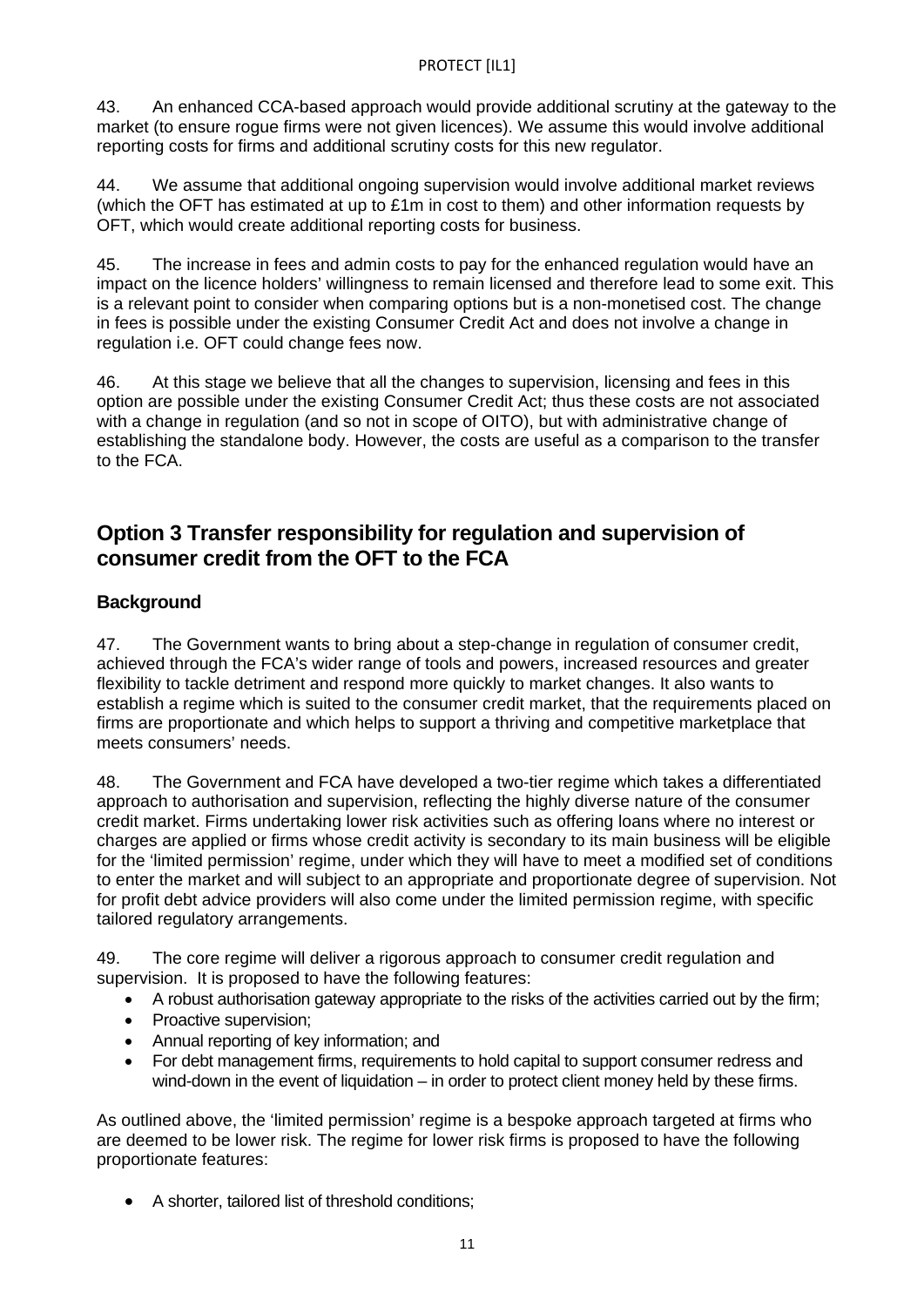43. An enhanced CCA-based approach would provide additional scrutiny at the gateway to the market (to ensure rogue firms were not given licences). We assume this would involve additional reporting costs for firms and additional scrutiny costs for this new regulator.

44. We assume that additional ongoing supervision would involve additional market reviews (which the OFT has estimated at up to £1m in cost to them) and other information requests by OFT, which would create additional reporting costs for business.

45. The increase in fees and admin costs to pay for the enhanced regulation would have an impact on the licence holders' willingness to remain licensed and therefore lead to some exit. This is a relevant point to consider when comparing options but is a non-monetised cost. The change in fees is possible under the existing Consumer Credit Act and does not involve a change in regulation i.e. OFT could change fees now.

46. At this stage we believe that all the changes to supervision, licensing and fees in this option are possible under the existing Consumer Credit Act; thus these costs are not associated with a change in regulation (and so not in scope of OITO), but with administrative change of establishing the standalone body. However, the costs are useful as a comparison to the transfer to the FCA.

## Option 3 Transfer responsibility for regulation and supervision of consumer credit from the OFT to the FCA

### Background

47. The Government wants to bring about a step-change in regulation of consumer credit, achieved through the FCA's wider range of tools and powers, increased resources and greater flexibility to tackle detriment and respond more quickly to market changes. It also wants to establish a regime which is suited to the consumer credit market, that the requirements placed on firms are proportionate and which helps to support a thriving and competitive marketplace that meets consumers' needs.

48. The Government and FCA have developed a two-tier regime which takes a differentiated approach to authorisation and supervision, reflecting the highly diverse nature of the consumer credit market. Firms undertaking lower risk activities such as offering loans where no interest or charges are applied or firms whose credit activity is secondary to its main business will be eligible for the 'limited permission' regime, under which they will have to meet a modified set of conditions to enter the market and will subject to an appropriate and proportionate degree of supervision. Not for profit debt advice providers will also come under the limited permission regime, with specific tailored regulatory arrangements.

49. The core regime will deliver a rigorous approach to consumer credit regulation and supervision. It is proposed to have the following features:

- A robust authorisation gateway appropriate to the risks of the activities carried out by the firm;
- Proactive supervision;
- Annual reporting of key information; and
- For debt management firms, requirements to hold capital to support consumer redress and wind-down in the event of liquidation – in order to protect client money held by these firms.

As outlined above, the 'limited permission' regime is a bespoke approach targeted at firms who are deemed to be lower risk. The regime for lower risk firms is proposed to have the following proportionate features:

- A shorter, tailored list of threshold conditions;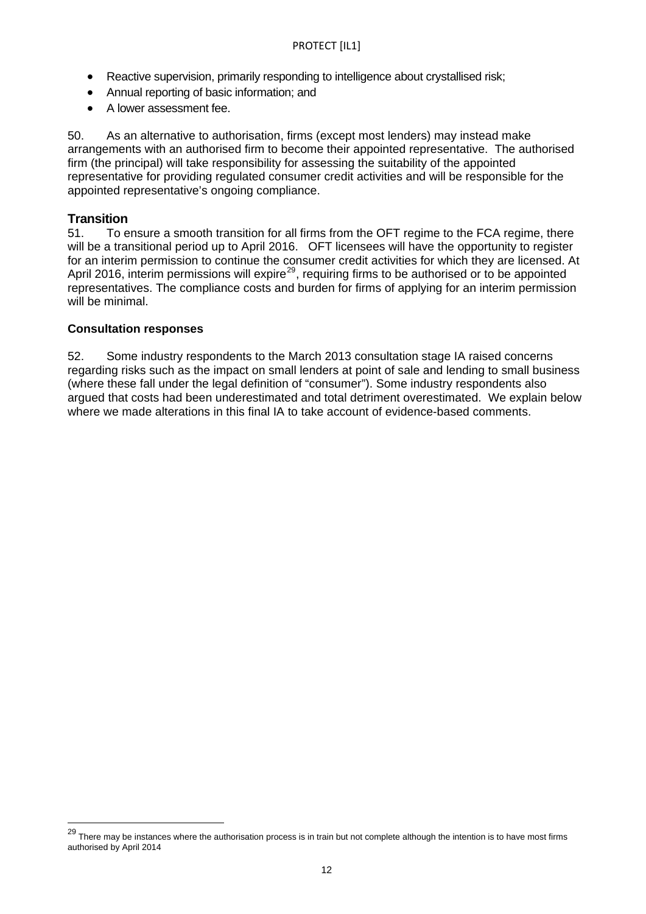- Reactive supervision, primarily responding to intelligence about crystallised risk;
- Annual reporting of basic information; and
- A lower assessment fee.

50. As an alternative to authorisation, firms (except most lenders) may instead make arrangements with an authorised firm to become their appointed representative. The authorised firm (the principal) will take responsibility for assessing the suitability of the appointed representative for providing regulated consumer credit activities and will be responsible for the appointed representative's ongoing compliance.

## Transition

51. To ensure a smooth transition for all firms from the OFT regime to the FCA regime, there will be a transitional period up to April 2016. OFT licensees will have the opportunity to register for an interim permission to continue the consumer credit activities for which they are licensed. At April 2016, interim permissions will expire[29], requiring firms to be authorised or to be appointed representatives. The compliance costs and burden for firms of applying for an interim permission will be minimal.

### Consultation responses

52. Some industry respondents to the March 2013 consultation stage IA raised concerns regarding risks such as the impact on small lenders at point of sale and lending to small business (where these fall under the legal definition of "consumer"). Some industry respondents also argued that costs had been underestimated and total detriment overestimated. We explain below where we made alterations in this final IA to take account of evidence-based comments.

---

[29] There may be instances where the authorisation process is in train but not complete although the intention is to have most firms authorised by April 2014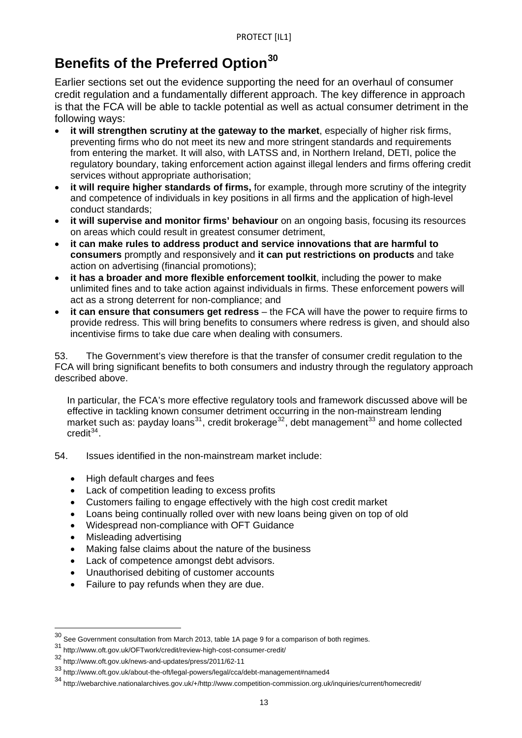# Benefits of the Preferred Option[30]

Earlier sections set out the evidence supporting the need for an overhaul of consumer credit regulation and a fundamentally different approach. The key difference in approach is that the FCA will be able to tackle potential as well as actual consumer detriment in the following ways:

- **it will strengthen scrutiny at the gateway to the market**, especially of higher risk firms, preventing firms who do not meet its new and more stringent standards and requirements from entering the market. It will also, with LATSS and, in Northern Ireland, DETI, police the regulatory boundary, taking enforcement action against illegal lenders and firms offering credit services without appropriate authorisation;
- **it will require higher standards of firms,** for example, through more scrutiny of the integrity and competence of individuals in key positions in all firms and the application of high-level conduct standards;
- **it will supervise and monitor firms' behaviour** on an ongoing basis, focusing its resources on areas which could result in greatest consumer detriment,
- **it can make rules to address product and service innovations that are harmful to consumers** promptly and responsively and **it can put restrictions on products** and take action on advertising (financial promotions);
- **it has a broader and more flexible enforcement toolkit**, including the power to make unlimited fines and to take action against individuals in firms. These enforcement powers will act as a strong deterrent for non-compliance; and
- **it can ensure that consumers get redress** – the FCA will have the power to require firms to provide redress. This will bring benefits to consumers where redress is given, and should also incentivise firms to take due care when dealing with consumers.

53. The Government's view therefore is that the transfer of consumer credit regulation to the FCA will bring significant benefits to both consumers and industry through the regulatory approach described above.

In particular, the FCA's more effective regulatory tools and framework discussed above will be effective in tackling known consumer detriment occurring in the non-mainstream lending market such as: payday loans[31], credit brokerage[32], debt management[33] and home collected credit[34].

54. Issues identified in the non-mainstream market include:

- High default charges and fees
- Lack of competition leading to excess profits
- Customers failing to engage effectively with the high cost credit market
- Loans being continually rolled over with new loans being given on top of old
- Widespread non-compliance with OFT Guidance
- Misleading advertising
- Making false claims about the nature of the business
- Lack of competence amongst debt advisors.
- Unauthorised debiting of customer accounts
- Failure to pay refunds when they are due.

---

[30] See Government consultation from March 2013, table 1A page 9 for a comparison of both regimes.

[31] http://www.oft.gov.uk/OFTwork/credit/review-high-cost-consumer-credit/

[32] http://www.oft.gov.uk/news-and-updates/press/2011/62-11

[33] http://www.oft.gov.uk/about-the-oft/legal-powers/legal/cca/debt-management#named4

[34] http://webarchive.nationalarchives.gov.uk/+/http://www.competition-commission.org.uk/inquiries/current/homecredit/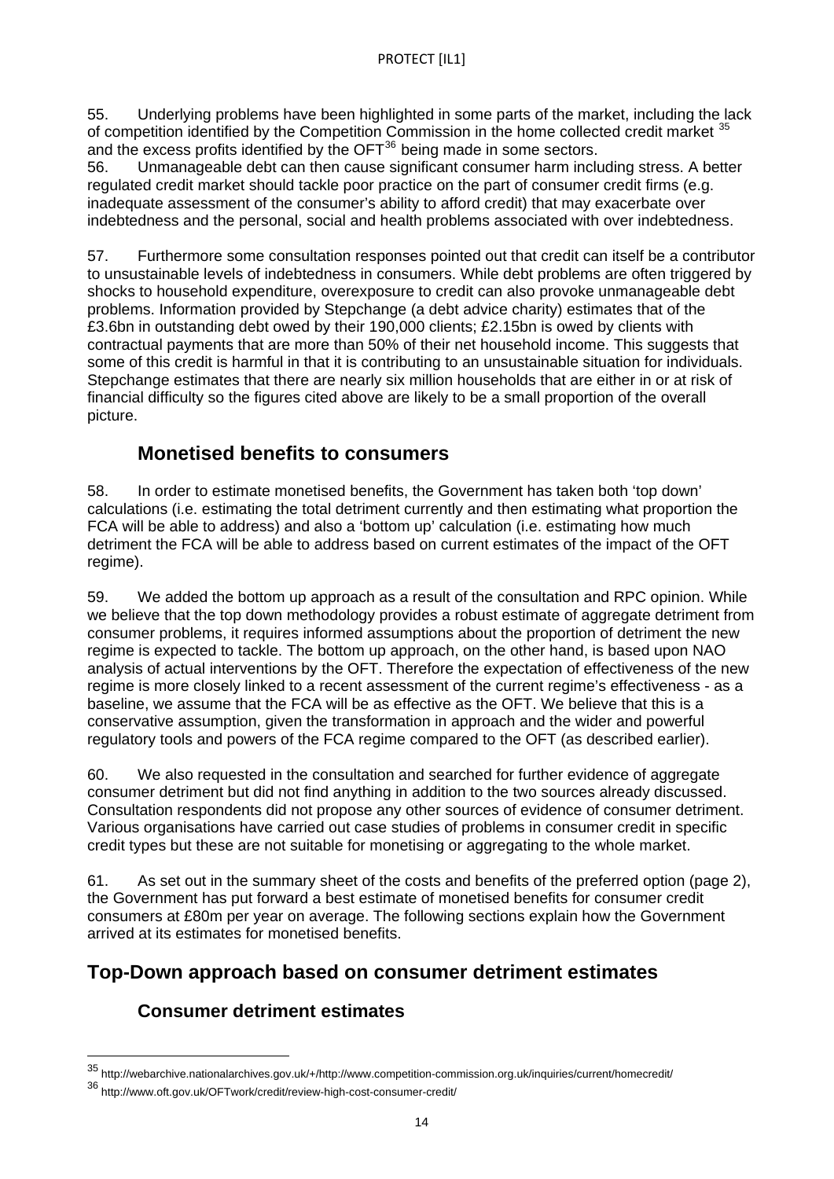55. Underlying problems have been highlighted in some parts of the market, including the lack of competition identified by the Competition Commission in the home collected credit market [35] and the excess profits identified by the OFT[36] being made in some sectors.

56. Unmanageable debt can then cause significant consumer harm including stress. A better regulated credit market should tackle poor practice on the part of consumer credit firms (e.g. inadequate assessment of the consumer's ability to afford credit) that may exacerbate over indebtedness and the personal, social and health problems associated with over indebtedness.

57. Furthermore some consultation responses pointed out that credit can itself be a contributor to unsustainable levels of indebtedness in consumers. While debt problems are often triggered by shocks to household expenditure, overexposure to credit can also provoke unmanageable debt problems. Information provided by Stepchange (a debt advice charity) estimates that of the £3.6bn in outstanding debt owed by their 190,000 clients; £2.15bn is owed by clients with contractual payments that are more than 50% of their net household income. This suggests that some of this credit is harmful in that it is contributing to an unsustainable situation for individuals. Stepchange estimates that there are nearly six million households that are either in or at risk of financial difficulty so the figures cited above are likely to be a small proportion of the overall picture.

### Monetised benefits to consumers

58. In order to estimate monetised benefits, the Government has taken both 'top down' calculations (i.e. estimating the total detriment currently and then estimating what proportion the FCA will be able to address) and also a 'bottom up' calculation (i.e. estimating how much detriment the FCA will be able to address based on current estimates of the impact of the OFT regime).

59. We added the bottom up approach as a result of the consultation and RPC opinion. While we believe that the top down methodology provides a robust estimate of aggregate detriment from consumer problems, it requires informed assumptions about the proportion of detriment the new regime is expected to tackle. The bottom up approach, on the other hand, is based upon NAO analysis of actual interventions by the OFT. Therefore the expectation of effectiveness of the new regime is more closely linked to a recent assessment of the current regime's effectiveness - as a baseline, we assume that the FCA will be as effective as the OFT. We believe that this is a conservative assumption, given the transformation in approach and the wider and powerful regulatory tools and powers of the FCA regime compared to the OFT (as described earlier).

60. We also requested in the consultation and searched for further evidence of aggregate consumer detriment but did not find anything in addition to the two sources already discussed. Consultation respondents did not propose any other sources of evidence of consumer detriment. Various organisations have carried out case studies of problems in consumer credit in specific credit types but these are not suitable for monetising or aggregating to the whole market.

61. As set out in the summary sheet of the costs and benefits of the preferred option (page 2), the Government has put forward a best estimate of monetised benefits for consumer credit consumers at £80m per year on average. The following sections explain how the Government arrived at its estimates for monetised benefits.

## Top-Down approach based on consumer detriment estimates

### Consumer detriment estimates

[35] http://webarchive.nationalarchives.gov.uk/+/http://www.competition-commission.org.uk/inquiries/current/homecredit/

[36] http://www.oft.gov.uk/OFTwork/credit/review-high-cost-consumer-credit/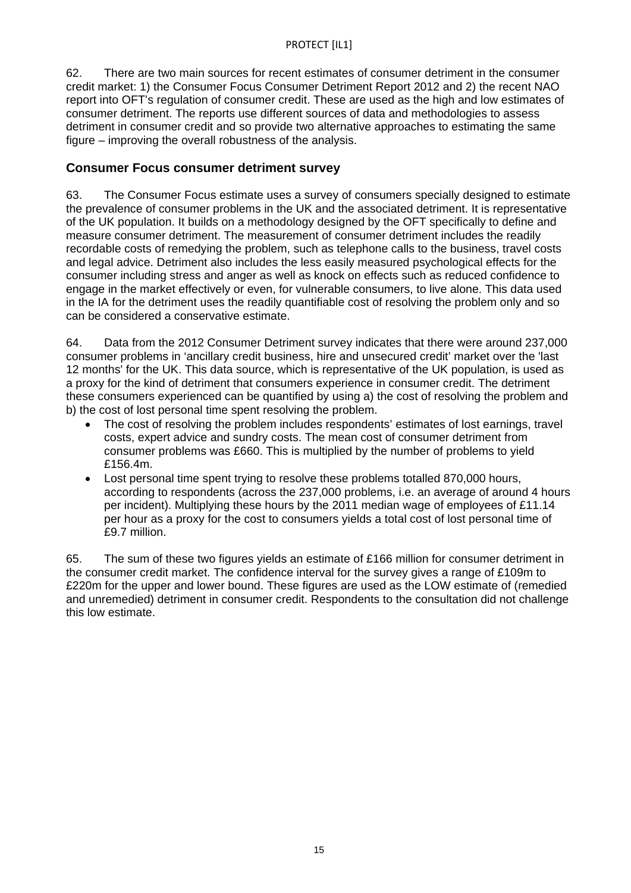62. There are two main sources for recent estimates of consumer detriment in the consumer credit market: 1) the Consumer Focus Consumer Detriment Report 2012 and 2) the recent NAO report into OFT's regulation of consumer credit. These are used as the high and low estimates of consumer detriment. The reports use different sources of data and methodologies to assess detriment in consumer credit and so provide two alternative approaches to estimating the same figure – improving the overall robustness of the analysis.

### Consumer Focus consumer detriment survey

63. The Consumer Focus estimate uses a survey of consumers specially designed to estimate the prevalence of consumer problems in the UK and the associated detriment. It is representative of the UK population. It builds on a methodology designed by the OFT specifically to define and measure consumer detriment. The measurement of consumer detriment includes the readily recordable costs of remedying the problem, such as telephone calls to the business, travel costs and legal advice. Detriment also includes the less easily measured psychological effects for the consumer including stress and anger as well as knock on effects such as reduced confidence to engage in the market effectively or even, for vulnerable consumers, to live alone. This data used in the IA for the detriment uses the readily quantifiable cost of resolving the problem only and so can be considered a conservative estimate.

64. Data from the 2012 Consumer Detriment survey indicates that there were around 237,000 consumer problems in 'ancillary credit business, hire and unsecured credit' market over the 'last 12 months' for the UK. This data source, which is representative of the UK population, is used as a proxy for the kind of detriment that consumers experience in consumer credit. The detriment these consumers experienced can be quantified by using a) the cost of resolving the problem and b) the cost of lost personal time spent resolving the problem.

- The cost of resolving the problem includes respondents' estimates of lost earnings, travel costs, expert advice and sundry costs. The mean cost of consumer detriment from consumer problems was £660. This is multiplied by the number of problems to yield £156.4m.
- Lost personal time spent trying to resolve these problems totalled 870,000 hours, according to respondents (across the 237,000 problems, i.e. an average of around 4 hours per incident). Multiplying these hours by the 2011 median wage of employees of £11.14 per hour as a proxy for the cost to consumers yields a total cost of lost personal time of £9.7 million.

65. The sum of these two figures yields an estimate of £166 million for consumer detriment in the consumer credit market. The confidence interval for the survey gives a range of £109m to £220m for the upper and lower bound. These figures are used as the LOW estimate of (remedied and unremedied) detriment in consumer credit. Respondents to the consultation did not challenge this low estimate.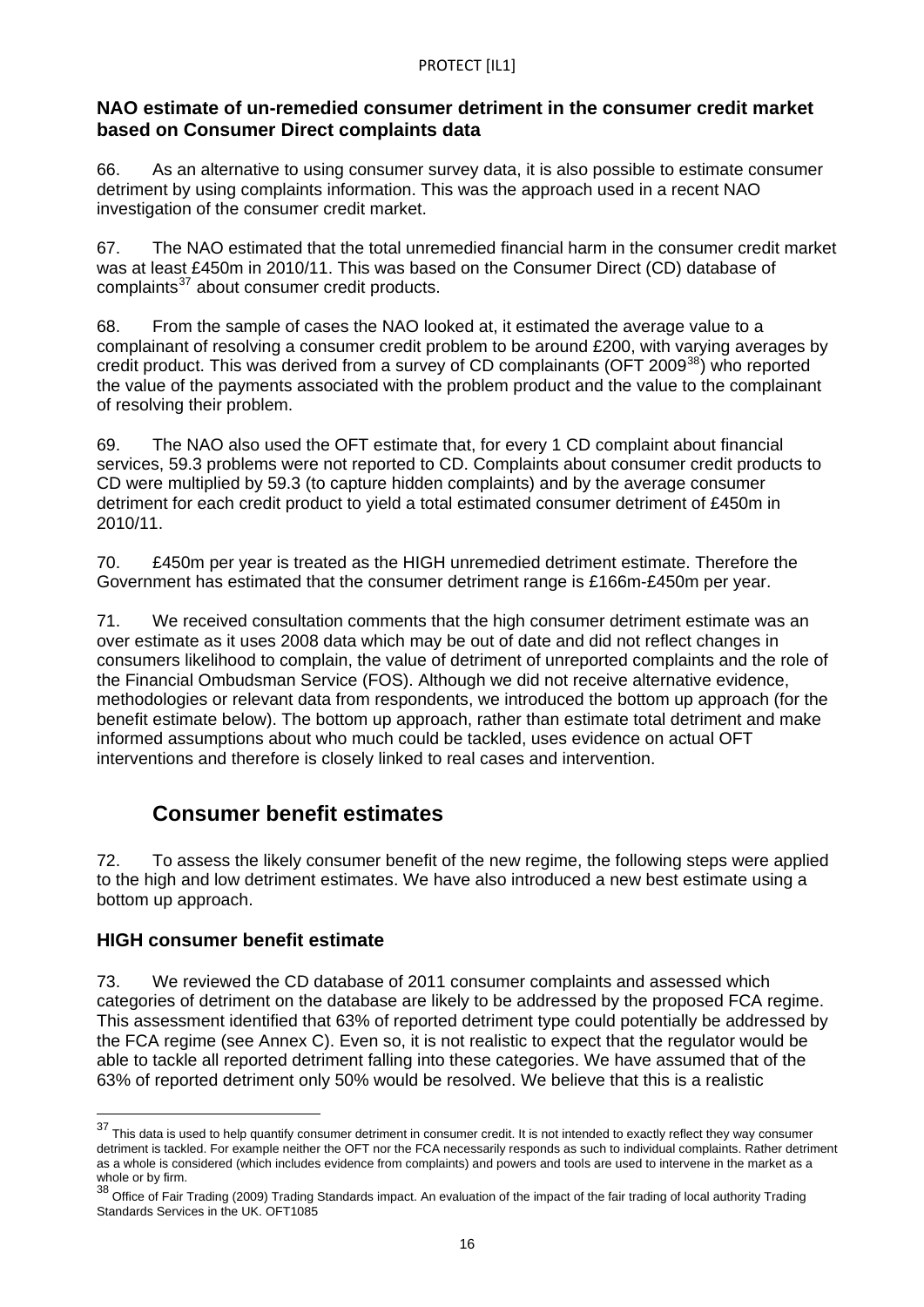### NAO estimate of un-remedied consumer detriment in the consumer credit market based on Consumer Direct complaints data

66. As an alternative to using consumer survey data, it is also possible to estimate consumer detriment by using complaints information. This was the approach used in a recent NAO investigation of the consumer credit market.

67. The NAO estimated that the total unremedied financial harm in the consumer credit market was at least £450m in 2010/11. This was based on the Consumer Direct (CD) database of complaints[37] about consumer credit products.

68. From the sample of cases the NAO looked at, it estimated the average value to a complainant of resolving a consumer credit problem to be around £200, with varying averages by credit product. This was derived from a survey of CD complainants (OFT 2009[38]) who reported the value of the payments associated with the problem product and the value to the complainant of resolving their problem.

69. The NAO also used the OFT estimate that, for every 1 CD complaint about financial services, 59.3 problems were not reported to CD. Complaints about consumer credit products to CD were multiplied by 59.3 (to capture hidden complaints) and by the average consumer detriment for each credit product to yield a total estimated consumer detriment of £450m in 2010/11.

70. £450m per year is treated as the HIGH unremedied detriment estimate. Therefore the Government has estimated that the consumer detriment range is £166m-£450m per year.

71. We received consultation comments that the high consumer detriment estimate was an over estimate as it uses 2008 data which may be out of date and did not reflect changes in consumers likelihood to complain, the value of detriment of unreported complaints and the role of the Financial Ombudsman Service (FOS). Although we did not receive alternative evidence, methodologies or relevant data from respondents, we introduced the bottom up approach (for the benefit estimate below). The bottom up approach, rather than estimate total detriment and make informed assumptions about who much could be tackled, uses evidence on actual OFT interventions and therefore is closely linked to real cases and intervention.

## Consumer benefit estimates

72. To assess the likely consumer benefit of the new regime, the following steps were applied to the high and low detriment estimates. We have also introduced a new best estimate using a bottom up approach.

### HIGH consumer benefit estimate

73. We reviewed the CD database of 2011 consumer complaints and assessed which categories of detriment on the database are likely to be addressed by the proposed FCA regime. This assessment identified that 63% of reported detriment type could potentially be addressed by the FCA regime (see Annex C). Even so, it is not realistic to expect that the regulator would be able to tackle all reported detriment falling into these categories. We have assumed that of the 63% of reported detriment only 50% would be resolved. We believe that this is a realistic

---

[37] This data is used to help quantify consumer detriment in consumer credit. It is not intended to exactly reflect they way consumer detriment is tackled. For example neither the OFT nor the FCA necessarily responds as such to individual complaints. Rather detriment as a whole is considered (which includes evidence from complaints) and powers and tools are used to intervene in the market as a whole or by firm.

[38] Office of Fair Trading (2009) Trading Standards impact. An evaluation of the impact of the fair trading of local authority Trading Standards Services in the UK. OFT1085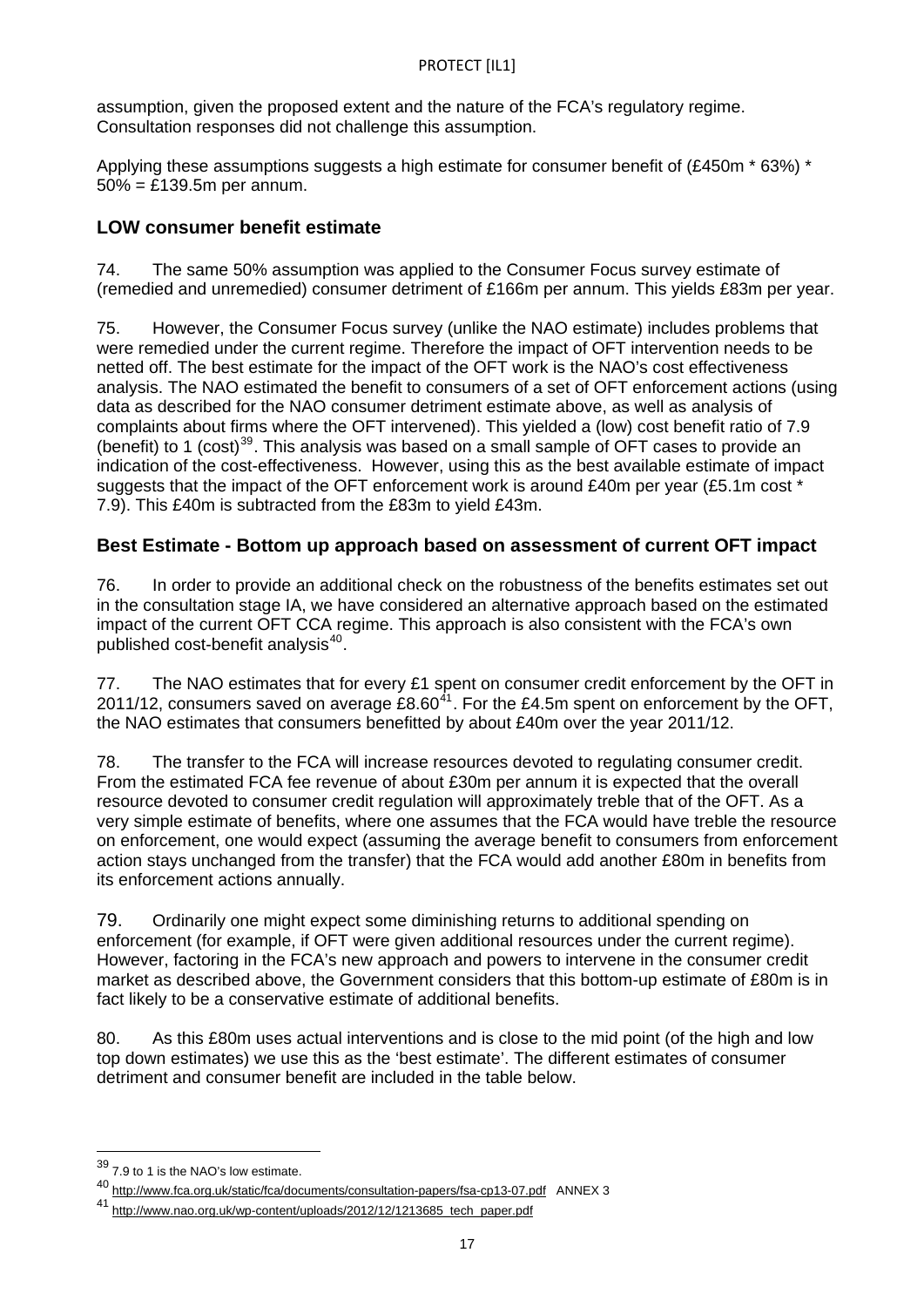assumption, given the proposed extent and the nature of the FCA's regulatory regime. Consultation responses did not challenge this assumption.

Applying these assumptions suggests a high estimate for consumer benefit of (£450m * 63%) * 50% = £139.5m per annum.

## LOW consumer benefit estimate

74. The same 50% assumption was applied to the Consumer Focus survey estimate of (remedied and unremedied) consumer detriment of £166m per annum. This yields £83m per year.

75. However, the Consumer Focus survey (unlike the NAO estimate) includes problems that were remedied under the current regime. Therefore the impact of OFT intervention needs to be netted off. The best estimate for the impact of the OFT work is the NAO's cost effectiveness analysis. The NAO estimated the benefit to consumers of a set of OFT enforcement actions (using data as described for the NAO consumer detriment estimate above, as well as analysis of complaints about firms where the OFT intervened). This yielded a (low) cost benefit ratio of 7.9 (benefit) to 1 (cost)[39]. This analysis was based on a small sample of OFT cases to provide an indication of the cost-effectiveness. However, using this as the best available estimate of impact suggests that the impact of the OFT enforcement work is around £40m per year (£5.1m cost * 7.9). This £40m is subtracted from the £83m to yield £43m.

## Best Estimate - Bottom up approach based on assessment of current OFT impact

76. In order to provide an additional check on the robustness of the benefits estimates set out in the consultation stage IA, we have considered an alternative approach based on the estimated impact of the current OFT CCA regime. This approach is also consistent with the FCA's own published cost-benefit analysis[40].

77. The NAO estimates that for every £1 spent on consumer credit enforcement by the OFT in 2011/12, consumers saved on average £8.60[41]. For the £4.5m spent on enforcement by the OFT, the NAO estimates that consumers benefitted by about £40m over the year 2011/12.

78. The transfer to the FCA will increase resources devoted to regulating consumer credit. From the estimated FCA fee revenue of about £30m per annum it is expected that the overall resource devoted to consumer credit regulation will approximately treble that of the OFT. As a very simple estimate of benefits, where one assumes that the FCA would have treble the resource on enforcement, one would expect (assuming the average benefit to consumers from enforcement action stays unchanged from the transfer) that the FCA would add another £80m in benefits from its enforcement actions annually.

79. Ordinarily one might expect some diminishing returns to additional spending on enforcement (for example, if OFT were given additional resources under the current regime). However, factoring in the FCA's new approach and powers to intervene in the consumer credit market as described above, the Government considers that this bottom-up estimate of £80m is in fact likely to be a conservative estimate of additional benefits.

80. As this £80m uses actual interventions and is close to the mid point (of the high and low top down estimates) we use this as the 'best estimate'. The different estimates of consumer detriment and consumer benefit are included in the table below.

---

[39] 7.9 to 1 is the NAO's low estimate.

[40] http://www.fca.org.uk/static/fca/documents/consultation-papers/fsa-cp13-07.pdf ANNEX 3

[41] http://www.nao.org.uk/wp-content/uploads/2012/12/1213685_tech_paper.pdf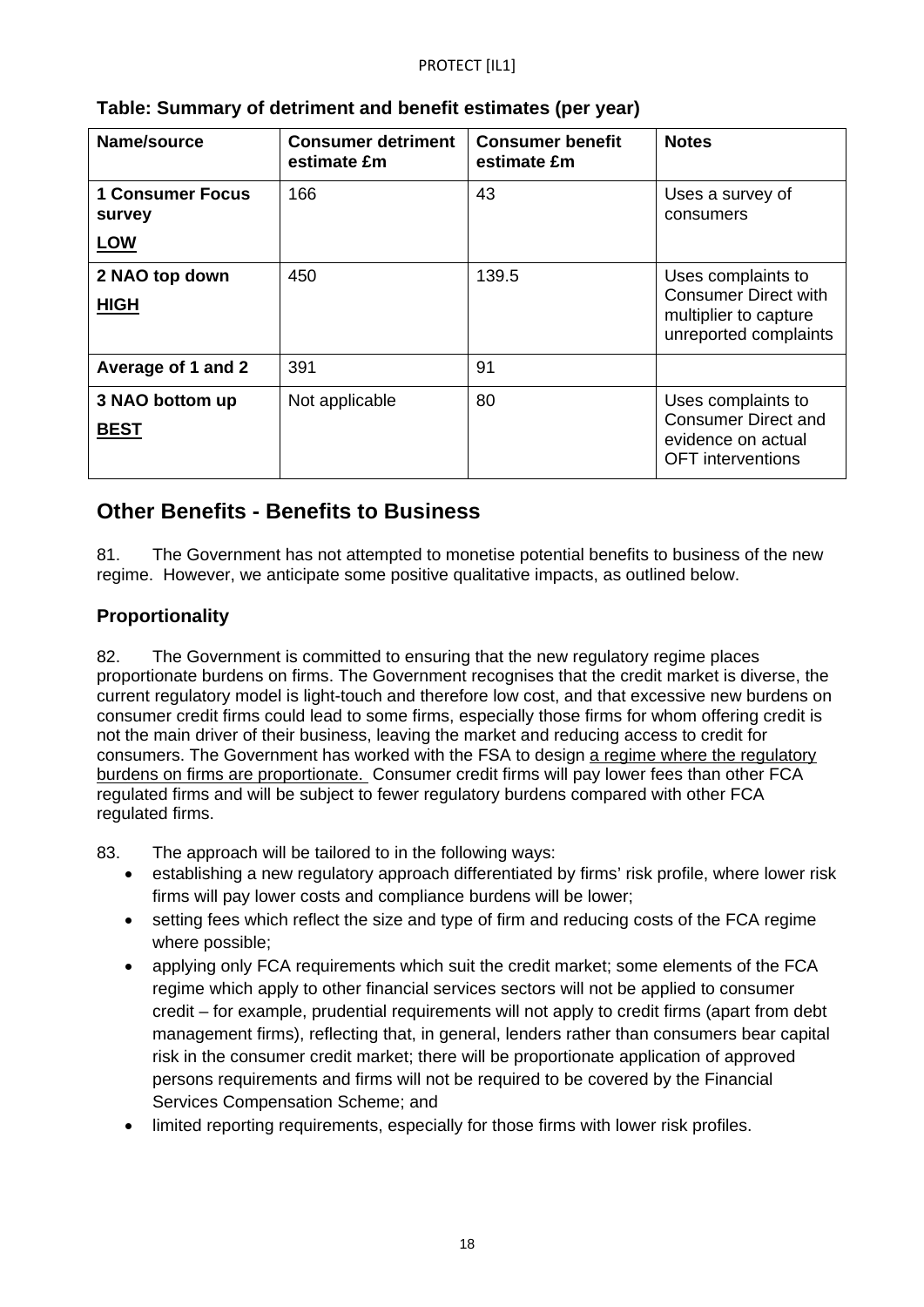**Table: Summary of detriment and benefit estimates (per year)**

| Name/source | Consumer detriment estimate £m | Consumer benefit estimate £m | Notes |
|---|---|---|---|
| **1 Consumer Focus survey** <br> **LOW** | 166 | 43 | Uses a survey of consumers |
| **2 NAO top down** <br> **HIGH** | 450 | 139.5 | Uses complaints to Consumer Direct with multiplier to capture unreported complaints |
| **Average of 1 and 2** | 391 | 91 | |
| **3 NAO bottom up** <br> **BEST** | Not applicable | 80 | Uses complaints to Consumer Direct and evidence on actual OFT interventions |

## Other Benefits - Benefits to Business

81. The Government has not attempted to monetise potential benefits to business of the new regime. However, we anticipate some positive qualitative impacts, as outlined below.

### Proportionality

82. The Government is committed to ensuring that the new regulatory regime places proportionate burdens on firms. The Government recognises that the credit market is diverse, the current regulatory model is light-touch and therefore low cost, and that excessive new burdens on consumer credit firms could lead to some firms, especially those firms for whom offering credit is not the main driver of their business, leaving the market and reducing access to credit for consumers. The Government has worked with the FSA to design a regime where the regulatory burdens on firms are proportionate. Consumer credit firms will pay lower fees than other FCA regulated firms and will be subject to fewer regulatory burdens compared with other FCA regulated firms.

83. The approach will be tailored to in the following ways:

- establishing a new regulatory approach differentiated by firms' risk profile, where lower risk firms will pay lower costs and compliance burdens will be lower;
- setting fees which reflect the size and type of firm and reducing costs of the FCA regime where possible;
- applying only FCA requirements which suit the credit market; some elements of the FCA regime which apply to other financial services sectors will not be applied to consumer credit – for example, prudential requirements will not apply to credit firms (apart from debt management firms), reflecting that, in general, lenders rather than consumers bear capital risk in the consumer credit market; there will be proportionate application of approved persons requirements and firms will not be required to be covered by the Financial Services Compensation Scheme; and
- limited reporting requirements, especially for those firms with lower risk profiles.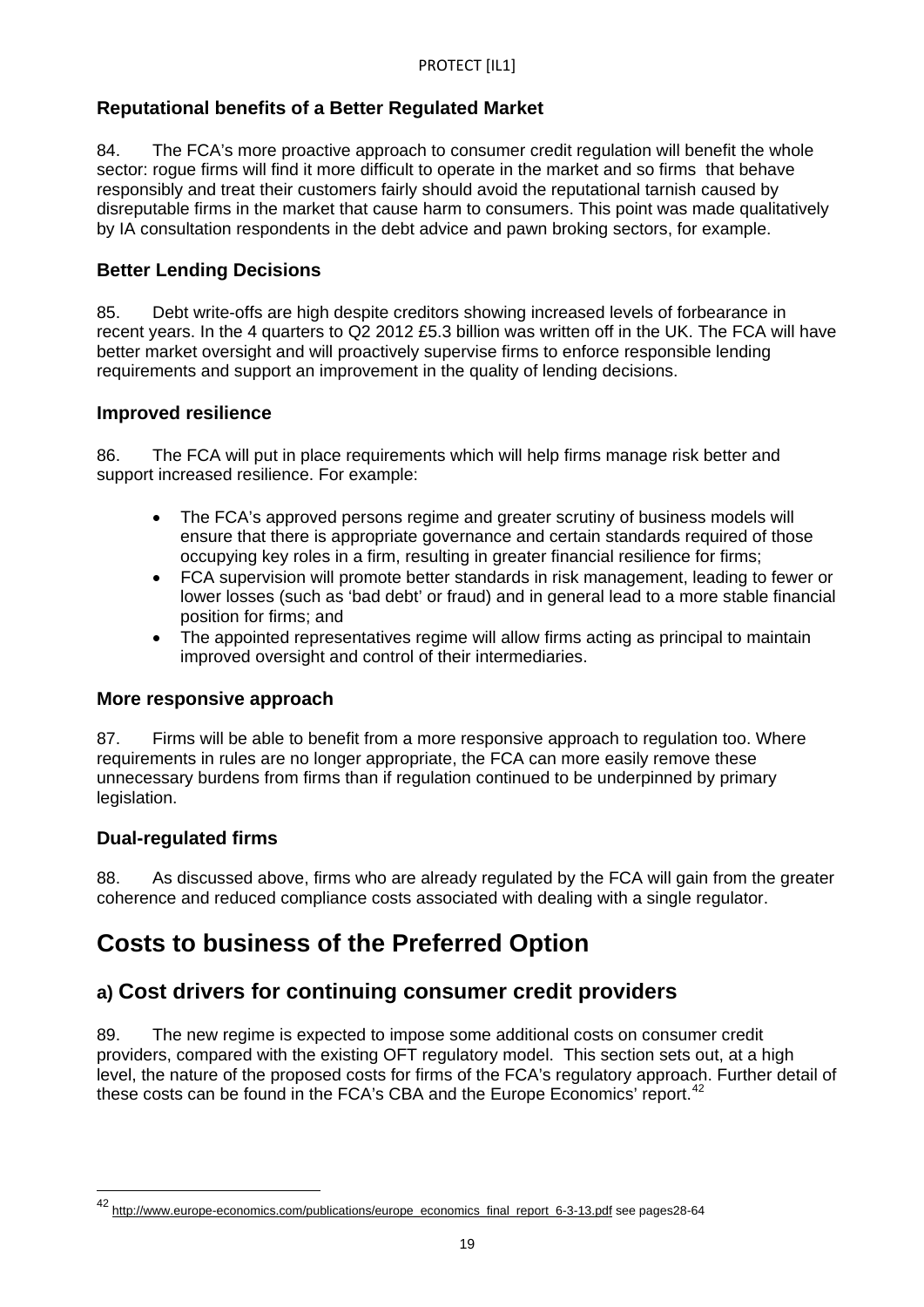### Reputational benefits of a Better Regulated Market

84. The FCA's more proactive approach to consumer credit regulation will benefit the whole sector: rogue firms will find it more difficult to operate in the market and so firms that behave responsibly and treat their customers fairly should avoid the reputational tarnish caused by disreputable firms in the market that cause harm to consumers. This point was made qualitatively by IA consultation respondents in the debt advice and pawn broking sectors, for example.

### Better Lending Decisions

85. Debt write-offs are high despite creditors showing increased levels of forbearance in recent years. In the 4 quarters to Q2 2012 £5.3 billion was written off in the UK. The FCA will have better market oversight and will proactively supervise firms to enforce responsible lending requirements and support an improvement in the quality of lending decisions.

### Improved resilience

86. The FCA will put in place requirements which will help firms manage risk better and support increased resilience. For example:

- The FCA's approved persons regime and greater scrutiny of business models will ensure that there is appropriate governance and certain standards required of those occupying key roles in a firm, resulting in greater financial resilience for firms;
- FCA supervision will promote better standards in risk management, leading to fewer or lower losses (such as 'bad debt' or fraud) and in general lead to a more stable financial position for firms; and
- The appointed representatives regime will allow firms acting as principal to maintain improved oversight and control of their intermediaries.

### More responsive approach

87. Firms will be able to benefit from a more responsive approach to regulation too. Where requirements in rules are no longer appropriate, the FCA can more easily remove these unnecessary burdens from firms than if regulation continued to be underpinned by primary legislation.

### Dual-regulated firms

88. As discussed above, firms who are already regulated by the FCA will gain from the greater coherence and reduced compliance costs associated with dealing with a single regulator.

# Costs to business of the Preferred Option

## a) Cost drivers for continuing consumer credit providers

89. The new regime is expected to impose some additional costs on consumer credit providers, compared with the existing OFT regulatory model. This section sets out, at a high level, the nature of the proposed costs for firms of the FCA's regulatory approach. Further detail of these costs can be found in the FCA's CBA and the Europe Economics' report.[42]

[42] http://www.europe-economics.com/publications/europe_economics_final_report_6-3-13.pdf see pages28-64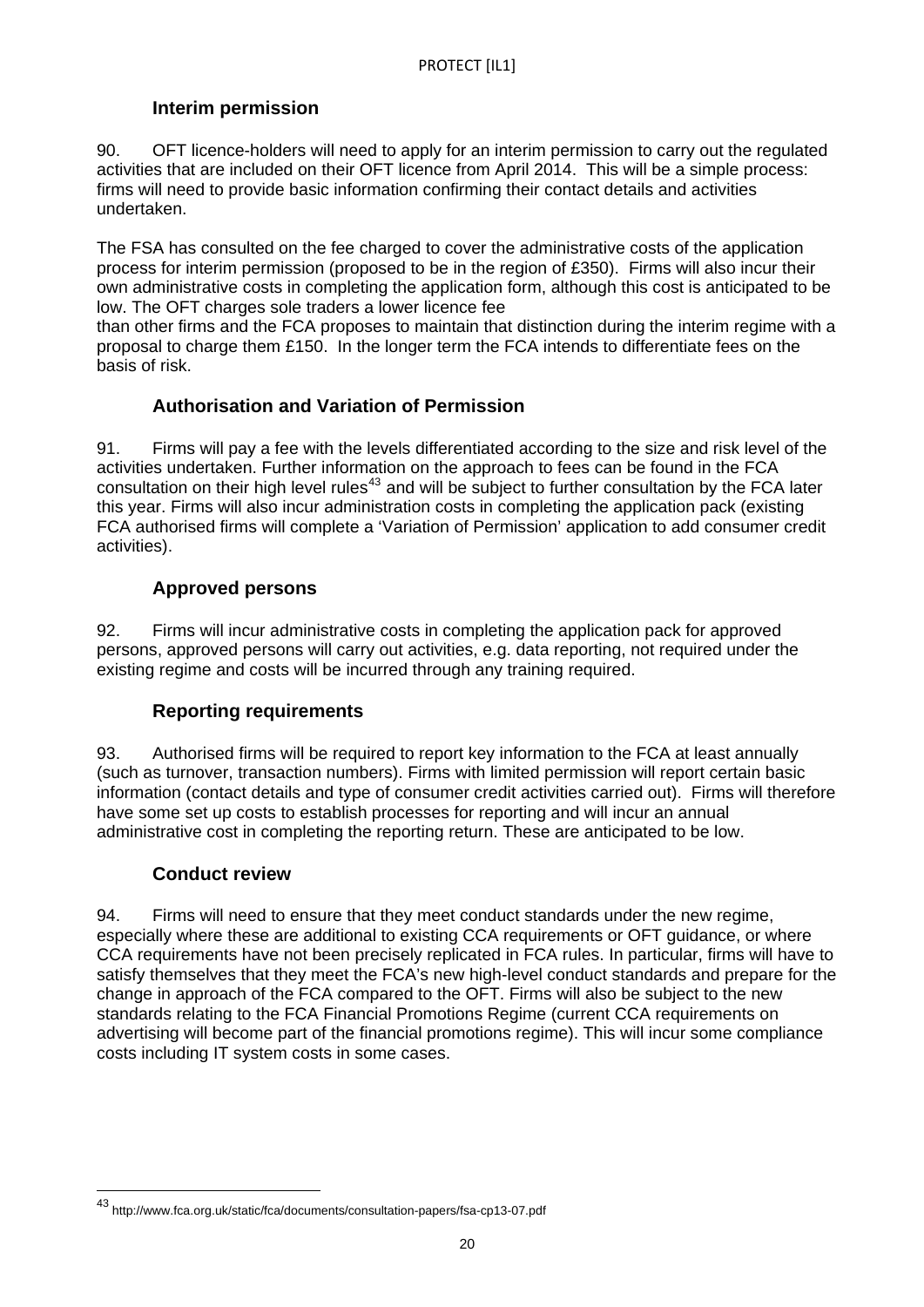### Interim permission

90. OFT licence-holders will need to apply for an interim permission to carry out the regulated activities that are included on their OFT licence from April 2014. This will be a simple process: firms will need to provide basic information confirming their contact details and activities undertaken.

The FSA has consulted on the fee charged to cover the administrative costs of the application process for interim permission (proposed to be in the region of £350). Firms will also incur their own administrative costs in completing the application form, although this cost is anticipated to be low. The OFT charges sole traders a lower licence fee than other firms and the FCA proposes to maintain that distinction during the interim regime with a proposal to charge them £150. In the longer term the FCA intends to differentiate fees on the basis of risk.

### Authorisation and Variation of Permission

91. Firms will pay a fee with the levels differentiated according to the size and risk level of the activities undertaken. Further information on the approach to fees can be found in the FCA consultation on their high level rules[43] and will be subject to further consultation by the FCA later this year. Firms will also incur administration costs in completing the application pack (existing FCA authorised firms will complete a 'Variation of Permission' application to add consumer credit activities).

### Approved persons

92. Firms will incur administrative costs in completing the application pack for approved persons, approved persons will carry out activities, e.g. data reporting, not required under the existing regime and costs will be incurred through any training required.

### Reporting requirements

93. Authorised firms will be required to report key information to the FCA at least annually (such as turnover, transaction numbers). Firms with limited permission will report certain basic information (contact details and type of consumer credit activities carried out). Firms will therefore have some set up costs to establish processes for reporting and will incur an annual administrative cost in completing the reporting return. These are anticipated to be low.

### Conduct review

94. Firms will need to ensure that they meet conduct standards under the new regime, especially where these are additional to existing CCA requirements or OFT guidance, or where CCA requirements have not been precisely replicated in FCA rules. In particular, firms will have to satisfy themselves that they meet the FCA's new high-level conduct standards and prepare for the change in approach of the FCA compared to the OFT. Firms will also be subject to the new standards relating to the FCA Financial Promotions Regime (current CCA requirements on advertising will become part of the financial promotions regime). This will incur some compliance costs including IT system costs in some cases.

---

[43] http://www.fca.org.uk/static/fca/documents/consultation-papers/fsa-cp13-07.pdf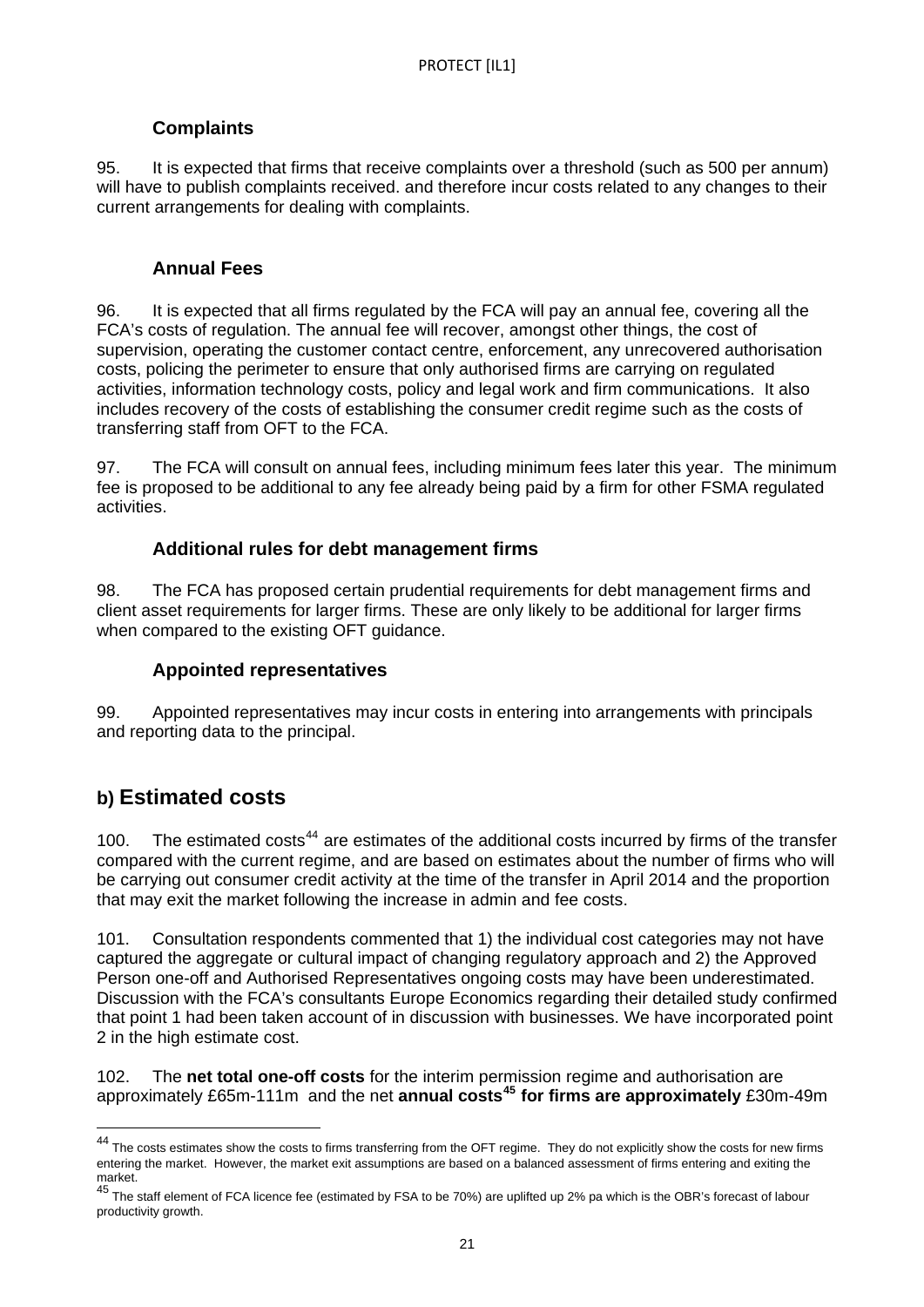### Complaints

95. It is expected that firms that receive complaints over a threshold (such as 500 per annum) will have to publish complaints received. and therefore incur costs related to any changes to their current arrangements for dealing with complaints.

### Annual Fees

96. It is expected that all firms regulated by the FCA will pay an annual fee, covering all the FCA's costs of regulation. The annual fee will recover, amongst other things, the cost of supervision, operating the customer contact centre, enforcement, any unrecovered authorisation costs, policing the perimeter to ensure that only authorised firms are carrying on regulated activities, information technology costs, policy and legal work and firm communications. It also includes recovery of the costs of establishing the consumer credit regime such as the costs of transferring staff from OFT to the FCA.

97. The FCA will consult on annual fees, including minimum fees later this year. The minimum fee is proposed to be additional to any fee already being paid by a firm for other FSMA regulated activities.

### Additional rules for debt management firms

98. The FCA has proposed certain prudential requirements for debt management firms and client asset requirements for larger firms. These are only likely to be additional for larger firms when compared to the existing OFT guidance.

### Appointed representatives

99. Appointed representatives may incur costs in entering into arrangements with principals and reporting data to the principal.

## b) Estimated costs

100. The estimated costs[44] are estimates of the additional costs incurred by firms of the transfer compared with the current regime, and are based on estimates about the number of firms who will be carrying out consumer credit activity at the time of the transfer in April 2014 and the proportion that may exit the market following the increase in admin and fee costs.

101. Consultation respondents commented that 1) the individual cost categories may not have captured the aggregate or cultural impact of changing regulatory approach and 2) the Approved Person one-off and Authorised Representatives ongoing costs may have been underestimated. Discussion with the FCA's consultants Europe Economics regarding their detailed study confirmed that point 1 had been taken account of in discussion with businesses. We have incorporated point 2 in the high estimate cost.

102. The **net total one-off costs** for the interim permission regime and authorisation are approximately £65m-111m and the net **annual costs[45] for firms are approximately** £30m-49m

---

[44] The costs estimates show the costs to firms transferring from the OFT regime. They do not explicitly show the costs for new firms entering the market. However, the market exit assumptions are based on a balanced assessment of firms entering and exiting the market.

[45] The staff element of FCA licence fee (estimated by FSA to be 70%) are uplifted up 2% pa which is the OBR's forecast of labour productivity growth.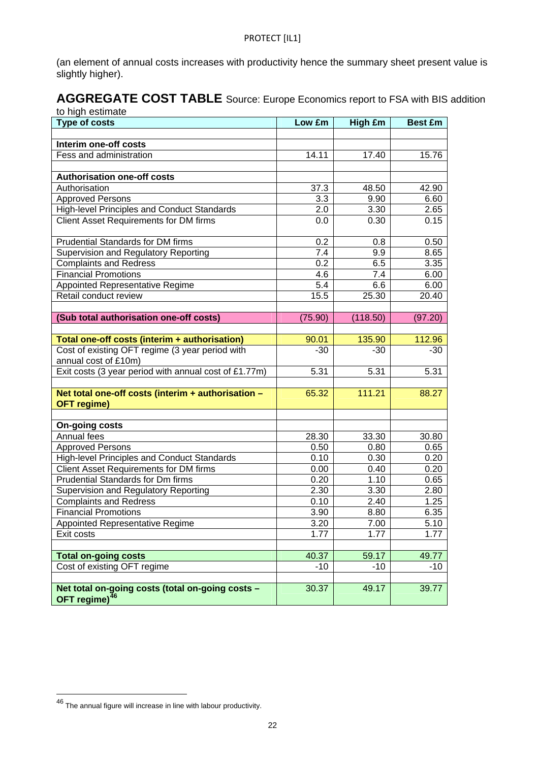(an element of annual costs increases with productivity hence the summary sheet present value is slightly higher).

## AGGREGATE COST TABLE Source: Europe Economics report to FSA with BIS addition to high estimate

| Type of costs | Low £m | High £m | Best £m |
|---|---|---|---|
| | | | |
| **Interim one-off costs** | | | |
| Fess and administration | 14.11 | 17.40 | 15.76 |
| | | | |
| **Authorisation one-off costs** | | | |
| Authorisation | 37.3 | 48.50 | 42.90 |
| Approved Persons | 3.3 | 9.90 | 6.60 |
| High-level Principles and Conduct Standards | 2.0 | 3.30 | 2.65 |
| Client Asset Requirements for DM firms | 0.0 | 0.30 | 0.15 |
| Prudential Standards for DM firms | 0.2 | 0.8 | 0.50 |
| Supervision and Regulatory Reporting | 7.4 | 9.9 | 8.65 |
| Complaints and Redress | 0.2 | 6.5 | 3.35 |
| Financial Promotions | 4.6 | 7.4 | 6.00 |
| Appointed Representative Regime | 5.4 | 6.6 | 6.00 |
| Retail conduct review | 15.5 | 25.30 | 20.40 |
| | | | |
| **(Sub total authorisation one-off costs)** | (75.90) | (118.50) | (97.20) |
| | | | |
| **Total one-off costs (interim + authorisation)** | 90.01 | 135.90 | 112.96 |
| Cost of existing OFT regime (3 year period with annual cost of £10m) | -30 | -30 | -30 |
| Exit costs (3 year period with annual cost of £1.77m) | 5.31 | 5.31 | 5.31 |
| | | | |
| **Net total one-off costs (interim + authorisation – OFT regime)** | 65.32 | 111.21 | 88.27 |
| | | | |
| **On-going costs** | | | |
| Annual fees | 28.30 | 33.30 | 30.80 |
| Approved Persons | 0.50 | 0.80 | 0.65 |
| High-level Principles and Conduct Standards | 0.10 | 0.30 | 0.20 |
| Client Asset Requirements for DM firms | 0.00 | 0.40 | 0.20 |
| Prudential Standards for Dm firms | 0.20 | 1.10 | 0.65 |
| Supervision and Regulatory Reporting | 2.30 | 3.30 | 2.80 |
| Complaints and Redress | 0.10 | 2.40 | 1.25 |
| Financial Promotions | 3.90 | 8.80 | 6.35 |
| Appointed Representative Regime | 3.20 | 7.00 | 5.10 |
| Exit costs | 1.77 | 1.77 | 1.77 |
| | | | |
| **Total on-going costs** | 40.37 | 59.17 | 49.77 |
| Cost of existing OFT regime | -10 | -10 | -10 |
| | | | |
| **Net total on-going costs (total on-going costs – OFT regime)[46]** | 30.37 | 49.17 | 39.77 |

[46] The annual figure will increase in line with labour productivity.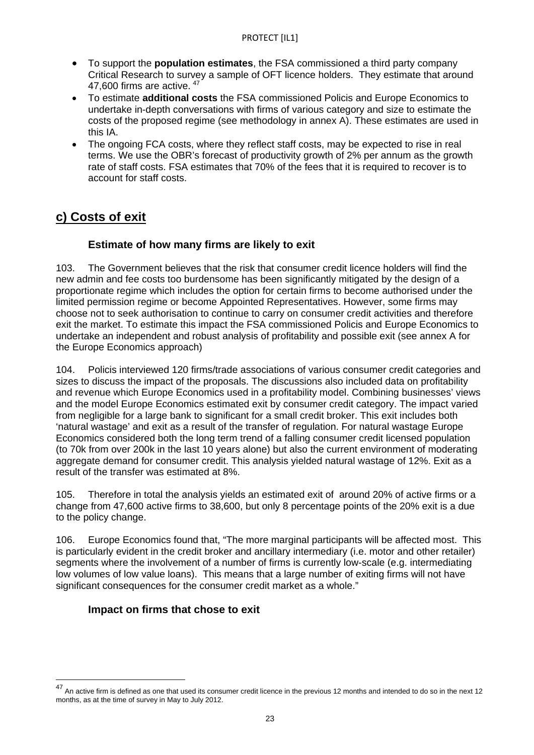- To support the **population estimates**, the FSA commissioned a third party company Critical Research to survey a sample of OFT licence holders. They estimate that around 47,600 firms are active. [47]
- To estimate **additional costs** the FSA commissioned Policis and Europe Economics to undertake in-depth conversations with firms of various category and size to estimate the costs of the proposed regime (see methodology in annex A). These estimates are used in this IA.
- The ongoing FCA costs, where they reflect staff costs, may be expected to rise in real terms. We use the OBR's forecast of productivity growth of 2% per annum as the growth rate of staff costs. FSA estimates that 70% of the fees that it is required to recover is to account for staff costs.

## c) Costs of exit

### Estimate of how many firms are likely to exit

103. The Government believes that the risk that consumer credit licence holders will find the new admin and fee costs too burdensome has been significantly mitigated by the design of a proportionate regime which includes the option for certain firms to become authorised under the limited permission regime or become Appointed Representatives. However, some firms may choose not to seek authorisation to continue to carry on consumer credit activities and therefore exit the market. To estimate this impact the FSA commissioned Policis and Europe Economics to undertake an independent and robust analysis of profitability and possible exit (see annex A for the Europe Economics approach)

104. Policis interviewed 120 firms/trade associations of various consumer credit categories and sizes to discuss the impact of the proposals. The discussions also included data on profitability and revenue which Europe Economics used in a profitability model. Combining businesses' views and the model Europe Economics estimated exit by consumer credit category. The impact varied from negligible for a large bank to significant for a small credit broker. This exit includes both 'natural wastage' and exit as a result of the transfer of regulation. For natural wastage Europe Economics considered both the long term trend of a falling consumer credit licensed population (to 70k from over 200k in the last 10 years alone) but also the current environment of moderating aggregate demand for consumer credit. This analysis yielded natural wastage of 12%. Exit as a result of the transfer was estimated at 8%.

105. Therefore in total the analysis yields an estimated exit of around 20% of active firms or a change from 47,600 active firms to 38,600, but only 8 percentage points of the 20% exit is a due to the policy change.

106. Europe Economics found that, "The more marginal participants will be affected most. This is particularly evident in the credit broker and ancillary intermediary (i.e. motor and other retailer) segments where the involvement of a number of firms is currently low-scale (e.g. intermediating low volumes of low value loans). This means that a large number of exiting firms will not have significant consequences for the consumer credit market as a whole."

### Impact on firms that chose to exit

---

[47] An active firm is defined as one that used its consumer credit licence in the previous 12 months and intended to do so in the next 12 months, as at the time of survey in May to July 2012.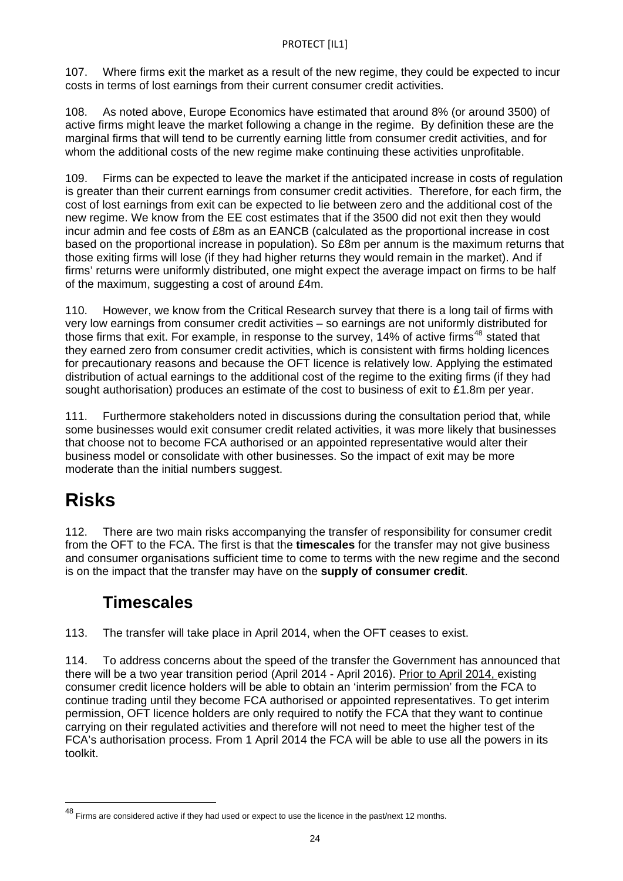107. Where firms exit the market as a result of the new regime, they could be expected to incur costs in terms of lost earnings from their current consumer credit activities.

108. As noted above, Europe Economics have estimated that around 8% (or around 3500) of active firms might leave the market following a change in the regime. By definition these are the marginal firms that will tend to be currently earning little from consumer credit activities, and for whom the additional costs of the new regime make continuing these activities unprofitable.

109. Firms can be expected to leave the market if the anticipated increase in costs of regulation is greater than their current earnings from consumer credit activities. Therefore, for each firm, the cost of lost earnings from exit can be expected to lie between zero and the additional cost of the new regime. We know from the EE cost estimates that if the 3500 did not exit then they would incur admin and fee costs of £8m as an EANCB (calculated as the proportional increase in cost based on the proportional increase in population). So £8m per annum is the maximum returns that those exiting firms will lose (if they had higher returns they would remain in the market). And if firms' returns were uniformly distributed, one might expect the average impact on firms to be half of the maximum, suggesting a cost of around £4m.

110. However, we know from the Critical Research survey that there is a long tail of firms with very low earnings from consumer credit activities – so earnings are not uniformly distributed for those firms that exit. For example, in response to the survey, 14% of active firms[48] stated that they earned zero from consumer credit activities, which is consistent with firms holding licences for precautionary reasons and because the OFT licence is relatively low. Applying the estimated distribution of actual earnings to the additional cost of the regime to the exiting firms (if they had sought authorisation) produces an estimate of the cost to business of exit to £1.8m per year.

111. Furthermore stakeholders noted in discussions during the consultation period that, while some businesses would exit consumer credit related activities, it was more likely that businesses that choose not to become FCA authorised or an appointed representative would alter their business model or consolidate with other businesses. So the impact of exit may be more moderate than the initial numbers suggest.

# Risks

112. There are two main risks accompanying the transfer of responsibility for consumer credit from the OFT to the FCA. The first is that the **timescales** for the transfer may not give business and consumer organisations sufficient time to come to terms with the new regime and the second is on the impact that the transfer may have on the **supply of consumer credit**.

## Timescales

113. The transfer will take place in April 2014, when the OFT ceases to exist.

114. To address concerns about the speed of the transfer the Government has announced that there will be a two year transition period (April 2014 - April 2016). Prior to April 2014, existing consumer credit licence holders will be able to obtain an 'interim permission' from the FCA to continue trading until they become FCA authorised or appointed representatives. To get interim permission, OFT licence holders are only required to notify the FCA that they want to continue carrying on their regulated activities and therefore will not need to meet the higher test of the FCA's authorisation process. From 1 April 2014 the FCA will be able to use all the powers in its toolkit.

[48] Firms are considered active if they had used or expect to use the licence in the past/next 12 months.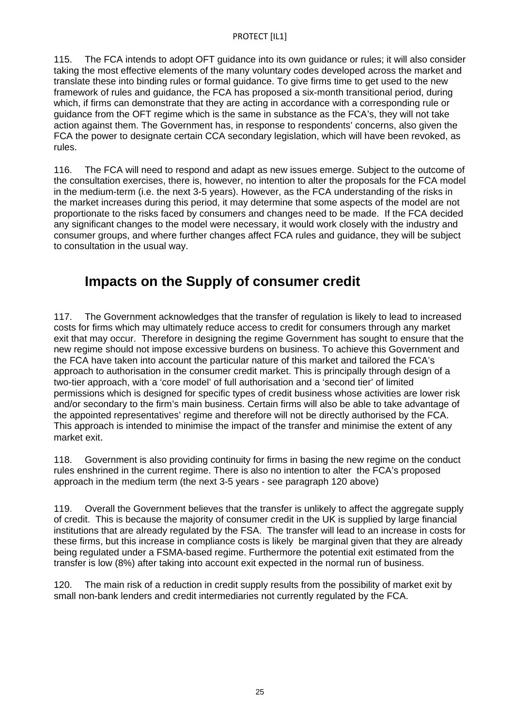115. The FCA intends to adopt OFT guidance into its own guidance or rules; it will also consider taking the most effective elements of the many voluntary codes developed across the market and translate these into binding rules or formal guidance. To give firms time to get used to the new framework of rules and guidance, the FCA has proposed a six-month transitional period, during which, if firms can demonstrate that they are acting in accordance with a corresponding rule or guidance from the OFT regime which is the same in substance as the FCA's, they will not take action against them. The Government has, in response to respondents' concerns, also given the FCA the power to designate certain CCA secondary legislation, which will have been revoked, as rules.

116. The FCA will need to respond and adapt as new issues emerge. Subject to the outcome of the consultation exercises, there is, however, no intention to alter the proposals for the FCA model in the medium-term (i.e. the next 3-5 years). However, as the FCA understanding of the risks in the market increases during this period, it may determine that some aspects of the model are not proportionate to the risks faced by consumers and changes need to be made. If the FCA decided any significant changes to the model were necessary, it would work closely with the industry and consumer groups, and where further changes affect FCA rules and guidance, they will be subject to consultation in the usual way.

## Impacts on the Supply of consumer credit

117. The Government acknowledges that the transfer of regulation is likely to lead to increased costs for firms which may ultimately reduce access to credit for consumers through any market exit that may occur. Therefore in designing the regime Government has sought to ensure that the new regime should not impose excessive burdens on business. To achieve this Government and the FCA have taken into account the particular nature of this market and tailored the FCA's approach to authorisation in the consumer credit market. This is principally through design of a two-tier approach, with a 'core model' of full authorisation and a 'second tier' of limited permissions which is designed for specific types of credit business whose activities are lower risk and/or secondary to the firm's main business. Certain firms will also be able to take advantage of the appointed representatives' regime and therefore will not be directly authorised by the FCA. This approach is intended to minimise the impact of the transfer and minimise the extent of any market exit.

118. Government is also providing continuity for firms in basing the new regime on the conduct rules enshrined in the current regime. There is also no intention to alter the FCA's proposed approach in the medium term (the next 3-5 years - see paragraph 120 above)

119. Overall the Government believes that the transfer is unlikely to affect the aggregate supply of credit. This is because the majority of consumer credit in the UK is supplied by large financial institutions that are already regulated by the FSA. The transfer will lead to an increase in costs for these firms, but this increase in compliance costs is likely be marginal given that they are already being regulated under a FSMA-based regime. Furthermore the potential exit estimated from the transfer is low (8%) after taking into account exit expected in the normal run of business.

120. The main risk of a reduction in credit supply results from the possibility of market exit by small non-bank lenders and credit intermediaries not currently regulated by the FCA.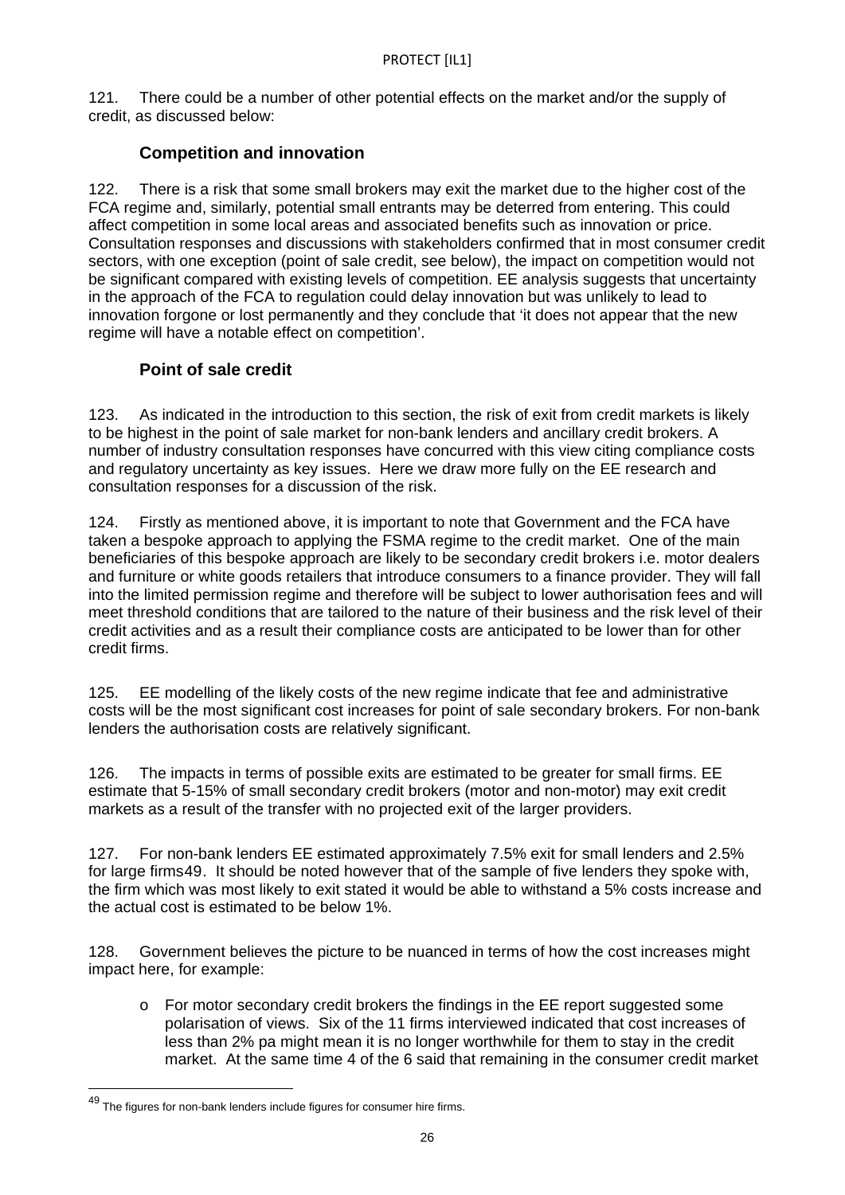121. There could be a number of other potential effects on the market and/or the supply of credit, as discussed below:

### Competition and innovation

122. There is a risk that some small brokers may exit the market due to the higher cost of the FCA regime and, similarly, potential small entrants may be deterred from entering. This could affect competition in some local areas and associated benefits such as innovation or price. Consultation responses and discussions with stakeholders confirmed that in most consumer credit sectors, with one exception (point of sale credit, see below), the impact on competition would not be significant compared with existing levels of competition. EE analysis suggests that uncertainty in the approach of the FCA to regulation could delay innovation but was unlikely to lead to innovation forgone or lost permanently and they conclude that 'it does not appear that the new regime will have a notable effect on competition'.

### Point of sale credit

123. As indicated in the introduction to this section, the risk of exit from credit markets is likely to be highest in the point of sale market for non-bank lenders and ancillary credit brokers. A number of industry consultation responses have concurred with this view citing compliance costs and regulatory uncertainty as key issues. Here we draw more fully on the EE research and consultation responses for a discussion of the risk.

124. Firstly as mentioned above, it is important to note that Government and the FCA have taken a bespoke approach to applying the FSMA regime to the credit market. One of the main beneficiaries of this bespoke approach are likely to be secondary credit brokers i.e. motor dealers and furniture or white goods retailers that introduce consumers to a finance provider. They will fall into the limited permission regime and therefore will be subject to lower authorisation fees and will meet threshold conditions that are tailored to the nature of their business and the risk level of their credit activities and as a result their compliance costs are anticipated to be lower than for other credit firms.

125. EE modelling of the likely costs of the new regime indicate that fee and administrative costs will be the most significant cost increases for point of sale secondary brokers. For non-bank lenders the authorisation costs are relatively significant.

126. The impacts in terms of possible exits are estimated to be greater for small firms. EE estimate that 5-15% of small secondary credit brokers (motor and non-motor) may exit credit markets as a result of the transfer with no projected exit of the larger providers.

127. For non-bank lenders EE estimated approximately 7.5% exit for small lenders and 2.5% for large firms[49]. It should be noted however that of the sample of five lenders they spoke with, the firm which was most likely to exit stated it would be able to withstand a 5% costs increase and the actual cost is estimated to be below 1%.

128. Government believes the picture to be nuanced in terms of how the cost increases might impact here, for example:

- For motor secondary credit brokers the findings in the EE report suggested some polarisation of views. Six of the 11 firms interviewed indicated that cost increases of less than 2% pa might mean it is no longer worthwhile for them to stay in the credit market. At the same time 4 of the 6 said that remaining in the consumer credit market

[49] The figures for non-bank lenders include figures for consumer hire firms.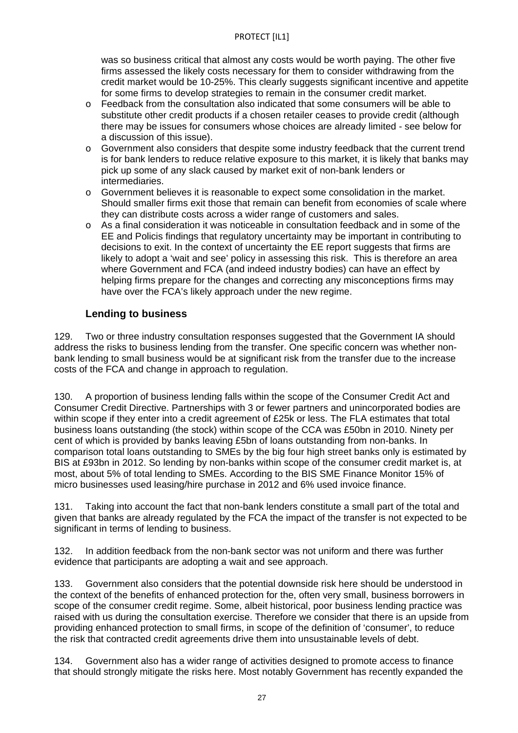was so business critical that almost any costs would be worth paying. The other five firms assessed the likely costs necessary for them to consider withdrawing from the credit market would be 10-25%. This clearly suggests significant incentive and appetite for some firms to develop strategies to remain in the consumer credit market.

- Feedback from the consultation also indicated that some consumers will be able to substitute other credit products if a chosen retailer ceases to provide credit (although there may be issues for consumers whose choices are already limited - see below for a discussion of this issue).
- Government also considers that despite some industry feedback that the current trend is for bank lenders to reduce relative exposure to this market, it is likely that banks may pick up some of any slack caused by market exit of non-bank lenders or intermediaries.
- Government believes it is reasonable to expect some consolidation in the market. Should smaller firms exit those that remain can benefit from economies of scale where they can distribute costs across a wider range of customers and sales.
- As a final consideration it was noticeable in consultation feedback and in some of the EE and Policis findings that regulatory uncertainty may be important in contributing to decisions to exit. In the context of uncertainty the EE report suggests that firms are likely to adopt a 'wait and see' policy in assessing this risk. This is therefore an area where Government and FCA (and indeed industry bodies) can have an effect by helping firms prepare for the changes and correcting any misconceptions firms may have over the FCA's likely approach under the new regime.

### Lending to business

129. Two or three industry consultation responses suggested that the Government IA should address the risks to business lending from the transfer. One specific concern was whether non-bank lending to small business would be at significant risk from the transfer due to the increase costs of the FCA and change in approach to regulation.

130. A proportion of business lending falls within the scope of the Consumer Credit Act and Consumer Credit Directive. Partnerships with 3 or fewer partners and unincorporated bodies are within scope if they enter into a credit agreement of £25k or less. The FLA estimates that total business loans outstanding (the stock) within scope of the CCA was £50bn in 2010. Ninety per cent of which is provided by banks leaving £5bn of loans outstanding from non-banks. In comparison total loans outstanding to SMEs by the big four high street banks only is estimated by BIS at £93bn in 2012. So lending by non-banks within scope of the consumer credit market is, at most, about 5% of total lending to SMEs. According to the BIS SME Finance Monitor 15% of micro businesses used leasing/hire purchase in 2012 and 6% used invoice finance.

131. Taking into account the fact that non-bank lenders constitute a small part of the total and given that banks are already regulated by the FCA the impact of the transfer is not expected to be significant in terms of lending to business.

132. In addition feedback from the non-bank sector was not uniform and there was further evidence that participants are adopting a wait and see approach.

133. Government also considers that the potential downside risk here should be understood in the context of the benefits of enhanced protection for the, often very small, business borrowers in scope of the consumer credit regime. Some, albeit historical, poor business lending practice was raised with us during the consultation exercise. Therefore we consider that there is an upside from providing enhanced protection to small firms, in scope of the definition of 'consumer', to reduce the risk that contracted credit agreements drive them into unsustainable levels of debt.

134. Government also has a wider range of activities designed to promote access to finance that should strongly mitigate the risks here. Most notably Government has recently expanded the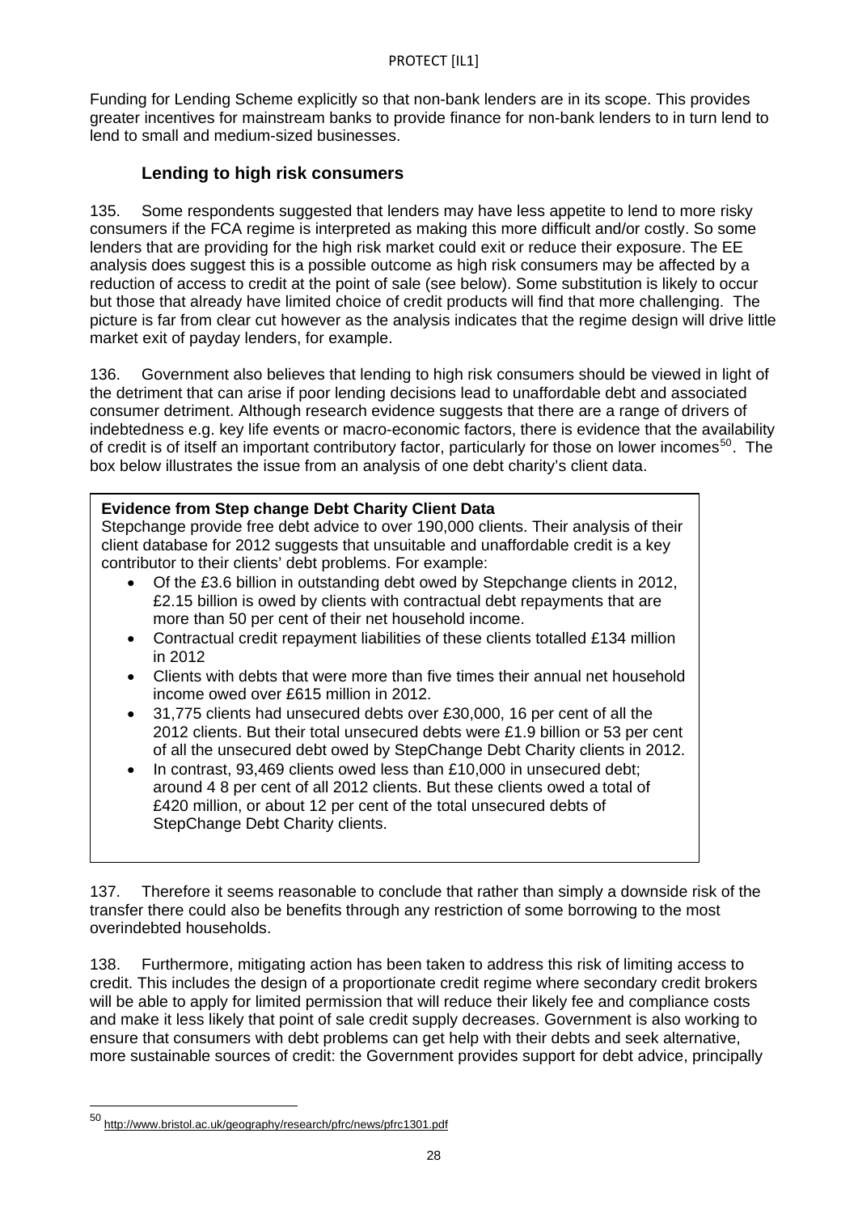Funding for Lending Scheme explicitly so that non-bank lenders are in its scope. This provides greater incentives for mainstream banks to provide finance for non-bank lenders to in turn lend to lend to small and medium-sized businesses.

### Lending to high risk consumers

135. Some respondents suggested that lenders may have less appetite to lend to more risky consumers if the FCA regime is interpreted as making this more difficult and/or costly. So some lenders that are providing for the high risk market could exit or reduce their exposure. The EE analysis does suggest this is a possible outcome as high risk consumers may be affected by a reduction of access to credit at the point of sale (see below). Some substitution is likely to occur but those that already have limited choice of credit products will find that more challenging. The picture is far from clear cut however as the analysis indicates that the regime design will drive little market exit of payday lenders, for example.

136. Government also believes that lending to high risk consumers should be viewed in light of the detriment that can arise if poor lending decisions lead to unaffordable debt and associated consumer detriment. Although research evidence suggests that there are a range of drivers of indebtedness e.g. key life events or macro-economic factors, there is evidence that the availability of credit is of itself an important contributory factor, particularly for those on lower incomes[50]. The box below illustrates the issue from an analysis of one debt charity's client data.

**Evidence from Step change Debt Charity Client Data**

Stepchange provide free debt advice to over 190,000 clients. Their analysis of their client database for 2012 suggests that unsuitable and unaffordable credit is a key contributor to their clients' debt problems. For example:

- Of the £3.6 billion in outstanding debt owed by Stepchange clients in 2012, £2.15 billion is owed by clients with contractual debt repayments that are more than 50 per cent of their net household income.
- Contractual credit repayment liabilities of these clients totalled £134 million in 2012
- Clients with debts that were more than five times their annual net household income owed over £615 million in 2012.
- 31,775 clients had unsecured debts over £30,000, 16 per cent of all the 2012 clients. But their total unsecured debts were £1.9 billion or 53 per cent of all the unsecured debt owed by StepChange Debt Charity clients in 2012.
- In contrast, 93,469 clients owed less than £10,000 in unsecured debt; around 4 8 per cent of all 2012 clients. But these clients owed a total of £420 million, or about 12 per cent of the total unsecured debts of StepChange Debt Charity clients.

137. Therefore it seems reasonable to conclude that rather than simply a downside risk of the transfer there could also be benefits through any restriction of some borrowing to the most overindebted households.

138. Furthermore, mitigating action has been taken to address this risk of limiting access to credit. This includes the design of a proportionate credit regime where secondary credit brokers will be able to apply for limited permission that will reduce their likely fee and compliance costs and make it less likely that point of sale credit supply decreases. Government is also working to ensure that consumers with debt problems can get help with their debts and seek alternative, more sustainable sources of credit: the Government provides support for debt advice, principally

[50] http://www.bristol.ac.uk/geography/research/pfrc/news/pfrc1301.pdf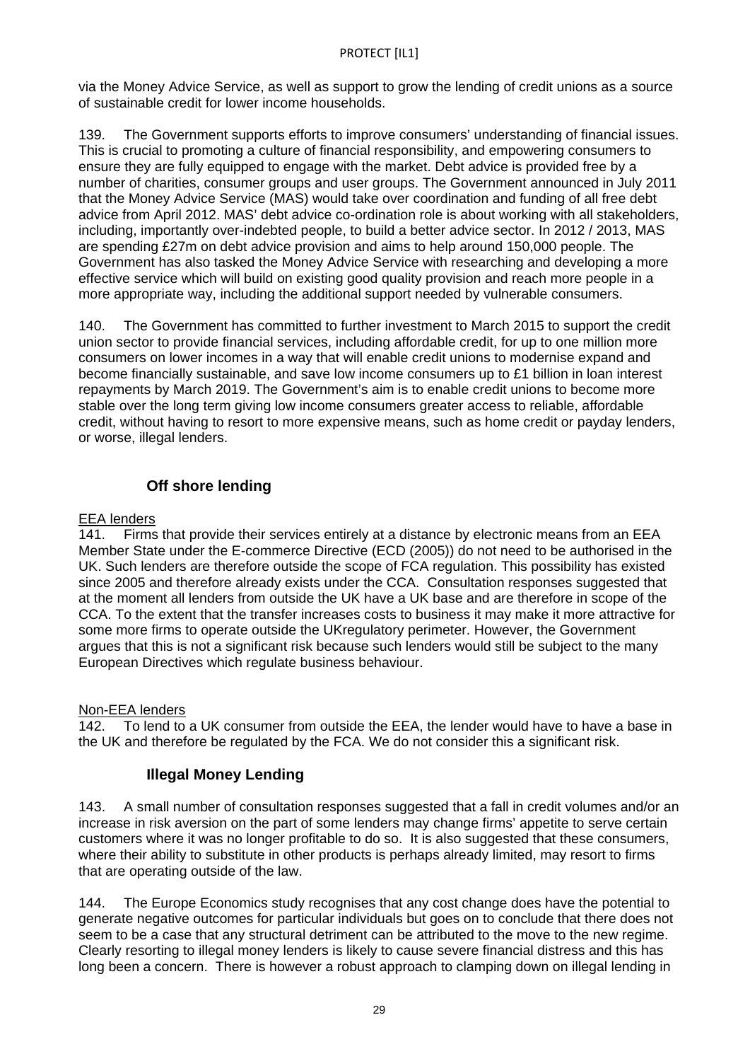via the Money Advice Service, as well as support to grow the lending of credit unions as a source of sustainable credit for lower income households.

139. The Government supports efforts to improve consumers' understanding of financial issues. This is crucial to promoting a culture of financial responsibility, and empowering consumers to ensure they are fully equipped to engage with the market. Debt advice is provided free by a number of charities, consumer groups and user groups. The Government announced in July 2011 that the Money Advice Service (MAS) would take over coordination and funding of all free debt advice from April 2012. MAS' debt advice co-ordination role is about working with all stakeholders, including, importantly over-indebted people, to build a better advice sector. In 2012 / 2013, MAS are spending £27m on debt advice provision and aims to help around 150,000 people. The Government has also tasked the Money Advice Service with researching and developing a more effective service which will build on existing good quality provision and reach more people in a more appropriate way, including the additional support needed by vulnerable consumers.

140. The Government has committed to further investment to March 2015 to support the credit union sector to provide financial services, including affordable credit, for up to one million more consumers on lower incomes in a way that will enable credit unions to modernise expand and become financially sustainable, and save low income consumers up to £1 billion in loan interest repayments by March 2019. The Government's aim is to enable credit unions to become more stable over the long term giving low income consumers greater access to reliable, affordable credit, without having to resort to more expensive means, such as home credit or payday lenders, or worse, illegal lenders.

## Off shore lending

EEA lenders

141. Firms that provide their services entirely at a distance by electronic means from an EEA Member State under the E-commerce Directive (ECD (2005)) do not need to be authorised in the UK. Such lenders are therefore outside the scope of FCA regulation. This possibility has existed since 2005 and therefore already exists under the CCA. Consultation responses suggested that at the moment all lenders from outside the UK have a UK base and are therefore in scope of the CCA. To the extent that the transfer increases costs to business it may make it more attractive for some more firms to operate outside the UKregulatory perimeter. However, the Government argues that this is not a significant risk because such lenders would still be subject to the many European Directives which regulate business behaviour.

Non-EEA lenders

142. To lend to a UK consumer from outside the EEA, the lender would have to have a base in the UK and therefore be regulated by the FCA. We do not consider this a significant risk.

## Illegal Money Lending

143. A small number of consultation responses suggested that a fall in credit volumes and/or an increase in risk aversion on the part of some lenders may change firms' appetite to serve certain customers where it was no longer profitable to do so. It is also suggested that these consumers, where their ability to substitute in other products is perhaps already limited, may resort to firms that are operating outside of the law.

144. The Europe Economics study recognises that any cost change does have the potential to generate negative outcomes for particular individuals but goes on to conclude that there does not seem to be a case that any structural detriment can be attributed to the move to the new regime. Clearly resorting to illegal money lenders is likely to cause severe financial distress and this has long been a concern. There is however a robust approach to clamping down on illegal lending in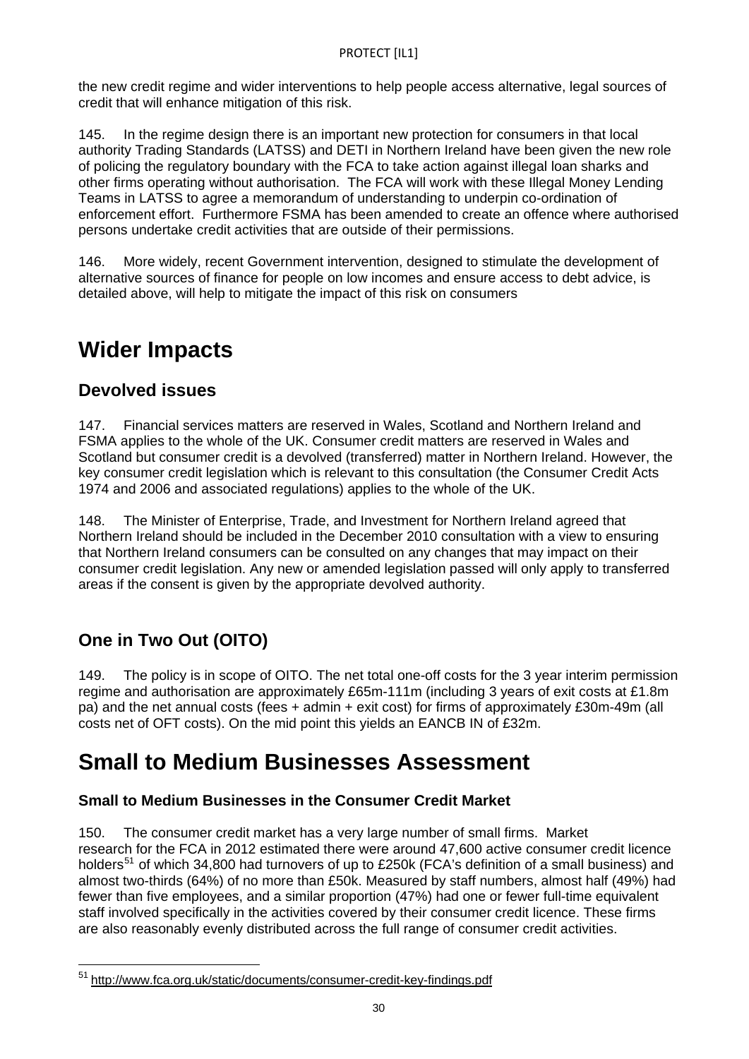the new credit regime and wider interventions to help people access alternative, legal sources of credit that will enhance mitigation of this risk.

145. In the regime design there is an important new protection for consumers in that local authority Trading Standards (LATSS) and DETI in Northern Ireland have been given the new role of policing the regulatory boundary with the FCA to take action against illegal loan sharks and other firms operating without authorisation. The FCA will work with these Illegal Money Lending Teams in LATSS to agree a memorandum of understanding to underpin co-ordination of enforcement effort. Furthermore FSMA has been amended to create an offence where authorised persons undertake credit activities that are outside of their permissions.

146. More widely, recent Government intervention, designed to stimulate the development of alternative sources of finance for people on low incomes and ensure access to debt advice, is detailed above, will help to mitigate the impact of this risk on consumers

# Wider Impacts

## Devolved issues

147. Financial services matters are reserved in Wales, Scotland and Northern Ireland and FSMA applies to the whole of the UK. Consumer credit matters are reserved in Wales and Scotland but consumer credit is a devolved (transferred) matter in Northern Ireland. However, the key consumer credit legislation which is relevant to this consultation (the Consumer Credit Acts 1974 and 2006 and associated regulations) applies to the whole of the UK.

148. The Minister of Enterprise, Trade, and Investment for Northern Ireland agreed that Northern Ireland should be included in the December 2010 consultation with a view to ensuring that Northern Ireland consumers can be consulted on any changes that may impact on their consumer credit legislation. Any new or amended legislation passed will only apply to transferred areas if the consent is given by the appropriate devolved authority.

## One in Two Out (OITO)

149. The policy is in scope of OITO. The net total one-off costs for the 3 year interim permission regime and authorisation are approximately £65m-111m (including 3 years of exit costs at £1.8m pa) and the net annual costs (fees + admin + exit cost) for firms of approximately £30m-49m (all costs net of OFT costs). On the mid point this yields an EANCB IN of £32m.

# Small to Medium Businesses Assessment

### Small to Medium Businesses in the Consumer Credit Market

150. The consumer credit market has a very large number of small firms. Market research for the FCA in 2012 estimated there were around 47,600 active consumer credit licence holders[51] of which 34,800 had turnovers of up to £250k (FCA's definition of a small business) and almost two-thirds (64%) of no more than £50k. Measured by staff numbers, almost half (49%) had fewer than five employees, and a similar proportion (47%) had one or fewer full-time equivalent staff involved specifically in the activities covered by their consumer credit licence. These firms are also reasonably evenly distributed across the full range of consumer credit activities.

[51] http://www.fca.org.uk/static/documents/consumer-credit-key-findings.pdf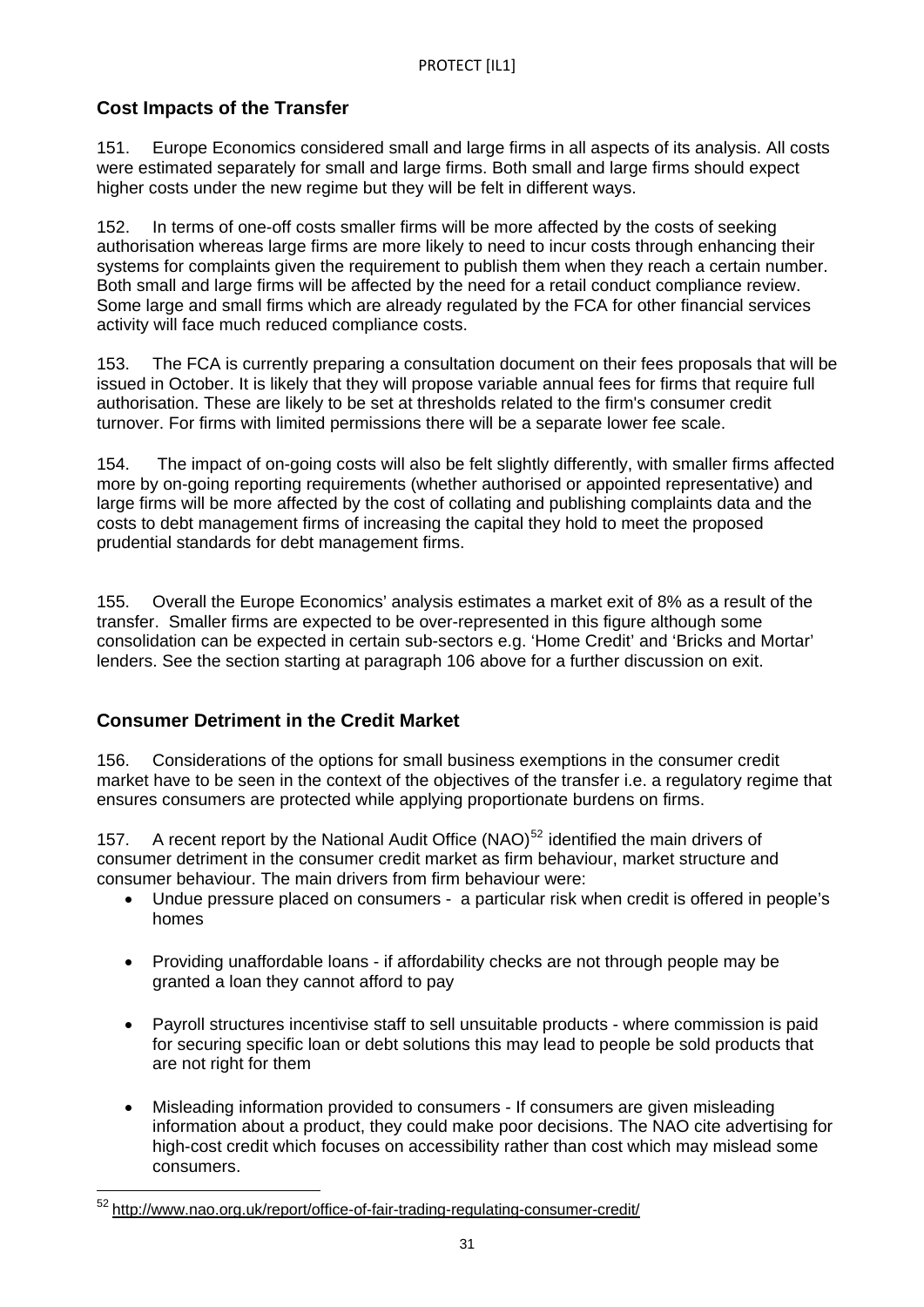## Cost Impacts of the Transfer

151. Europe Economics considered small and large firms in all aspects of its analysis. All costs were estimated separately for small and large firms. Both small and large firms should expect higher costs under the new regime but they will be felt in different ways.

152. In terms of one-off costs smaller firms will be more affected by the costs of seeking authorisation whereas large firms are more likely to need to incur costs through enhancing their systems for complaints given the requirement to publish them when they reach a certain number. Both small and large firms will be affected by the need for a retail conduct compliance review. Some large and small firms which are already regulated by the FCA for other financial services activity will face much reduced compliance costs.

153. The FCA is currently preparing a consultation document on their fees proposals that will be issued in October. It is likely that they will propose variable annual fees for firms that require full authorisation. These are likely to be set at thresholds related to the firm's consumer credit turnover. For firms with limited permissions there will be a separate lower fee scale.

154. The impact of on-going costs will also be felt slightly differently, with smaller firms affected more by on-going reporting requirements (whether authorised or appointed representative) and large firms will be more affected by the cost of collating and publishing complaints data and the costs to debt management firms of increasing the capital they hold to meet the proposed prudential standards for debt management firms.

155. Overall the Europe Economics' analysis estimates a market exit of 8% as a result of the transfer. Smaller firms are expected to be over-represented in this figure although some consolidation can be expected in certain sub-sectors e.g. 'Home Credit' and 'Bricks and Mortar' lenders. See the section starting at paragraph 106 above for a further discussion on exit.

## Consumer Detriment in the Credit Market

156. Considerations of the options for small business exemptions in the consumer credit market have to be seen in the context of the objectives of the transfer i.e. a regulatory regime that ensures consumers are protected while applying proportionate burdens on firms.

157. A recent report by the National Audit Office (NAO)[52] identified the main drivers of consumer detriment in the consumer credit market as firm behaviour, market structure and consumer behaviour. The main drivers from firm behaviour were:

- Undue pressure placed on consumers - a particular risk when credit is offered in people's homes
- Providing unaffordable loans - if affordability checks are not through people may be granted a loan they cannot afford to pay
- Payroll structures incentivise staff to sell unsuitable products - where commission is paid for securing specific loan or debt solutions this may lead to people be sold products that are not right for them
- Misleading information provided to consumers - If consumers are given misleading information about a product, they could make poor decisions. The NAO cite advertising for high-cost credit which focuses on accessibility rather than cost which may mislead some consumers.

[52] http://www.nao.org.uk/report/office-of-fair-trading-regulating-consumer-credit/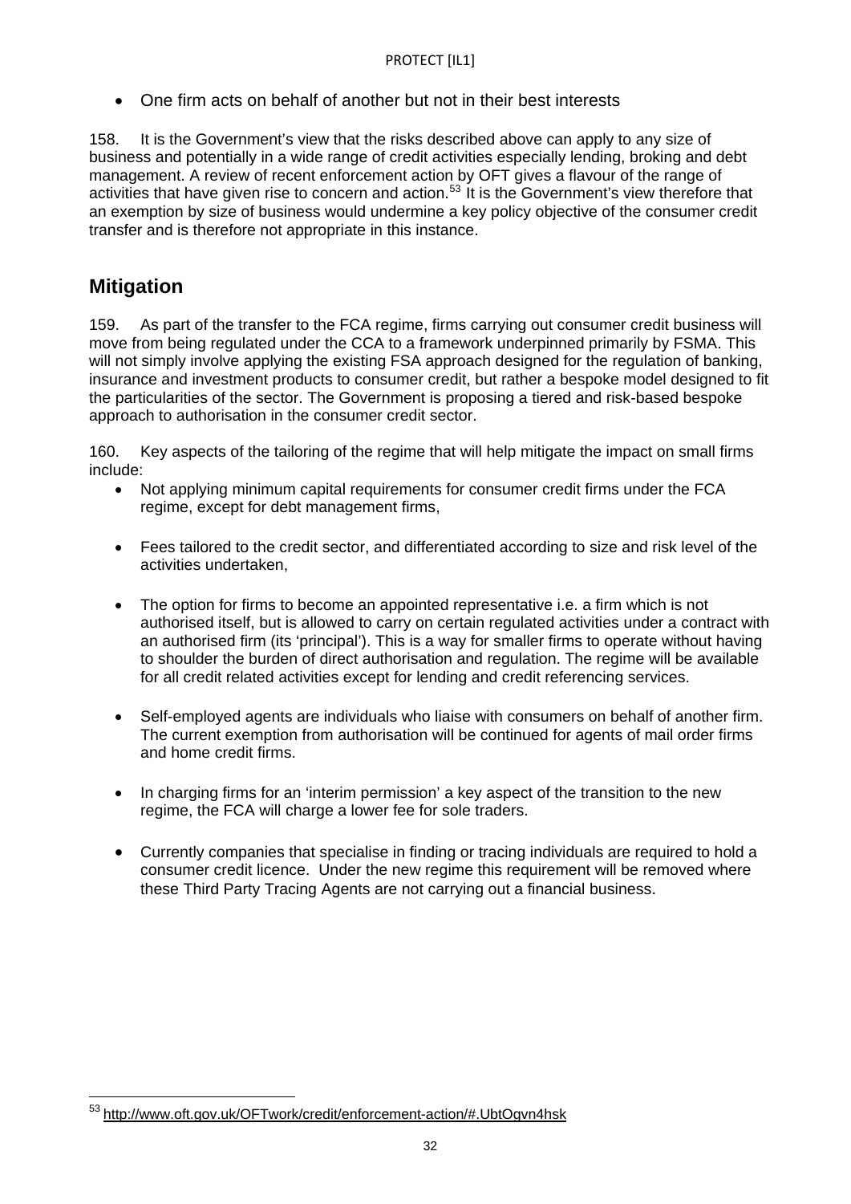- One firm acts on behalf of another but not in their best interests

158. It is the Government's view that the risks described above can apply to any size of business and potentially in a wide range of credit activities especially lending, broking and debt management. A review of recent enforcement action by OFT gives a flavour of the range of activities that have given rise to concern and action.[53] It is the Government's view therefore that an exemption by size of business would undermine a key policy objective of the consumer credit transfer and is therefore not appropriate in this instance.

## Mitigation

159. As part of the transfer to the FCA regime, firms carrying out consumer credit business will move from being regulated under the CCA to a framework underpinned primarily by FSMA. This will not simply involve applying the existing FSA approach designed for the regulation of banking, insurance and investment products to consumer credit, but rather a bespoke model designed to fit the particularities of the sector. The Government is proposing a tiered and risk-based bespoke approach to authorisation in the consumer credit sector.

160. Key aspects of the tailoring of the regime that will help mitigate the impact on small firms include:

- Not applying minimum capital requirements for consumer credit firms under the FCA regime, except for debt management firms,
- Fees tailored to the credit sector, and differentiated according to size and risk level of the activities undertaken,
- The option for firms to become an appointed representative i.e. a firm which is not authorised itself, but is allowed to carry on certain regulated activities under a contract with an authorised firm (its 'principal'). This is a way for smaller firms to operate without having to shoulder the burden of direct authorisation and regulation. The regime will be available for all credit related activities except for lending and credit referencing services.
- Self-employed agents are individuals who liaise with consumers on behalf of another firm. The current exemption from authorisation will be continued for agents of mail order firms and home credit firms.
- In charging firms for an 'interim permission' a key aspect of the transition to the new regime, the FCA will charge a lower fee for sole traders.
- Currently companies that specialise in finding or tracing individuals are required to hold a consumer credit licence. Under the new regime this requirement will be removed where these Third Party Tracing Agents are not carrying out a financial business.

[53] http://www.oft.gov.uk/OFTwork/credit/enforcement-action/#.UbtOgvn4hsk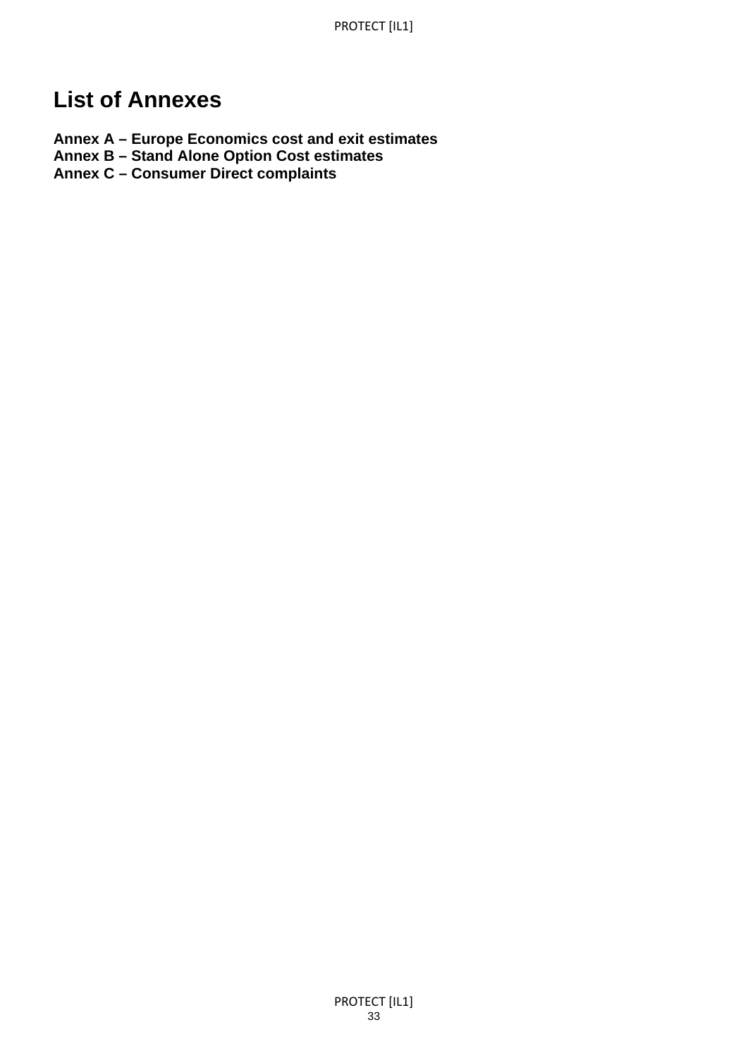# List of Annexes

**Annex A – Europe Economics cost and exit estimates**
**Annex B – Stand Alone Option Cost estimates**
**Annex C – Consumer Direct complaints**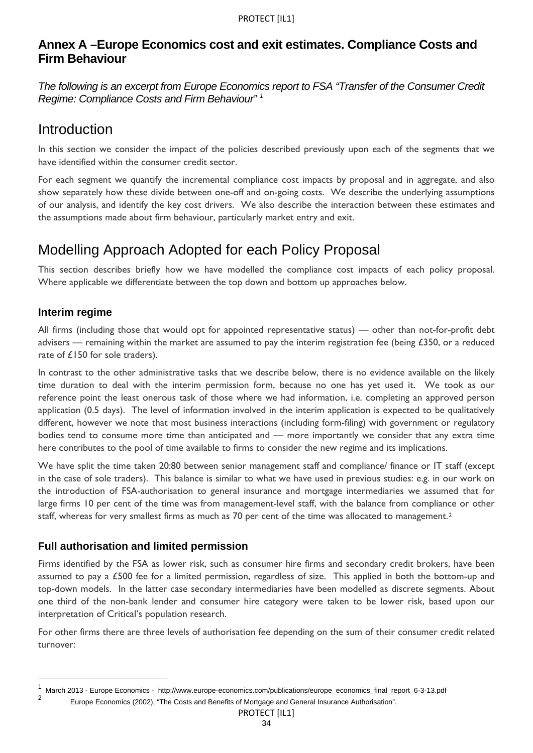## Annex A –Europe Economics cost and exit estimates. Compliance Costs and Firm Behaviour

*The following is an excerpt from Europe Economics report to FSA "Transfer of the Consumer Credit Regime: Compliance Costs and Firm Behaviour"* [1]

# Introduction

In this section we consider the impact of the policies described previously upon each of the segments that we have identified within the consumer credit sector.

For each segment we quantify the incremental compliance cost impacts by proposal and in aggregate, and also show separately how these divide between one-off and on-going costs. We describe the underlying assumptions of our analysis, and identify the key cost drivers. We also describe the interaction between these estimates and the assumptions made about firm behaviour, particularly market entry and exit.

# Modelling Approach Adopted for each Policy Proposal

This section describes briefly how we have modelled the compliance cost impacts of each policy proposal. Where applicable we differentiate between the top down and bottom up approaches below.

### Interim regime

All firms (including those that would opt for appointed representative status) — other than not-for-profit debt advisers — remaining within the market are assumed to pay the interim registration fee (being £350, or a reduced rate of £150 for sole traders).

In contrast to the other administrative tasks that we describe below, there is no evidence available on the likely time duration to deal with the interim permission form, because no one has yet used it. We took as our reference point the least onerous task of those where we had information, i.e. completing an approved person application (0.5 days). The level of information involved in the interim application is expected to be qualitatively different, however we note that most business interactions (including form-filing) with government or regulatory bodies tend to consume more time than anticipated and — more importantly we consider that any extra time here contributes to the pool of time available to firms to consider the new regime and its implications.

We have split the time taken 20:80 between senior management staff and compliance/ finance or IT staff (except in the case of sole traders). This balance is similar to what we have used in previous studies: e.g. in our work on the introduction of FSA-authorisation to general insurance and mortgage intermediaries we assumed that for large firms 10 per cent of the time was from management-level staff, with the balance from compliance or other staff, whereas for very smallest firms as much as 70 per cent of the time was allocated to management.[2]

### Full authorisation and limited permission

Firms identified by the FSA as lower risk, such as consumer hire firms and secondary credit brokers, have been assumed to pay a £500 fee for a limited permission, regardless of size. This applied in both the bottom-up and top-down models. In the latter case secondary intermediaries have been modelled as discrete segments. About one third of the non-bank lender and consumer hire category were taken to be lower risk, based upon our interpretation of Critical's population research.

For other firms there are three levels of authorisation fee depending on the sum of their consumer credit related turnover:

---

[1] March 2013 - Europe Economics - http://www.europe-economics.com/publications/europe_economics_final_report_6-3-13.pdf

[2] Europe Economics (2002), "The Costs and Benefits of Mortgage and General Insurance Authorisation".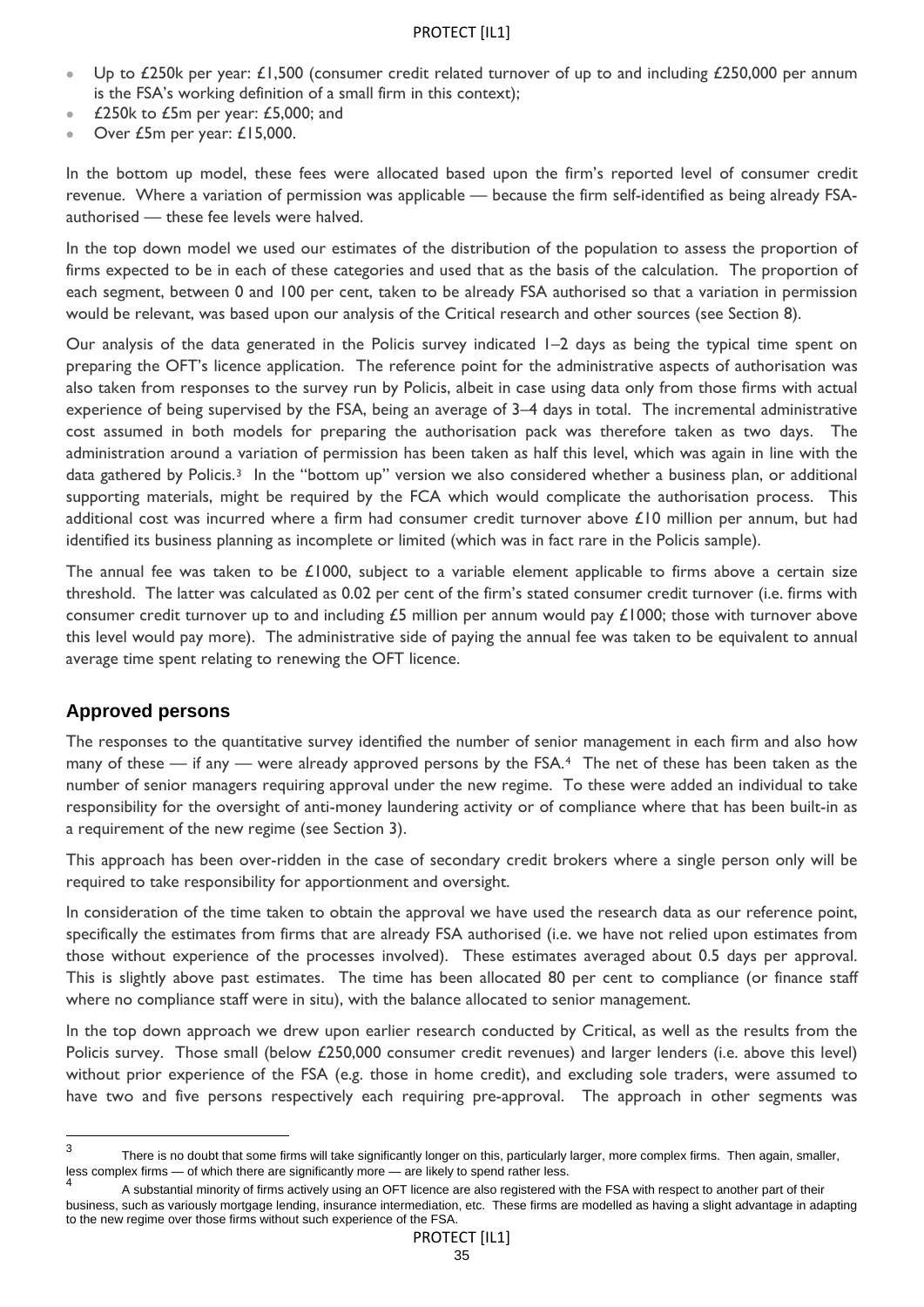- Up to £250k per year: £1,500 (consumer credit related turnover of up to and including £250,000 per annum is the FSA's working definition of a small firm in this context);
- £250k to £5m per year: £5,000; and
- Over £5m per year: £15,000.

In the bottom up model, these fees were allocated based upon the firm's reported level of consumer credit revenue. Where a variation of permission was applicable — because the firm self-identified as being already FSA-authorised — these fee levels were halved.

In the top down model we used our estimates of the distribution of the population to assess the proportion of firms expected to be in each of these categories and used that as the basis of the calculation. The proportion of each segment, between 0 and 100 per cent, taken to be already FSA authorised so that a variation in permission would be relevant, was based upon our analysis of the Critical research and other sources (see Section 8).

Our analysis of the data generated in the Policis survey indicated 1–2 days as being the typical time spent on preparing the OFT's licence application. The reference point for the administrative aspects of authorisation was also taken from responses to the survey run by Policis, albeit in case using data only from those firms with actual experience of being supervised by the FSA, being an average of 3–4 days in total. The incremental administrative cost assumed in both models for preparing the authorisation pack was therefore taken as two days. The administration around a variation of permission has been taken as half this level, which was again in line with the data gathered by Policis.[3] In the "bottom up" version we also considered whether a business plan, or additional supporting materials, might be required by the FCA which would complicate the authorisation process. This additional cost was incurred where a firm had consumer credit turnover above £10 million per annum, but had identified its business planning as incomplete or limited (which was in fact rare in the Policis sample).

The annual fee was taken to be £1000, subject to a variable element applicable to firms above a certain size threshold. The latter was calculated as 0.02 per cent of the firm's stated consumer credit turnover (i.e. firms with consumer credit turnover up to and including £5 million per annum would pay £1000; those with turnover above this level would pay more). The administrative side of paying the annual fee was taken to be equivalent to annual average time spent relating to renewing the OFT licence.

## Approved persons

The responses to the quantitative survey identified the number of senior management in each firm and also how many of these — if any — were already approved persons by the FSA.[4] The net of these has been taken as the number of senior managers requiring approval under the new regime. To these were added an individual to take responsibility for the oversight of anti-money laundering activity or of compliance where that has been built-in as a requirement of the new regime (see Section 3).

This approach has been over-ridden in the case of secondary credit brokers where a single person only will be required to take responsibility for apportionment and oversight.

In consideration of the time taken to obtain the approval we have used the research data as our reference point, specifically the estimates from firms that are already FSA authorised (i.e. we have not relied upon estimates from those without experience of the processes involved). These estimates averaged about 0.5 days per approval. This is slightly above past estimates. The time has been allocated 80 per cent to compliance (or finance staff where no compliance staff were in situ), with the balance allocated to senior management.

In the top down approach we drew upon earlier research conducted by Critical, as well as the results from the Policis survey. Those small (below £250,000 consumer credit revenues) and larger lenders (i.e. above this level) without prior experience of the FSA (e.g. those in home credit), and excluding sole traders, were assumed to have two and five persons respectively each requiring pre-approval. The approach in other segments was

---

[3] There is no doubt that some firms will take significantly longer on this, particularly larger, more complex firms. Then again, smaller, less complex firms — of which there are significantly more — are likely to spend rather less.

[4] A substantial minority of firms actively using an OFT licence are also registered with the FSA with respect to another part of their business, such as variously mortgage lending, insurance intermediation, etc. These firms are modelled as having a slight advantage in adapting to the new regime over those firms without such experience of the FSA.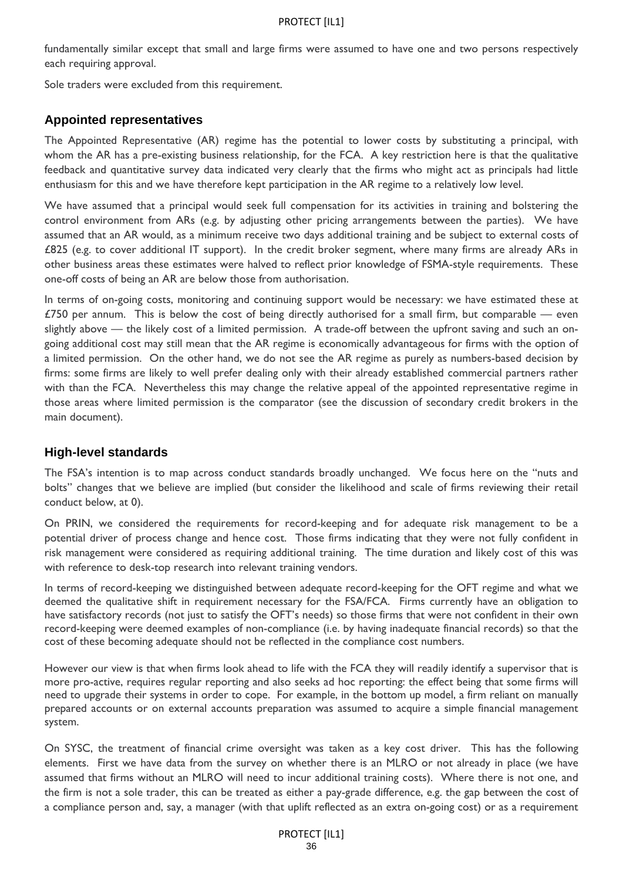fundamentally similar except that small and large firms were assumed to have one and two persons respectively each requiring approval.

Sole traders were excluded from this requirement.

## Appointed representatives

The Appointed Representative (AR) regime has the potential to lower costs by substituting a principal, with whom the AR has a pre-existing business relationship, for the FCA. A key restriction here is that the qualitative feedback and quantitative survey data indicated very clearly that the firms who might act as principals had little enthusiasm for this and we have therefore kept participation in the AR regime to a relatively low level.

We have assumed that a principal would seek full compensation for its activities in training and bolstering the control environment from ARs (e.g. by adjusting other pricing arrangements between the parties). We have assumed that an AR would, as a minimum receive two days additional training and be subject to external costs of £825 (e.g. to cover additional IT support). In the credit broker segment, where many firms are already ARs in other business areas these estimates were halved to reflect prior knowledge of FSMA-style requirements. These one-off costs of being an AR are below those from authorisation.

In terms of on-going costs, monitoring and continuing support would be necessary: we have estimated these at £750 per annum. This is below the cost of being directly authorised for a small firm, but comparable — even slightly above — the likely cost of a limited permission. A trade-off between the upfront saving and such an on-going additional cost may still mean that the AR regime is economically advantageous for firms with the option of a limited permission. On the other hand, we do not see the AR regime as purely as numbers-based decision by firms: some firms are likely to well prefer dealing only with their already established commercial partners rather with than the FCA. Nevertheless this may change the relative appeal of the appointed representative regime in those areas where limited permission is the comparator (see the discussion of secondary credit brokers in the main document).

## High-level standards

The FSA's intention is to map across conduct standards broadly unchanged. We focus here on the "nuts and bolts" changes that we believe are implied (but consider the likelihood and scale of firms reviewing their retail conduct below, at 0).

On PRIN, we considered the requirements for record-keeping and for adequate risk management to be a potential driver of process change and hence cost. Those firms indicating that they were not fully confident in risk management were considered as requiring additional training. The time duration and likely cost of this was with reference to desk-top research into relevant training vendors.

In terms of record-keeping we distinguished between adequate record-keeping for the OFT regime and what we deemed the qualitative shift in requirement necessary for the FSA/FCA. Firms currently have an obligation to have satisfactory records (not just to satisfy the OFT's needs) so those firms that were not confident in their own record-keeping were deemed examples of non-compliance (i.e. by having inadequate financial records) so that the cost of these becoming adequate should not be reflected in the compliance cost numbers.

However our view is that when firms look ahead to life with the FCA they will readily identify a supervisor that is more pro-active, requires regular reporting and also seeks ad hoc reporting: the effect being that some firms will need to upgrade their systems in order to cope. For example, in the bottom up model, a firm reliant on manually prepared accounts or on external accounts preparation was assumed to acquire a simple financial management system.

On SYSC, the treatment of financial crime oversight was taken as a key cost driver. This has the following elements. First we have data from the survey on whether there is an MLRO or not already in place (we have assumed that firms without an MLRO will need to incur additional training costs). Where there is not one, and the firm is not a sole trader, this can be treated as either a pay-grade difference, e.g. the gap between the cost of a compliance person and, say, a manager (with that uplift reflected as an extra on-going cost) or as a requirement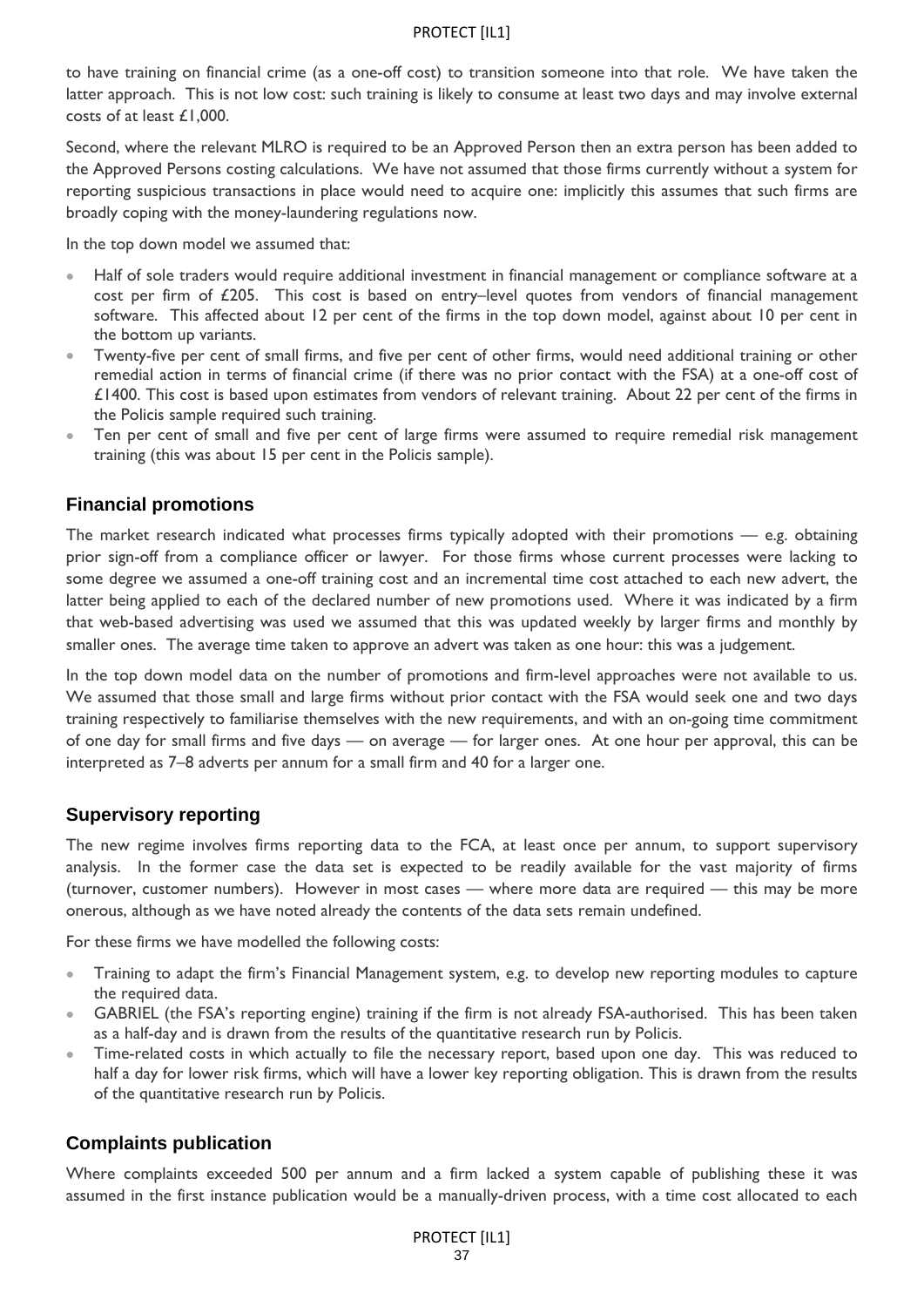to have training on financial crime (as a one-off cost) to transition someone into that role. We have taken the latter approach. This is not low cost: such training is likely to consume at least two days and may involve external costs of at least £1,000.

Second, where the relevant MLRO is required to be an Approved Person then an extra person has been added to the Approved Persons costing calculations. We have not assumed that those firms currently without a system for reporting suspicious transactions in place would need to acquire one: implicitly this assumes that such firms are broadly coping with the money-laundering regulations now.

In the top down model we assumed that:

- Half of sole traders would require additional investment in financial management or compliance software at a cost per firm of £205. This cost is based on entry–level quotes from vendors of financial management software. This affected about 12 per cent of the firms in the top down model, against about 10 per cent in the bottom up variants.
- Twenty-five per cent of small firms, and five per cent of other firms, would need additional training or other remedial action in terms of financial crime (if there was no prior contact with the FSA) at a one-off cost of £1400. This cost is based upon estimates from vendors of relevant training. About 22 per cent of the firms in the Policis sample required such training.
- Ten per cent of small and five per cent of large firms were assumed to require remedial risk management training (this was about 15 per cent in the Policis sample).

## Financial promotions

The market research indicated what processes firms typically adopted with their promotions — e.g. obtaining prior sign-off from a compliance officer or lawyer. For those firms whose current processes were lacking to some degree we assumed a one-off training cost and an incremental time cost attached to each new advert, the latter being applied to each of the declared number of new promotions used. Where it was indicated by a firm that web-based advertising was used we assumed that this was updated weekly by larger firms and monthly by smaller ones. The average time taken to approve an advert was taken as one hour: this was a judgement.

In the top down model data on the number of promotions and firm-level approaches were not available to us. We assumed that those small and large firms without prior contact with the FSA would seek one and two days training respectively to familiarise themselves with the new requirements, and with an on-going time commitment of one day for small firms and five days — on average — for larger ones. At one hour per approval, this can be interpreted as 7–8 adverts per annum for a small firm and 40 for a larger one.

## Supervisory reporting

The new regime involves firms reporting data to the FCA, at least once per annum, to support supervisory analysis. In the former case the data set is expected to be readily available for the vast majority of firms (turnover, customer numbers). However in most cases — where more data are required — this may be more onerous, although as we have noted already the contents of the data sets remain undefined.

For these firms we have modelled the following costs:

- Training to adapt the firm's Financial Management system, e.g. to develop new reporting modules to capture the required data.
- GABRIEL (the FSA's reporting engine) training if the firm is not already FSA-authorised. This has been taken as a half-day and is drawn from the results of the quantitative research run by Policis.
- Time-related costs in which actually to file the necessary report, based upon one day. This was reduced to half a day for lower risk firms, which will have a lower key reporting obligation. This is drawn from the results of the quantitative research run by Policis.

## Complaints publication

Where complaints exceeded 500 per annum and a firm lacked a system capable of publishing these it was assumed in the first instance publication would be a manually-driven process, with a time cost allocated to each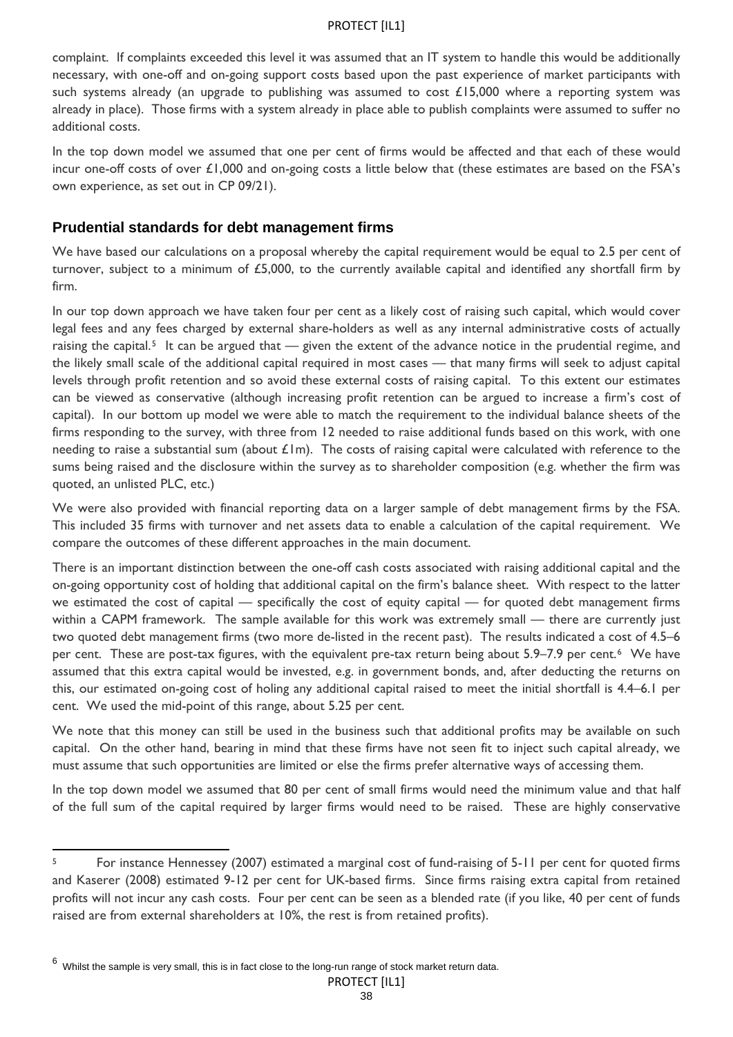complaint. If complaints exceeded this level it was assumed that an IT system to handle this would be additionally necessary, with one-off and on-going support costs based upon the past experience of market participants with such systems already (an upgrade to publishing was assumed to cost £15,000 where a reporting system was already in place). Those firms with a system already in place able to publish complaints were assumed to suffer no additional costs.

In the top down model we assumed that one per cent of firms would be affected and that each of these would incur one-off costs of over £1,000 and on-going costs a little below that (these estimates are based on the FSA's own experience, as set out in CP 09/21).

## Prudential standards for debt management firms

We have based our calculations on a proposal whereby the capital requirement would be equal to 2.5 per cent of turnover, subject to a minimum of £5,000, to the currently available capital and identified any shortfall firm by firm.

In our top down approach we have taken four per cent as a likely cost of raising such capital, which would cover legal fees and any fees charged by external share-holders as well as any internal administrative costs of actually raising the capital.[5] It can be argued that — given the extent of the advance notice in the prudential regime, and the likely small scale of the additional capital required in most cases — that many firms will seek to adjust capital levels through profit retention and so avoid these external costs of raising capital. To this extent our estimates can be viewed as conservative (although increasing profit retention can be argued to increase a firm's cost of capital). In our bottom up model we were able to match the requirement to the individual balance sheets of the firms responding to the survey, with three from 12 needed to raise additional funds based on this work, with one needing to raise a substantial sum (about £1m). The costs of raising capital were calculated with reference to the sums being raised and the disclosure within the survey as to shareholder composition (e.g. whether the firm was quoted, an unlisted PLC, etc.)

We were also provided with financial reporting data on a larger sample of debt management firms by the FSA. This included 35 firms with turnover and net assets data to enable a calculation of the capital requirement. We compare the outcomes of these different approaches in the main document.

There is an important distinction between the one-off cash costs associated with raising additional capital and the on-going opportunity cost of holding that additional capital on the firm's balance sheet. With respect to the latter we estimated the cost of capital — specifically the cost of equity capital — for quoted debt management firms within a CAPM framework. The sample available for this work was extremely small — there are currently just two quoted debt management firms (two more de-listed in the recent past). The results indicated a cost of 4.5–6 per cent. These are post-tax figures, with the equivalent pre-tax return being about 5.9–7.9 per cent.[6] We have assumed that this extra capital would be invested, e.g. in government bonds, and, after deducting the returns on this, our estimated on-going cost of holing any additional capital raised to meet the initial shortfall is 4.4–6.1 per cent. We used the mid-point of this range, about 5.25 per cent.

We note that this money can still be used in the business such that additional profits may be available on such capital. On the other hand, bearing in mind that these firms have not seen fit to inject such capital already, we must assume that such opportunities are limited or else the firms prefer alternative ways of accessing them.

In the top down model we assumed that 80 per cent of small firms would need the minimum value and that half of the full sum of the capital required by larger firms would need to be raised. These are highly conservative

---

[5] For instance Hennessey (2007) estimated a marginal cost of fund-raising of 5-11 per cent for quoted firms and Kaserer (2008) estimated 9-12 per cent for UK-based firms. Since firms raising extra capital from retained profits will not incur any cash costs. Four per cent can be seen as a blended rate (if you like, 40 per cent of funds raised are from external shareholders at 10%, the rest is from retained profits).

[6] Whilst the sample is very small, this is in fact close to the long-run range of stock market return data.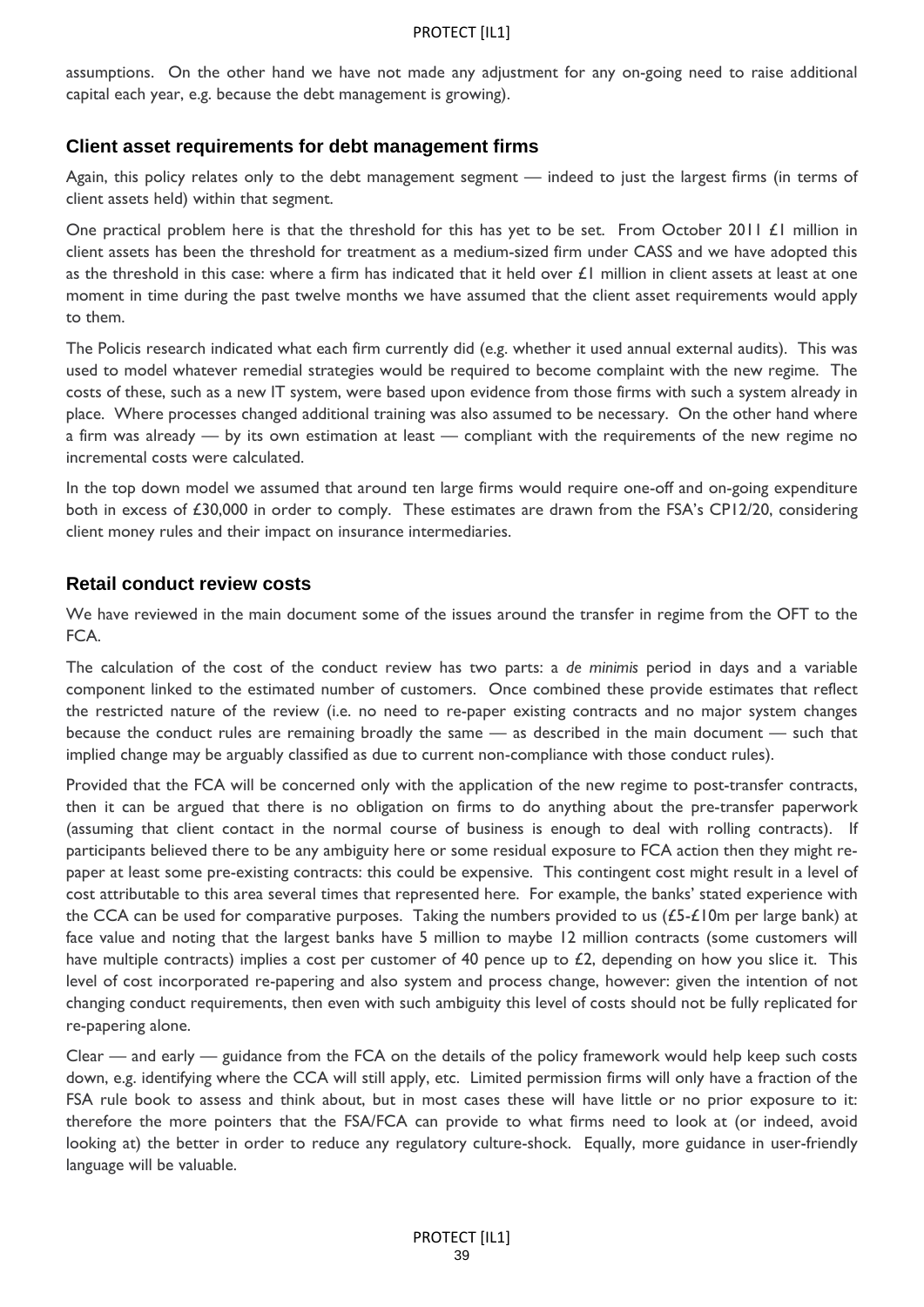assumptions. On the other hand we have not made any adjustment for any on-going need to raise additional capital each year, e.g. because the debt management is growing).

## Client asset requirements for debt management firms

Again, this policy relates only to the debt management segment — indeed to just the largest firms (in terms of client assets held) within that segment.

One practical problem here is that the threshold for this has yet to be set. From October 2011 £1 million in client assets has been the threshold for treatment as a medium-sized firm under CASS and we have adopted this as the threshold in this case: where a firm has indicated that it held over £1 million in client assets at least at one moment in time during the past twelve months we have assumed that the client asset requirements would apply to them.

The Policis research indicated what each firm currently did (e.g. whether it used annual external audits). This was used to model whatever remedial strategies would be required to become complaint with the new regime. The costs of these, such as a new IT system, were based upon evidence from those firms with such a system already in place. Where processes changed additional training was also assumed to be necessary. On the other hand where a firm was already — by its own estimation at least — compliant with the requirements of the new regime no incremental costs were calculated.

In the top down model we assumed that around ten large firms would require one-off and on-going expenditure both in excess of £30,000 in order to comply. These estimates are drawn from the FSA's CP12/20, considering client money rules and their impact on insurance intermediaries.

## Retail conduct review costs

We have reviewed in the main document some of the issues around the transfer in regime from the OFT to the FCA.

The calculation of the cost of the conduct review has two parts: a *de minimis* period in days and a variable component linked to the estimated number of customers. Once combined these provide estimates that reflect the restricted nature of the review (i.e. no need to re-paper existing contracts and no major system changes because the conduct rules are remaining broadly the same — as described in the main document — such that implied change may be arguably classified as due to current non-compliance with those conduct rules).

Provided that the FCA will be concerned only with the application of the new regime to post-transfer contracts, then it can be argued that there is no obligation on firms to do anything about the pre-transfer paperwork (assuming that client contact in the normal course of business is enough to deal with rolling contracts). If participants believed there to be any ambiguity here or some residual exposure to FCA action then they might re-paper at least some pre-existing contracts: this could be expensive. This contingent cost might result in a level of cost attributable to this area several times that represented here. For example, the banks' stated experience with the CCA can be used for comparative purposes. Taking the numbers provided to us (£5-£10m per large bank) at face value and noting that the largest banks have 5 million to maybe 12 million contracts (some customers will have multiple contracts) implies a cost per customer of 40 pence up to £2, depending on how you slice it. This level of cost incorporated re-papering and also system and process change, however: given the intention of not changing conduct requirements, then even with such ambiguity this level of costs should not be fully replicated for re-papering alone.

Clear — and early — guidance from the FCA on the details of the policy framework would help keep such costs down, e.g. identifying where the CCA will still apply, etc. Limited permission firms will only have a fraction of the FSA rule book to assess and think about, but in most cases these will have little or no prior exposure to it: therefore the more pointers that the FSA/FCA can provide to what firms need to look at (or indeed, avoid looking at) the better in order to reduce any regulatory culture-shock. Equally, more guidance in user-friendly language will be valuable.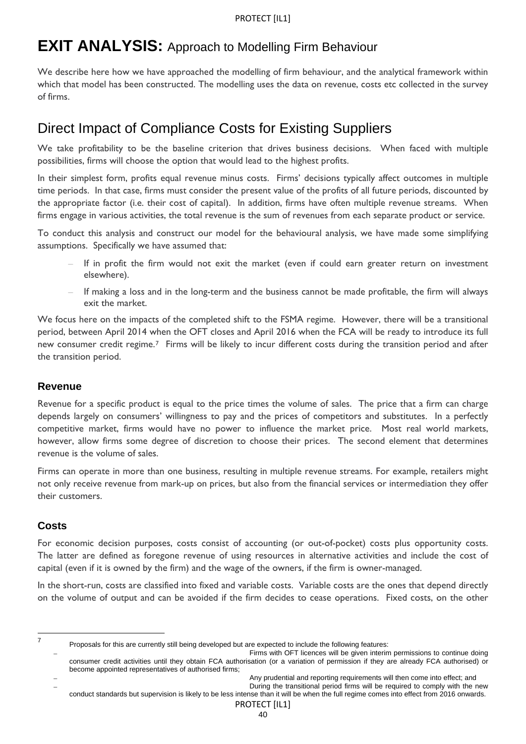# EXIT ANALYSIS: Approach to Modelling Firm Behaviour

We describe here how we have approached the modelling of firm behaviour, and the analytical framework within which that model has been constructed. The modelling uses the data on revenue, costs etc collected in the survey of firms.

## Direct Impact of Compliance Costs for Existing Suppliers

We take profitability to be the baseline criterion that drives business decisions. When faced with multiple possibilities, firms will choose the option that would lead to the highest profits.

In their simplest form, profits equal revenue minus costs. Firms' decisions typically affect outcomes in multiple time periods. In that case, firms must consider the present value of the profits of all future periods, discounted by the appropriate factor (i.e. their cost of capital). In addition, firms have often multiple revenue streams. When firms engage in various activities, the total revenue is the sum of revenues from each separate product or service.

To conduct this analysis and construct our model for the behavioural analysis, we have made some simplifying assumptions. Specifically we have assumed that:

- If in profit the firm would not exit the market (even if could earn greater return on investment elsewhere).
- If making a loss and in the long-term and the business cannot be made profitable, the firm will always exit the market.

We focus here on the impacts of the completed shift to the FSMA regime. However, there will be a transitional period, between April 2014 when the OFT closes and April 2016 when the FCA will be ready to introduce its full new consumer credit regime.[7] Firms will be likely to incur different costs during the transition period and after the transition period.

### Revenue

Revenue for a specific product is equal to the price times the volume of sales. The price that a firm can charge depends largely on consumers' willingness to pay and the prices of competitors and substitutes. In a perfectly competitive market, firms would have no power to influence the market price. Most real world markets, however, allow firms some degree of discretion to choose their prices. The second element that determines revenue is the volume of sales.

Firms can operate in more than one business, resulting in multiple revenue streams. For example, retailers might not only receive revenue from mark-up on prices, but also from the financial services or intermediation they offer their customers.

### Costs

For economic decision purposes, costs consist of accounting (or out-of-pocket) costs plus opportunity costs. The latter are defined as foregone revenue of using resources in alternative activities and include the cost of capital (even if it is owned by the firm) and the wage of the owners, if the firm is owner-managed.

In the short-run, costs are classified into fixed and variable costs. Variable costs are the ones that depend directly on the volume of output and can be avoided if the firm decides to cease operations. Fixed costs, on the other

---

[7] Proposals for this are currently still being developed but are expected to include the following features:

- Firms with OFT licences will be given interim permissions to continue doing consumer credit activities until they obtain FCA authorisation (or a variation of permission if they are already FCA authorised) or become appointed representatives of authorised firms;
- Any prudential and reporting requirements will then come into effect; and
- During the transitional period firms will be required to comply with the new conduct standards but supervision is likely to be less intense than it will be when the full regime comes into effect from 2016 onwards.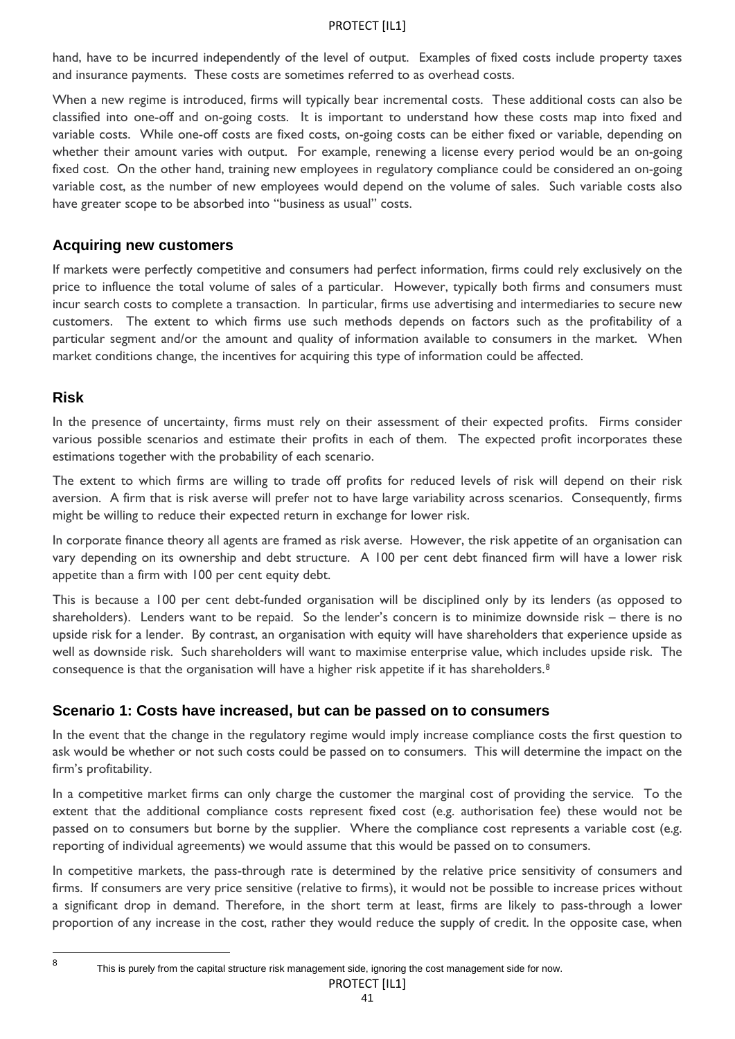hand, have to be incurred independently of the level of output. Examples of fixed costs include property taxes and insurance payments. These costs are sometimes referred to as overhead costs.

When a new regime is introduced, firms will typically bear incremental costs. These additional costs can also be classified into one-off and on-going costs. It is important to understand how these costs map into fixed and variable costs. While one-off costs are fixed costs, on-going costs can be either fixed or variable, depending on whether their amount varies with output. For example, renewing a license every period would be an on-going fixed cost. On the other hand, training new employees in regulatory compliance could be considered an on-going variable cost, as the number of new employees would depend on the volume of sales. Such variable costs also have greater scope to be absorbed into "business as usual" costs.

### Acquiring new customers

If markets were perfectly competitive and consumers had perfect information, firms could rely exclusively on the price to influence the total volume of sales of a particular. However, typically both firms and consumers must incur search costs to complete a transaction. In particular, firms use advertising and intermediaries to secure new customers. The extent to which firms use such methods depends on factors such as the profitability of a particular segment and/or the amount and quality of information available to consumers in the market. When market conditions change, the incentives for acquiring this type of information could be affected.

### Risk

In the presence of uncertainty, firms must rely on their assessment of their expected profits. Firms consider various possible scenarios and estimate their profits in each of them. The expected profit incorporates these estimations together with the probability of each scenario.

The extent to which firms are willing to trade off profits for reduced levels of risk will depend on their risk aversion. A firm that is risk averse will prefer not to have large variability across scenarios. Consequently, firms might be willing to reduce their expected return in exchange for lower risk.

In corporate finance theory all agents are framed as risk averse. However, the risk appetite of an organisation can vary depending on its ownership and debt structure. A 100 per cent debt financed firm will have a lower risk appetite than a firm with 100 per cent equity debt.

This is because a 100 per cent debt-funded organisation will be disciplined only by its lenders (as opposed to shareholders). Lenders want to be repaid. So the lender's concern is to minimize downside risk – there is no upside risk for a lender. By contrast, an organisation with equity will have shareholders that experience upside as well as downside risk. Such shareholders will want to maximise enterprise value, which includes upside risk. The consequence is that the organisation will have a higher risk appetite if it has shareholders.[8]

### Scenario 1: Costs have increased, but can be passed on to consumers

In the event that the change in the regulatory regime would imply increase compliance costs the first question to ask would be whether or not such costs could be passed on to consumers. This will determine the impact on the firm's profitability.

In a competitive market firms can only charge the customer the marginal cost of providing the service. To the extent that the additional compliance costs represent fixed cost (e.g. authorisation fee) these would not be passed on to consumers but borne by the supplier. Where the compliance cost represents a variable cost (e.g. reporting of individual agreements) we would assume that this would be passed on to consumers.

In competitive markets, the pass-through rate is determined by the relative price sensitivity of consumers and firms. If consumers are very price sensitive (relative to firms), it would not be possible to increase prices without a significant drop in demand. Therefore, in the short term at least, firms are likely to pass-through a lower proportion of any increase in the cost, rather they would reduce the supply of credit. In the opposite case, when

[8] This is purely from the capital structure risk management side, ignoring the cost management side for now.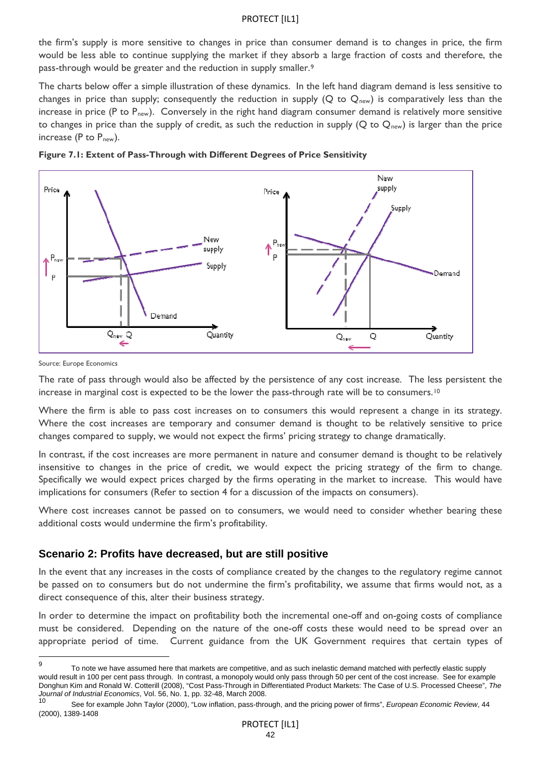the firm's supply is more sensitive to changes in price than consumer demand is to changes in price, the firm would be less able to continue supplying the market if they absorb a large fraction of costs and therefore, the pass-through would be greater and the reduction in supply smaller.[9]

The charts below offer a simple illustration of these dynamics. In the left hand diagram demand is less sensitive to changes in price than supply; consequently the reduction in supply (Q to $Q_{new}$) is comparatively less than the increase in price (P to $P_{new}$). Conversely in the right hand diagram consumer demand is relatively more sensitive to changes in price than the supply of credit, as such the reduction in supply (Q to $Q_{new}$) is larger than the price increase (P to $P_{new}$).

**Figure 7.1: Extent of Pass-Through with Different Degrees of Price Sensitivity**

Source: Europe Economics

The rate of pass through would also be affected by the persistence of any cost increase. The less persistent the increase in marginal cost is expected to be the lower the pass-through rate will be to consumers.[10]

Where the firm is able to pass cost increases on to consumers this would represent a change in its strategy. Where the cost increases are temporary and consumer demand is thought to be relatively sensitive to price changes compared to supply, we would not expect the firms' pricing strategy to change dramatically.

In contrast, if the cost increases are more permanent in nature and consumer demand is thought to be relatively insensitive to changes in the price of credit, we would expect the pricing strategy of the firm to change. Specifically we would expect prices charged by the firms operating in the market to increase. This would have implications for consumers (Refer to section 4 for a discussion of the impacts on consumers).

Where cost increases cannot be passed on to consumers, we would need to consider whether bearing these additional costs would undermine the firm's profitability.

## Scenario 2: Profits have decreased, but are still positive

In the event that any increases in the costs of compliance created by the changes to the regulatory regime cannot be passed on to consumers but do not undermine the firm's profitability, we assume that firms would not, as a direct consequence of this, alter their business strategy.

In order to determine the impact on profitability both the incremental one-off and on-going costs of compliance must be considered. Depending on the nature of the one-off costs these would need to be spread over an appropriate period of time. Current guidance from the UK Government requires that certain types of

---

[9] To note we have assumed here that markets are competitive, and as such inelastic demand matched with perfectly elastic supply would result in 100 per cent pass through. In contrast, a monopoly would only pass through 50 per cent of the cost increase. See for example Donghun Kim and Ronald W. Cotterill (2008), "Cost Pass-Through in Differentiated Product Markets: The Case of U.S. Processed Cheese", *The Journal of Industrial Economics*, Vol. 56, No. 1, pp. 32-48, March 2008.

[10] See for example John Taylor (2000), "Low inflation, pass-through, and the pricing power of firms", *European Economic Review*, 44 (2000), 1389-1408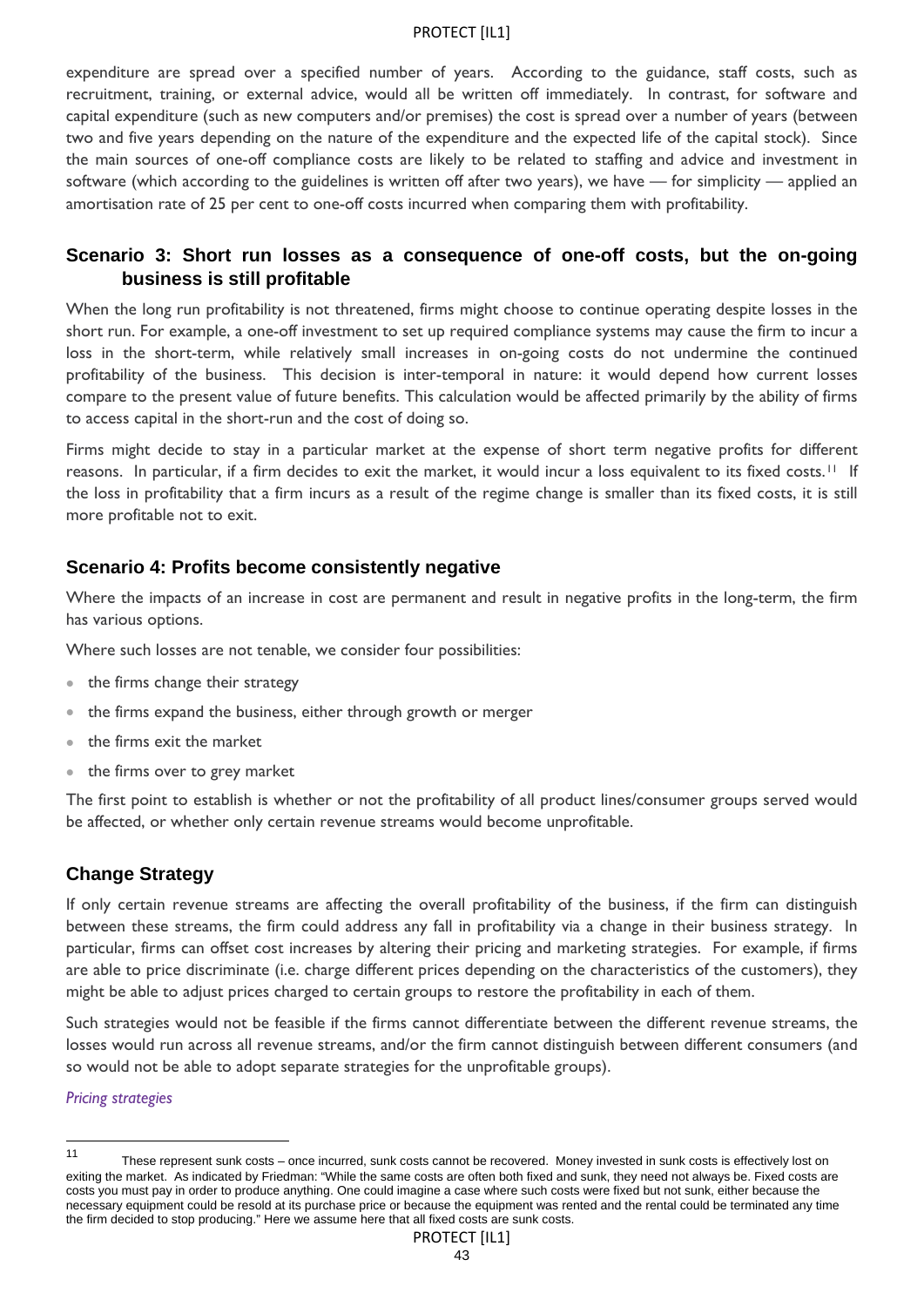expenditure are spread over a specified number of years. According to the guidance, staff costs, such as recruitment, training, or external advice, would all be written off immediately. In contrast, for software and capital expenditure (such as new computers and/or premises) the cost is spread over a number of years (between two and five years depending on the nature of the expenditure and the expected life of the capital stock). Since the main sources of one-off compliance costs are likely to be related to staffing and advice and investment in software (which according to the guidelines is written off after two years), we have — for simplicity — applied an amortisation rate of 25 per cent to one-off costs incurred when comparing them with profitability.

### Scenario 3: Short run losses as a consequence of one-off costs, but the on-going business is still profitable

When the long run profitability is not threatened, firms might choose to continue operating despite losses in the short run. For example, a one-off investment to set up required compliance systems may cause the firm to incur a loss in the short-term, while relatively small increases in on-going costs do not undermine the continued profitability of the business. This decision is inter-temporal in nature: it would depend how current losses compare to the present value of future benefits. This calculation would be affected primarily by the ability of firms to access capital in the short-run and the cost of doing so.

Firms might decide to stay in a particular market at the expense of short term negative profits for different reasons. In particular, if a firm decides to exit the market, it would incur a loss equivalent to its fixed costs.[11] If the loss in profitability that a firm incurs as a result of the regime change is smaller than its fixed costs, it is still more profitable not to exit.

### Scenario 4: Profits become consistently negative

Where the impacts of an increase in cost are permanent and result in negative profits in the long-term, the firm has various options.

Where such losses are not tenable, we consider four possibilities:

- the firms change their strategy
- the firms expand the business, either through growth or merger
- the firms exit the market
- the firms over to grey market

The first point to establish is whether or not the profitability of all product lines/consumer groups served would be affected, or whether only certain revenue streams would become unprofitable.

### Change Strategy

If only certain revenue streams are affecting the overall profitability of the business, if the firm can distinguish between these streams, the firm could address any fall in profitability via a change in their business strategy. In particular, firms can offset cost increases by altering their pricing and marketing strategies. For example, if firms are able to price discriminate (i.e. charge different prices depending on the characteristics of the customers), they might be able to adjust prices charged to certain groups to restore the profitability in each of them.

Such strategies would not be feasible if the firms cannot differentiate between the different revenue streams, the losses would run across all revenue streams, and/or the firm cannot distinguish between different consumers (and so would not be able to adopt separate strategies for the unprofitable groups).

*Pricing strategies*

---

[11] These represent sunk costs – once incurred, sunk costs cannot be recovered. Money invested in sunk costs is effectively lost on exiting the market. As indicated by Friedman: "While the same costs are often both fixed and sunk, they need not always be. Fixed costs are costs you must pay in order to produce anything. One could imagine a case where such costs were fixed but not sunk, either because the necessary equipment could be resold at its purchase price or because the equipment was rented and the rental could be terminated any time the firm decided to stop producing." Here we assume here that all fixed costs are sunk costs.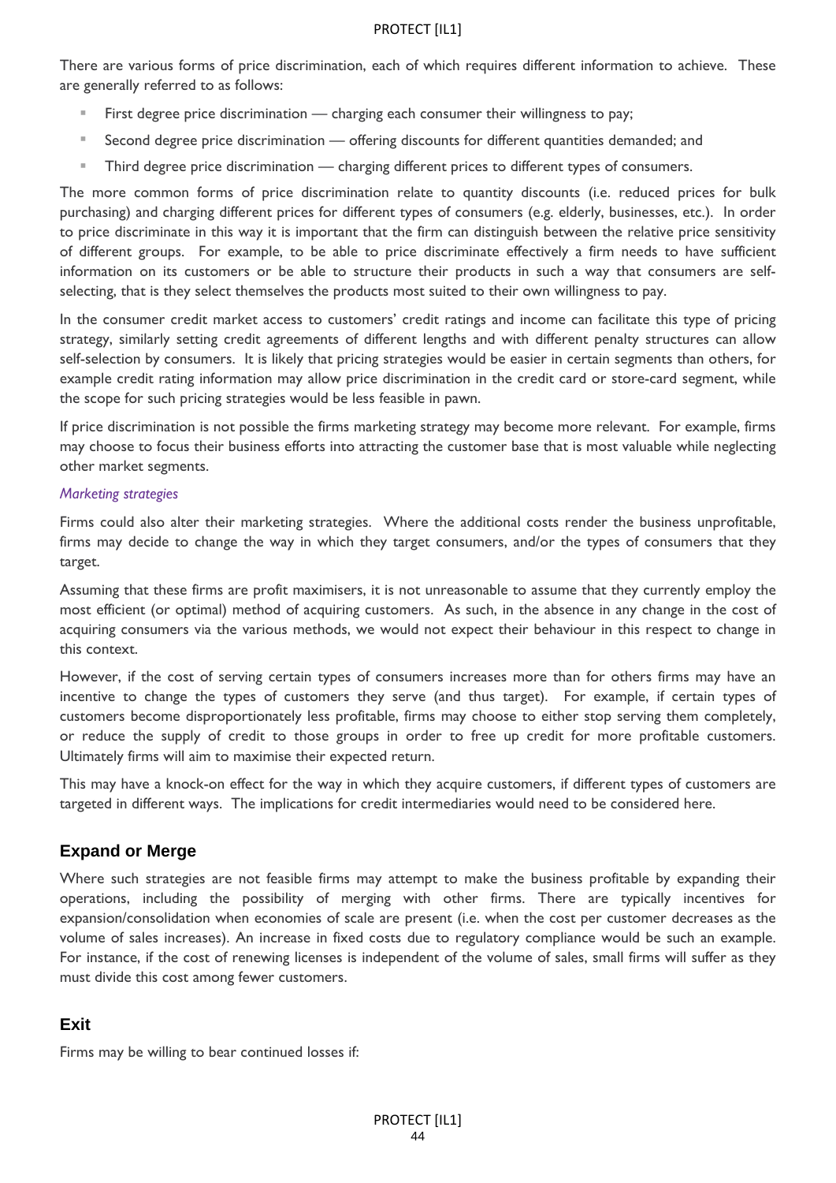There are various forms of price discrimination, each of which requires different information to achieve. These are generally referred to as follows:

- First degree price discrimination — charging each consumer their willingness to pay;
- Second degree price discrimination — offering discounts for different quantities demanded; and
- Third degree price discrimination — charging different prices to different types of consumers.

The more common forms of price discrimination relate to quantity discounts (i.e. reduced prices for bulk purchasing) and charging different prices for different types of consumers (e.g. elderly, businesses, etc.). In order to price discriminate in this way it is important that the firm can distinguish between the relative price sensitivity of different groups. For example, to be able to price discriminate effectively a firm needs to have sufficient information on its customers or be able to structure their products in such a way that consumers are self-selecting, that is they select themselves the products most suited to their own willingness to pay.

In the consumer credit market access to customers' credit ratings and income can facilitate this type of pricing strategy, similarly setting credit agreements of different lengths and with different penalty structures can allow self-selection by consumers. It is likely that pricing strategies would be easier in certain segments than others, for example credit rating information may allow price discrimination in the credit card or store-card segment, while the scope for such pricing strategies would be less feasible in pawn.

If price discrimination is not possible the firms marketing strategy may become more relevant. For example, firms may choose to focus their business efforts into attracting the customer base that is most valuable while neglecting other market segments.

*Marketing strategies*

Firms could also alter their marketing strategies. Where the additional costs render the business unprofitable, firms may decide to change the way in which they target consumers, and/or the types of consumers that they target.

Assuming that these firms are profit maximisers, it is not unreasonable to assume that they currently employ the most efficient (or optimal) method of acquiring customers. As such, in the absence in any change in the cost of acquiring consumers via the various methods, we would not expect their behaviour in this respect to change in this context.

However, if the cost of serving certain types of consumers increases more than for others firms may have an incentive to change the types of customers they serve (and thus target). For example, if certain types of customers become disproportionately less profitable, firms may choose to either stop serving them completely, or reduce the supply of credit to those groups in order to free up credit for more profitable customers. Ultimately firms will aim to maximise their expected return.

This may have a knock-on effect for the way in which they acquire customers, if different types of customers are targeted in different ways. The implications for credit intermediaries would need to be considered here.

## Expand or Merge

Where such strategies are not feasible firms may attempt to make the business profitable by expanding their operations, including the possibility of merging with other firms. There are typically incentives for expansion/consolidation when economies of scale are present (i.e. when the cost per customer decreases as the volume of sales increases). An increase in fixed costs due to regulatory compliance would be such an example. For instance, if the cost of renewing licenses is independent of the volume of sales, small firms will suffer as they must divide this cost among fewer customers.

## Exit

Firms may be willing to bear continued losses if: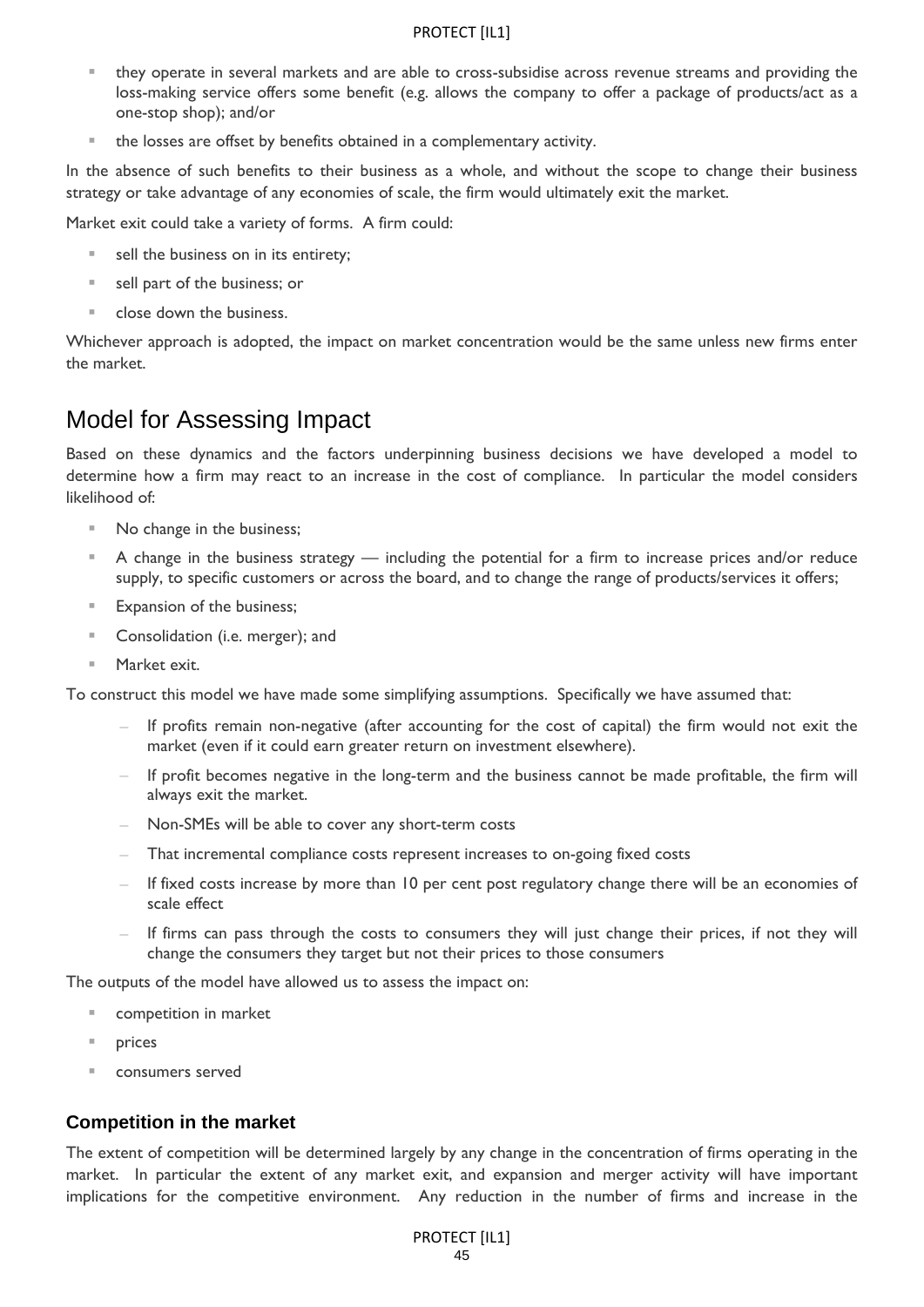- they operate in several markets and are able to cross-subsidise across revenue streams and providing the loss-making service offers some benefit (e.g. allows the company to offer a package of products/act as a one-stop shop); and/or
- the losses are offset by benefits obtained in a complementary activity.

In the absence of such benefits to their business as a whole, and without the scope to change their business strategy or take advantage of any economies of scale, the firm would ultimately exit the market.

Market exit could take a variety of forms. A firm could:

- sell the business on in its entirety;
- sell part of the business; or
- close down the business.

Whichever approach is adopted, the impact on market concentration would be the same unless new firms enter the market.

# Model for Assessing Impact

Based on these dynamics and the factors underpinning business decisions we have developed a model to determine how a firm may react to an increase in the cost of compliance. In particular the model considers likelihood of:

- No change in the business;
- A change in the business strategy — including the potential for a firm to increase prices and/or reduce supply, to specific customers or across the board, and to change the range of products/services it offers;
- Expansion of the business;
- Consolidation (i.e. merger); and
- Market exit.

To construct this model we have made some simplifying assumptions. Specifically we have assumed that:

- If profits remain non-negative (after accounting for the cost of capital) the firm would not exit the market (even if it could earn greater return on investment elsewhere).
- If profit becomes negative in the long-term and the business cannot be made profitable, the firm will always exit the market.
- Non-SMEs will be able to cover any short-term costs
- That incremental compliance costs represent increases to on-going fixed costs
- If fixed costs increase by more than 10 per cent post regulatory change there will be an economies of scale effect
- If firms can pass through the costs to consumers they will just change their prices, if not they will change the consumers they target but not their prices to those consumers

The outputs of the model have allowed us to assess the impact on:

- competition in market
- prices
- consumers served

## Competition in the market

The extent of competition will be determined largely by any change in the concentration of firms operating in the market. In particular the extent of any market exit, and expansion and merger activity will have important implications for the competitive environment. Any reduction in the number of firms and increase in the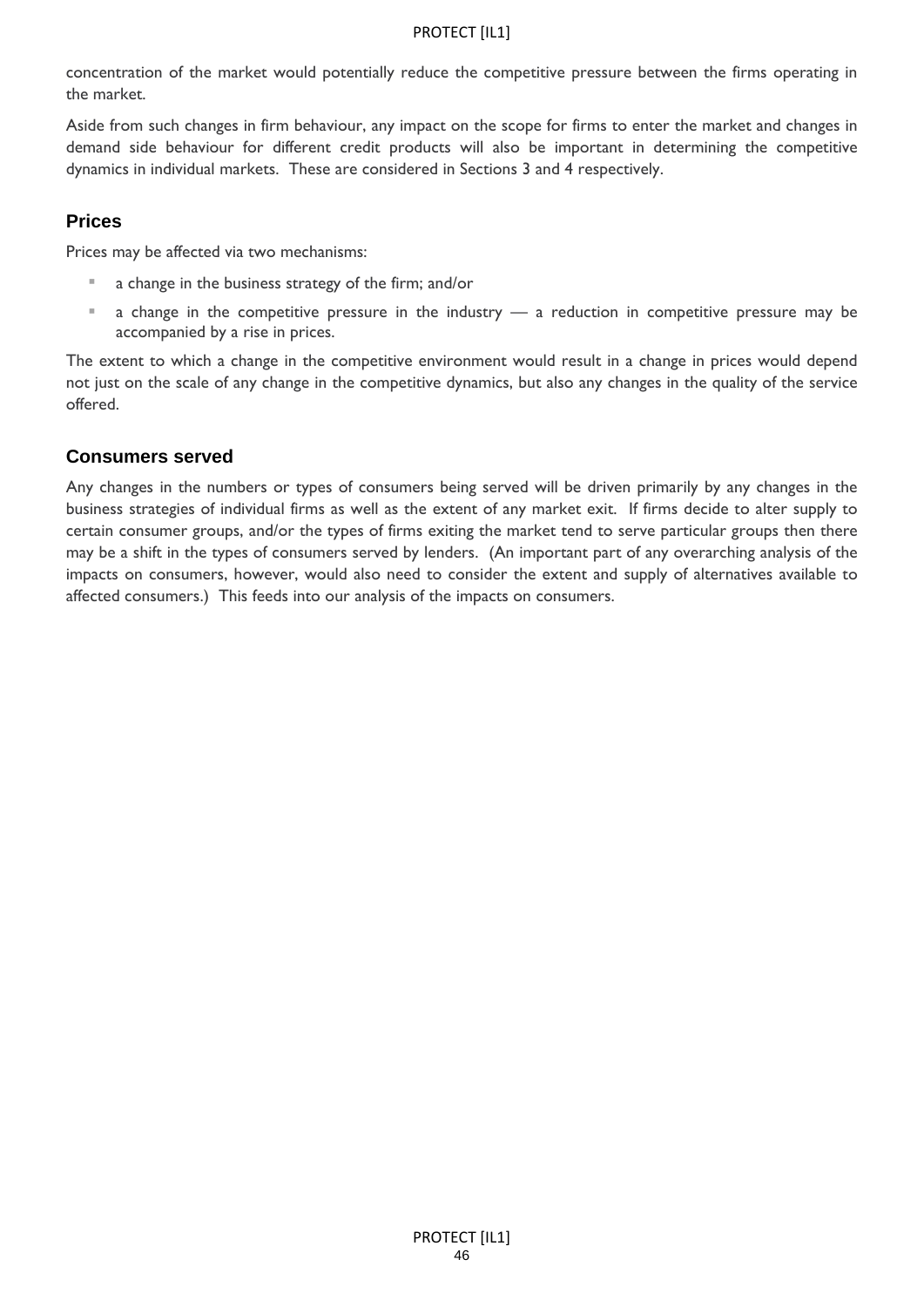concentration of the market would potentially reduce the competitive pressure between the firms operating in the market.

Aside from such changes in firm behaviour, any impact on the scope for firms to enter the market and changes in demand side behaviour for different credit products will also be important in determining the competitive dynamics in individual markets. These are considered in Sections 3 and 4 respectively.

## Prices

Prices may be affected via two mechanisms:

- a change in the business strategy of the firm; and/or
- a change in the competitive pressure in the industry — a reduction in competitive pressure may be accompanied by a rise in prices.

The extent to which a change in the competitive environment would result in a change in prices would depend not just on the scale of any change in the competitive dynamics, but also any changes in the quality of the service offered.

## Consumers served

Any changes in the numbers or types of consumers being served will be driven primarily by any changes in the business strategies of individual firms as well as the extent of any market exit. If firms decide to alter supply to certain consumer groups, and/or the types of firms exiting the market tend to serve particular groups then there may be a shift in the types of consumers served by lenders. (An important part of any overarching analysis of the impacts on consumers, however, would also need to consider the extent and supply of alternatives available to affected consumers.) This feeds into our analysis of the impacts on consumers.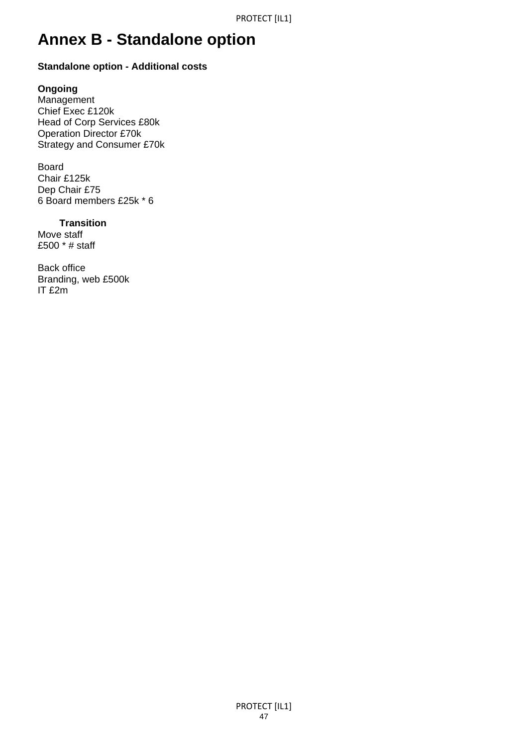# Annex B - Standalone option

**Standalone option - Additional costs**

**Ongoing**
Management
Chief Exec £120k
Head of Corp Services £80k
Operation Director £70k
Strategy and Consumer £70k

Board
Chair £125k
Dep Chair £75
6 Board members £25k * 6

**Transition**
Move staff
£500 * # staff

Back office
Branding, web £500k
IT £2m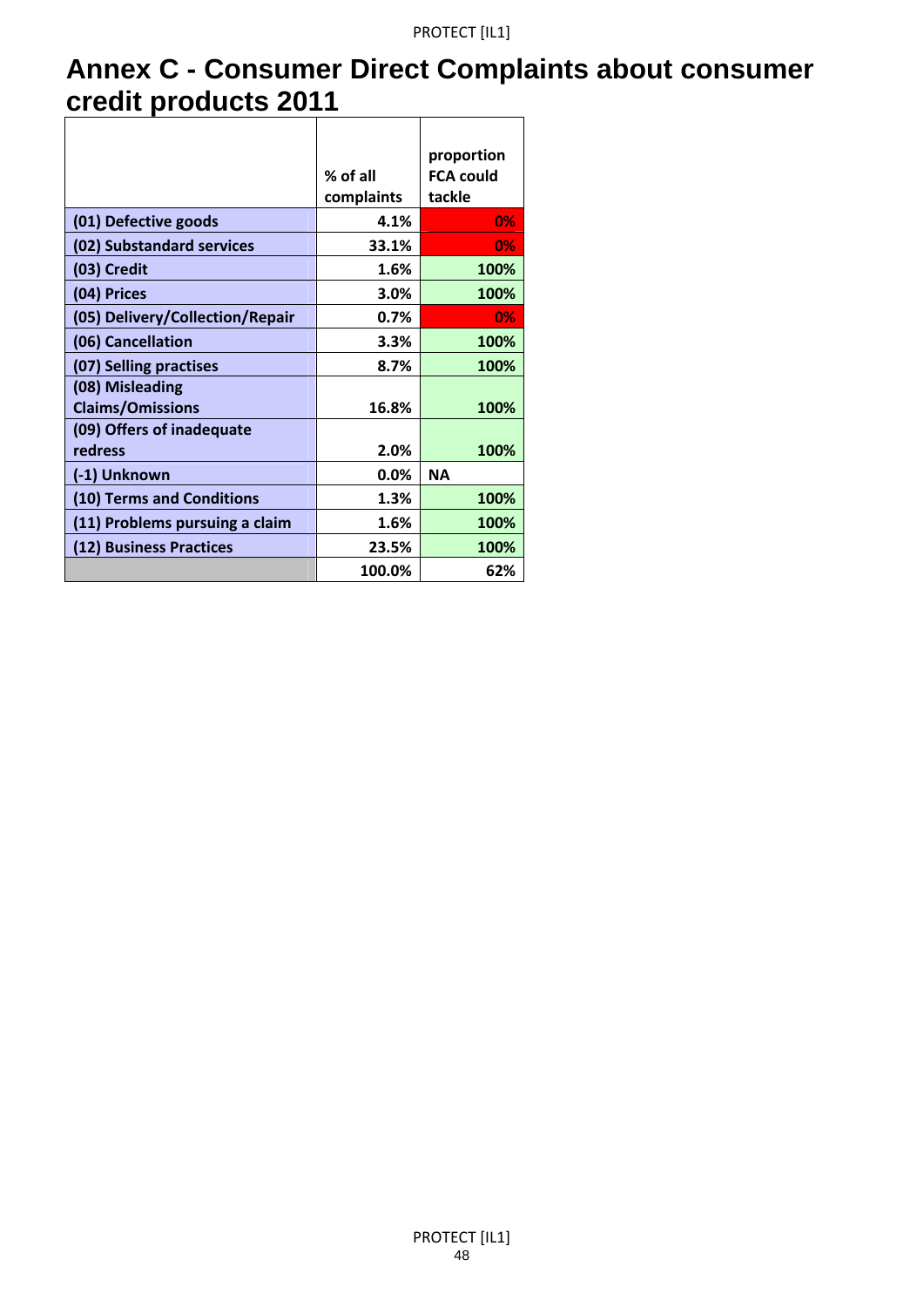# Annex C - Consumer Direct Complaints about consumer credit products 2011

| | % of all complaints | proportion FCA could tackle |
|---|---|---|
| **(01) Defective goods** | **4.1%** | **0%** |
| **(02) Substandard services** | **33.1%** | **0%** |
| **(03) Credit** | **1.6%** | **100%** |
| **(04) Prices** | **3.0%** | **100%** |
| **(05) Delivery/Collection/Repair** | **0.7%** | **0%** |
| **(06) Cancellation** | **3.3%** | **100%** |
| **(07) Selling practises** | **8.7%** | **100%** |
| **(08) Misleading Claims/Omissions** | **16.8%** | **100%** |
| **(09) Offers of inadequate redress** | **2.0%** | **100%** |
| **(-1) Unknown** | **0.0%** | **NA** |
| **(10) Terms and Conditions** | **1.3%** | **100%** |
| **(11) Problems pursuing a claim** | **1.6%** | **100%** |
| **(12) Business Practices** | **23.5%** | **100%** |
| | **100.0%** | **62%** |